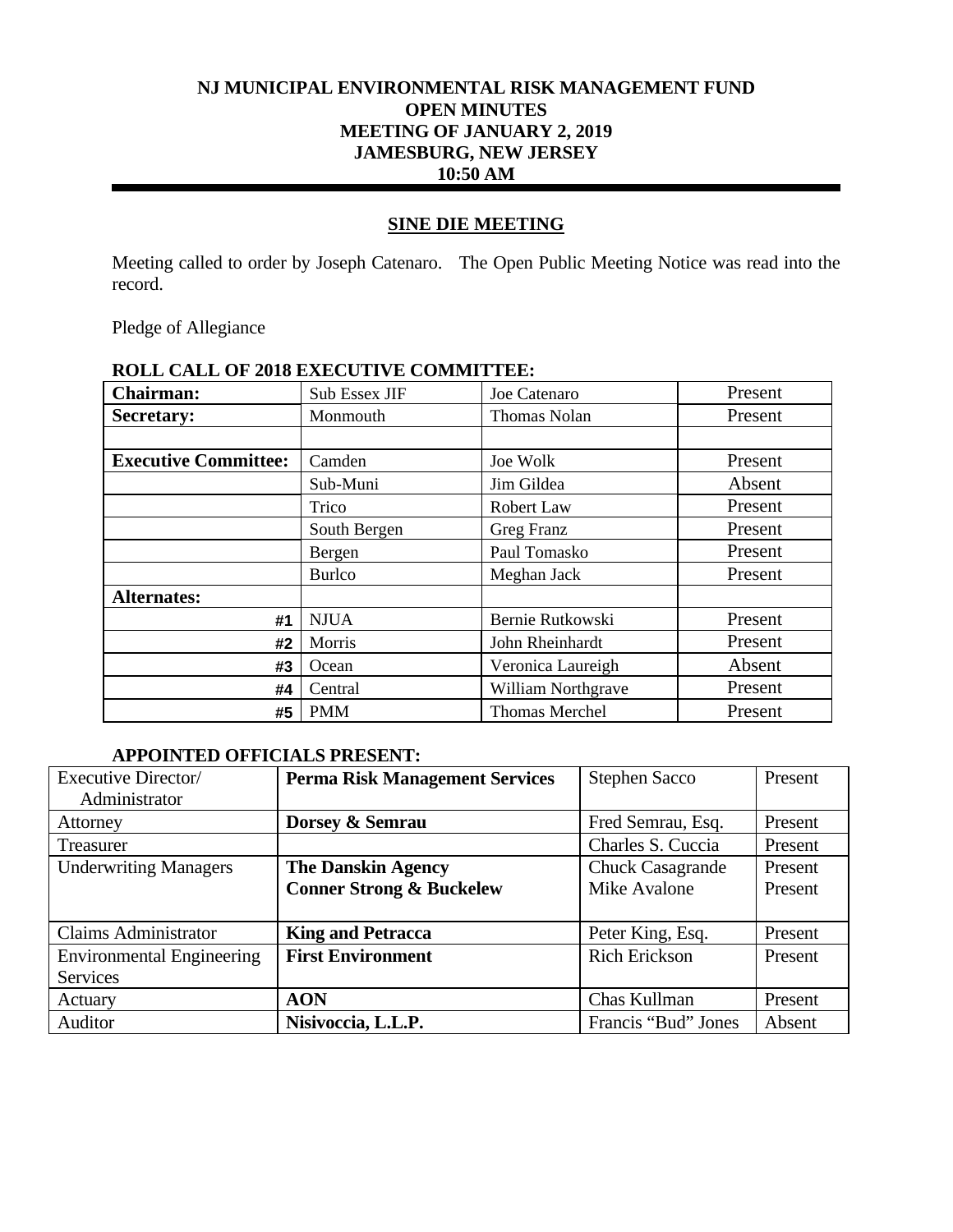# NJ MUNICIPAL ENVIRONMENTAL RISK MANAGEMENT FUND
## OPEN MINUTES
## MEETING OF JANUARY 2, 2019
## JAMESBURG, NEW JERSEY
## 10:50 AM

---

### SINE DIE MEETING

Meeting called to order by Joseph Catenaro. The Open Public Meeting Notice was read into the record.

Pledge of Allegiance

**ROLL CALL OF 2018 EXECUTIVE COMMITTEE:**

| | | | |
|---|---|---|---|
| **Chairman:** | Sub Essex JIF | Joe Catenaro | Present |
| **Secretary:** | Monmouth | Thomas Nolan | Present |
| | | | |
| **Executive Committee:** | Camden | Joe Wolk | Present |
| | Sub-Muni | Jim Gildea | Absent |
| | Trico | Robert Law | Present |
| | South Bergen | Greg Franz | Present |
| | Bergen | Paul Tomasko | Present |
| | Burlco | Meghan Jack | Present |
| **Alternates:** | | | |
| #1 | NJUA | Bernie Rutkowski | Present |
| #2 | Morris | John Rheinhardt | Present |
| #3 | Ocean | Veronica Laureigh | Absent |
| #4 | Central | William Northgrave | Present |
| #5 | PMM | Thomas Merchel | Present |

**APPOINTED OFFICIALS PRESENT:**

| | | | |
|---|---|---|---|
| Executive Director/ Administrator | **Perma Risk Management Services** | Stephen Sacco | Present |
| Attorney | **Dorsey & Semrau** | Fred Semrau, Esq. | Present |
| Treasurer | | Charles S. Cuccia | Present |
| Underwriting Managers | **The Danskin Agency**<br>**Conner Strong & Buckelew** | Chuck Casagrande<br>Mike Avalone | Present<br>Present |
| Claims Administrator | **King and Petracca** | Peter King, Esq. | Present |
| Environmental Engineering Services | **First Environment** | Rich Erickson | Present |
| Actuary | **AON** | Chas Kullman | Present |
| Auditor | **Nisivoccia, L.L.P.** | Francis "Bud" Jones | Absent |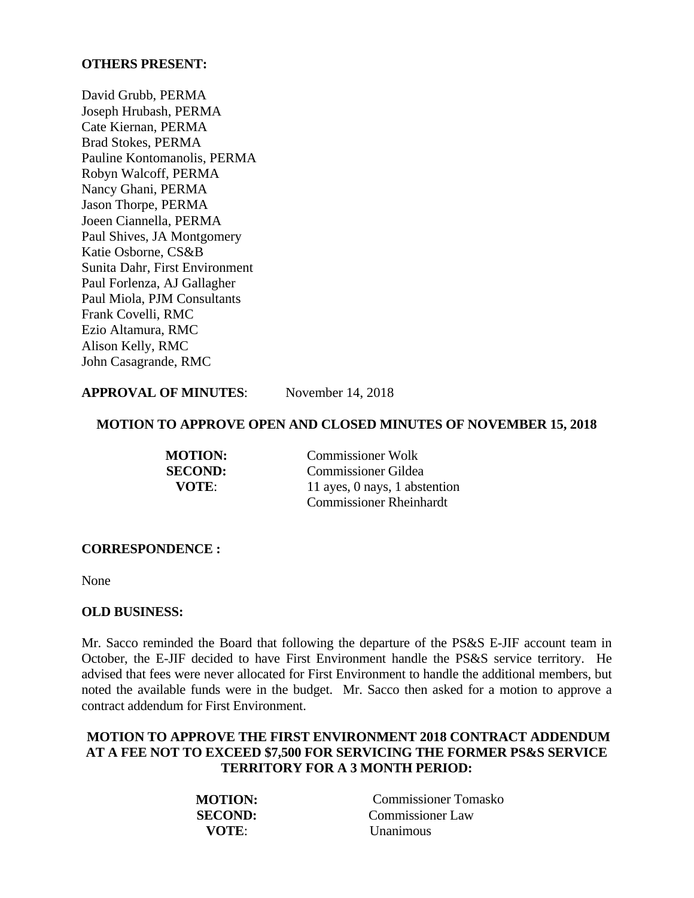**OTHERS PRESENT:**

David Grubb, PERMA
Joseph Hrubash, PERMA
Cate Kiernan, PERMA
Brad Stokes, PERMA
Pauline Kontomanolis, PERMA
Robyn Walcoff, PERMA
Nancy Ghani, PERMA
Jason Thorpe, PERMA
Joeen Ciannella, PERMA
Paul Shives, JA Montgomery
Katie Osborne, CS&B
Sunita Dahr, First Environment
Paul Forlenza, AJ Gallagher
Paul Miola, PJM Consultants
Frank Covelli, RMC
Ezio Altamura, RMC
Alison Kelly, RMC
John Casagrande, RMC

**APPROVAL OF MINUTES**: November 14, 2018

**MOTION TO APPROVE OPEN AND CLOSED MINUTES OF NOVEMBER 15, 2018**

**MOTION:** Commissioner Wolk
**SECOND:** Commissioner Gildea
**VOTE**: 11 ayes, 0 nays, 1 abstention
Commissioner Rheinhardt

**CORRESPONDENCE :**

None

**OLD BUSINESS:**

Mr. Sacco reminded the Board that following the departure of the PS&S E-JIF account team in October, the E-JIF decided to have First Environment handle the PS&S service territory. He advised that fees were never allocated for First Environment to handle the additional members, but noted the available funds were in the budget. Mr. Sacco then asked for a motion to approve a contract addendum for First Environment.

**MOTION TO APPROVE THE FIRST ENVIRONMENT 2018 CONTRACT ADDENDUM AT A FEE NOT TO EXCEED $7,500 FOR SERVICING THE FORMER PS&S SERVICE TERRITORY FOR A 3 MONTH PERIOD:**

**MOTION:** Commissioner Tomasko
**SECOND:** Commissioner Law
**VOTE**: Unanimous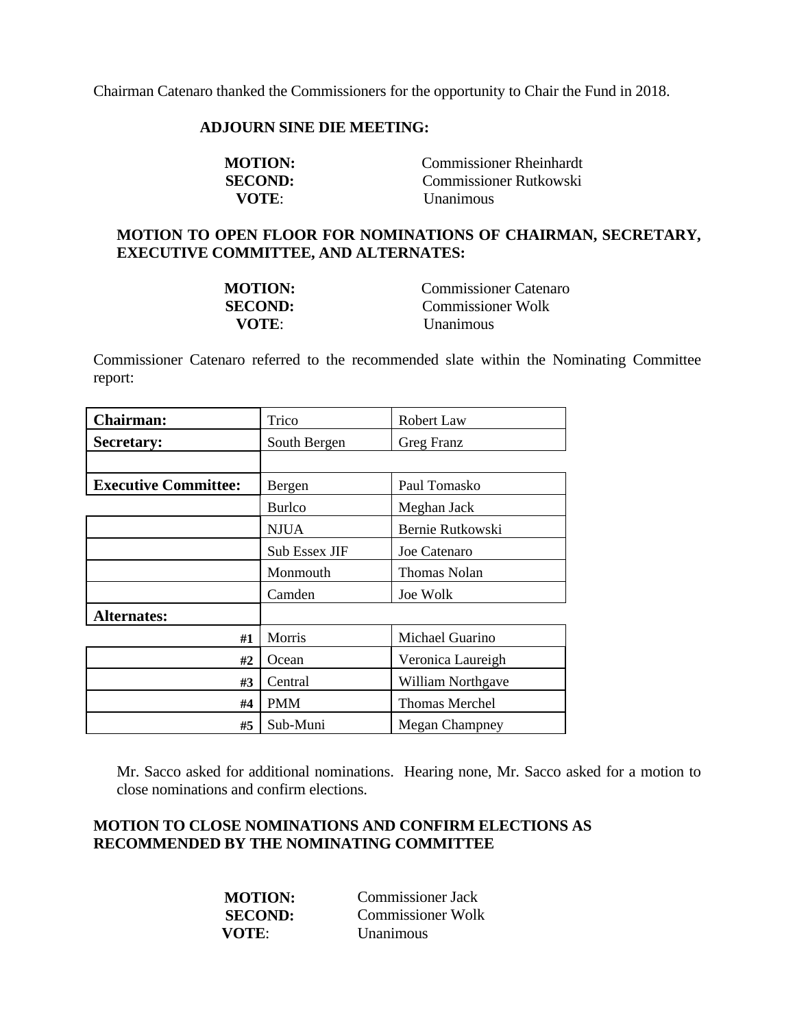Chairman Catenaro thanked the Commissioners for the opportunity to Chair the Fund in 2018.

**ADJOURN SINE DIE MEETING:**

**MOTION:** Commissioner Rheinhardt
**SECOND:** Commissioner Rutkowski
**VOTE**: Unanimous

**MOTION TO OPEN FLOOR FOR NOMINATIONS OF CHAIRMAN, SECRETARY, EXECUTIVE COMMITTEE, AND ALTERNATES:**

**MOTION:** Commissioner Catenaro
**SECOND:** Commissioner Wolk
**VOTE**: Unanimous

Commissioner Catenaro referred to the recommended slate within the Nominating Committee report:

| | | |
|---|---|---|
| **Chairman:** | Trico | Robert Law |
| **Secretary:** | South Bergen | Greg Franz |
| | | |
| **Executive Committee:** | Bergen | Paul Tomasko |
| | Burlco | Meghan Jack |
| | NJUA | Bernie Rutkowski |
| | Sub Essex JIF | Joe Catenaro |
| | Monmouth | Thomas Nolan |
| | Camden | Joe Wolk |
| **Alternates:** | | |
| **#1** | Morris | Michael Guarino |
| **#2** | Ocean | Veronica Laureigh |
| **#3** | Central | William Northgave |
| **#4** | PMM | Thomas Merchel |
| **#5** | Sub-Muni | Megan Champney |

Mr. Sacco asked for additional nominations. Hearing none, Mr. Sacco asked for a motion to close nominations and confirm elections.

**MOTION TO CLOSE NOMINATIONS AND CONFIRM ELECTIONS AS RECOMMENDED BY THE NOMINATING COMMITTEE**

**MOTION:** Commissioner Jack
**SECOND:** Commissioner Wolk
**VOTE**: Unanimous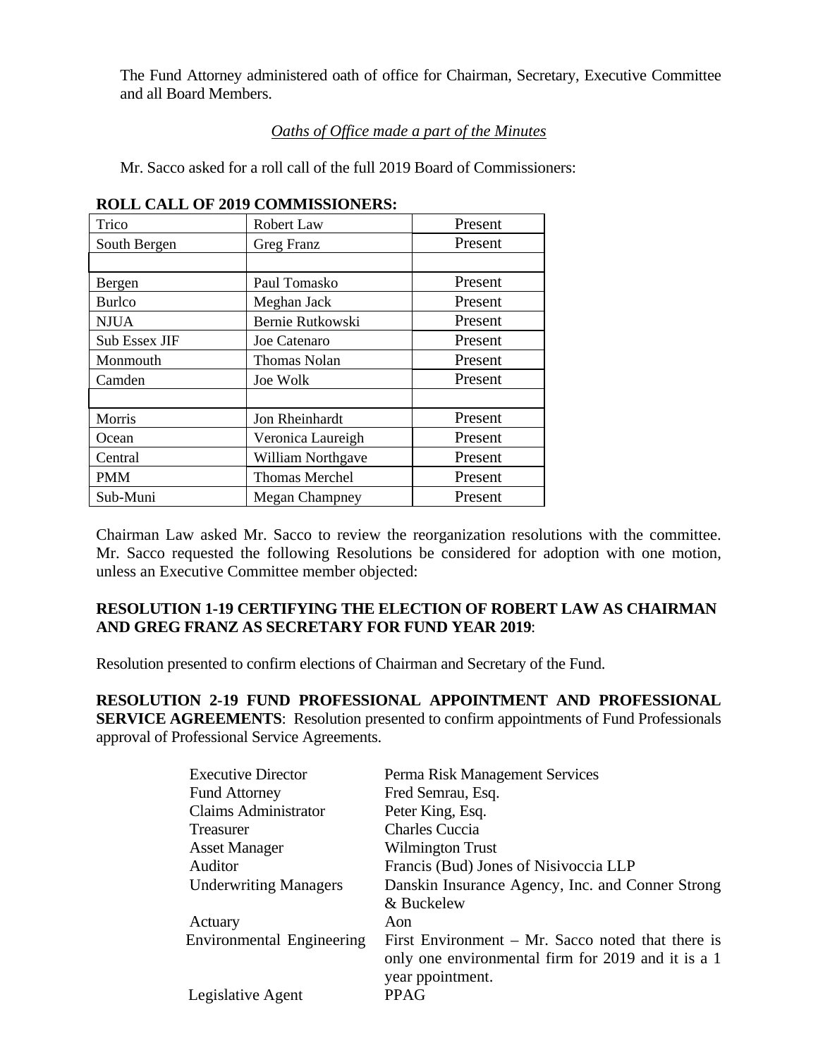The Fund Attorney administered oath of office for Chairman, Secretary, Executive Committee and all Board Members.

*Oaths of Office made a part of the Minutes*

Mr. Sacco asked for a roll call of the full 2019 Board of Commissioners:

**ROLL CALL OF 2019 COMMISSIONERS:**

| | | |
|---|---|---|
| Trico | Robert Law | Present |
| South Bergen | Greg Franz | Present |
| | | |
| Bergen | Paul Tomasko | Present |
| Burlco | Meghan Jack | Present |
| NJUA | Bernie Rutkowski | Present |
| Sub Essex JIF | Joe Catenaro | Present |
| Monmouth | Thomas Nolan | Present |
| Camden | Joe Wolk | Present |
| | | |
| Morris | Jon Rheinhardt | Present |
| Ocean | Veronica Laureigh | Present |
| Central | William Northgave | Present |
| PMM | Thomas Merchel | Present |
| Sub-Muni | Megan Champney | Present |

Chairman Law asked Mr. Sacco to review the reorganization resolutions with the committee. Mr. Sacco requested the following Resolutions be considered for adoption with one motion, unless an Executive Committee member objected:

**RESOLUTION 1-19 CERTIFYING THE ELECTION OF ROBERT LAW AS CHAIRMAN AND GREG FRANZ AS SECRETARY FOR FUND YEAR 2019**:

Resolution presented to confirm elections of Chairman and Secretary of the Fund.

**RESOLUTION 2-19 FUND PROFESSIONAL APPOINTMENT AND PROFESSIONAL SERVICE AGREEMENTS**: Resolution presented to confirm appointments of Fund Professionals approval of Professional Service Agreements.

| | |
|---|---|
| Executive Director | Perma Risk Management Services |
| Fund Attorney | Fred Semrau, Esq. |
| Claims Administrator | Peter King, Esq. |
| Treasurer | Charles Cuccia |
| Asset Manager | Wilmington Trust |
| Auditor | Francis (Bud) Jones of Nisivoccia LLP |
| Underwriting Managers | Danskin Insurance Agency, Inc. and Conner Strong & Buckelew |
| Actuary | Aon |
| Environmental Engineering | First Environment – Mr. Sacco noted that there is only one environmental firm for 2019 and it is a 1 year ppointment. |
| Legislative Agent | PPAG |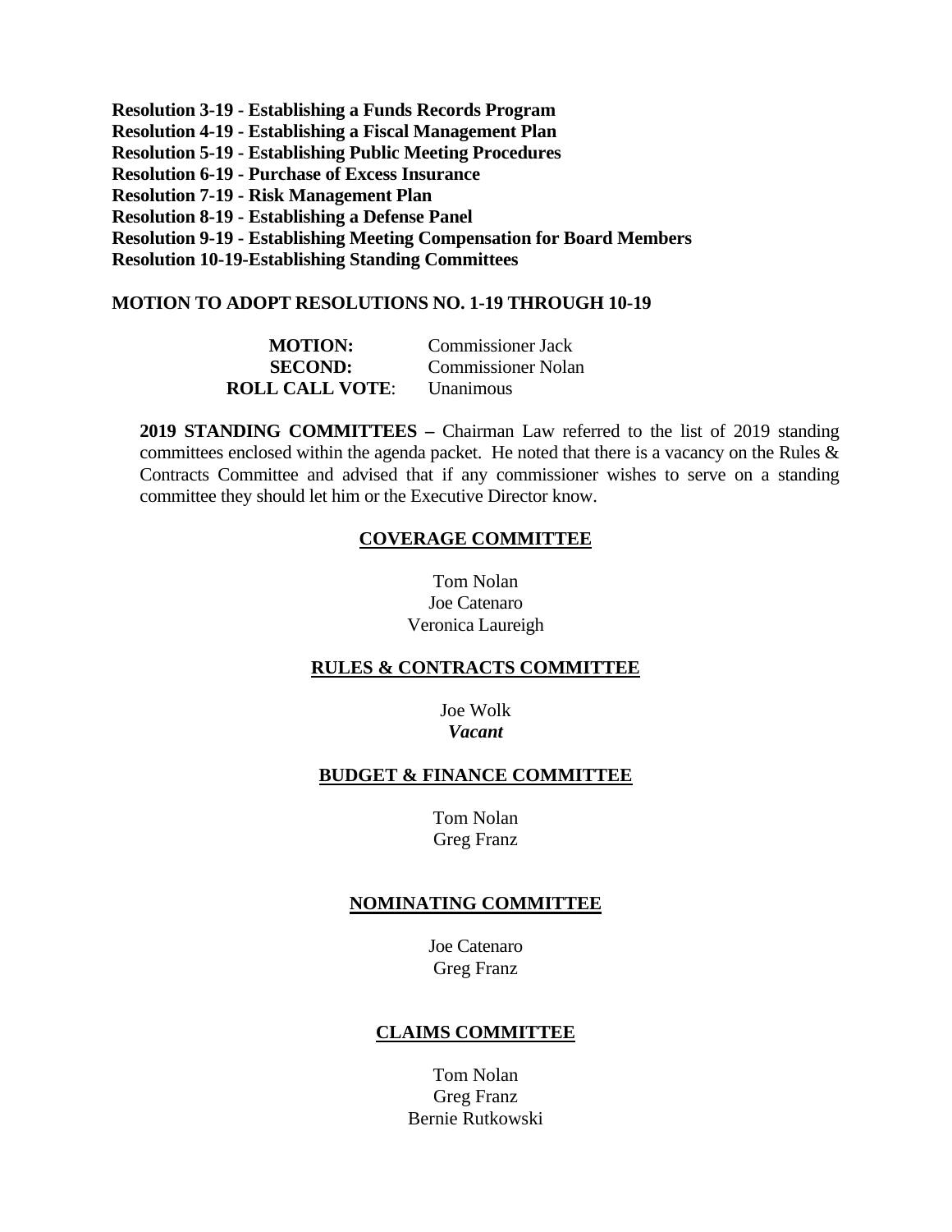**Resolution 3-19 - Establishing a Funds Records Program**
**Resolution 4-19 - Establishing a Fiscal Management Plan**
**Resolution 5-19 - Establishing Public Meeting Procedures**
**Resolution 6-19 - Purchase of Excess Insurance**
**Resolution 7-19 - Risk Management Plan**
**Resolution 8-19 - Establishing a Defense Panel**
**Resolution 9-19 - Establishing Meeting Compensation for Board Members**
**Resolution 10-19-Establishing Standing Committees**

**MOTION TO ADOPT RESOLUTIONS NO. 1-19 THROUGH 10-19**

| | |
|---|---|
| **MOTION:** | Commissioner Jack |
| **SECOND:** | Commissioner Nolan |
| **ROLL CALL VOTE**: | Unanimous |

**2019 STANDING COMMITTEES –** Chairman Law referred to the list of 2019 standing committees enclosed within the agenda packet. He noted that there is a vacancy on the Rules & Contracts Committee and advised that if any commissioner wishes to serve on a standing committee they should let him or the Executive Director know.

**COVERAGE COMMITTEE**

Tom Nolan
Joe Catenaro
Veronica Laureigh

**RULES & CONTRACTS COMMITTEE**

Joe Wolk
***Vacant***

**BUDGET & FINANCE COMMITTEE**

Tom Nolan
Greg Franz

**NOMINATING COMMITTEE**

Joe Catenaro
Greg Franz

**CLAIMS COMMITTEE**

Tom Nolan
Greg Franz
Bernie Rutkowski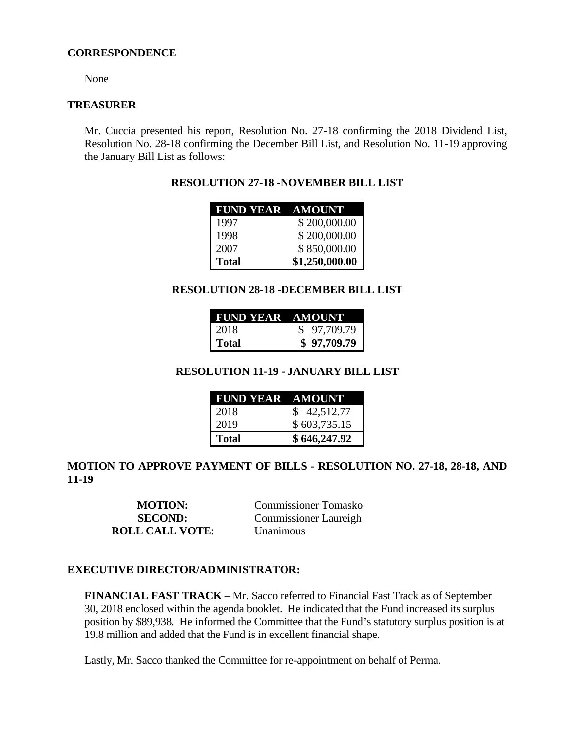### CORRESPONDENCE

None

### TREASURER

Mr. Cuccia presented his report, Resolution No. 27-18 confirming the 2018 Dividend List, Resolution No. 28-18 confirming the December Bill List, and Resolution No. 11-19 approving the January Bill List as follows:

**RESOLUTION 27-18 -NOVEMBER BILL LIST**

| FUND YEAR | AMOUNT |
|---|---|
| 1997 | $ 200,000.00 |
| 1998 | $ 200,000.00 |
| 2007 | $ 850,000.00 |
| **Total** | **$1,250,000.00** |

**RESOLUTION 28-18 -DECEMBER BILL LIST**

| FUND YEAR | AMOUNT |
|---|---|
| 2018 | $ 97,709.79 |
| **Total** | **$ 97,709.79** |

**RESOLUTION 11-19 - JANUARY BILL LIST**

| FUND YEAR | AMOUNT |
|---|---|
| 2018 | $ 42,512.77 |
| 2019 | $ 603,735.15 |
| **Total** | **$ 646,247.92** |

**MOTION TO APPROVE PAYMENT OF BILLS - RESOLUTION NO. 27-18, 28-18, AND 11-19**

| | |
|---|---|
| **MOTION:** | Commissioner Tomasko |
| **SECOND:** | Commissioner Laureigh |
| **ROLL CALL VOTE**: | Unanimous |

### EXECUTIVE DIRECTOR/ADMINISTRATOR:

**FINANCIAL FAST TRACK** – Mr. Sacco referred to Financial Fast Track as of September 30, 2018 enclosed within the agenda booklet. He indicated that the Fund increased its surplus position by $89,938. He informed the Committee that the Fund's statutory surplus position is at 19.8 million and added that the Fund is in excellent financial shape.

Lastly, Mr. Sacco thanked the Committee for re-appointment on behalf of Perma.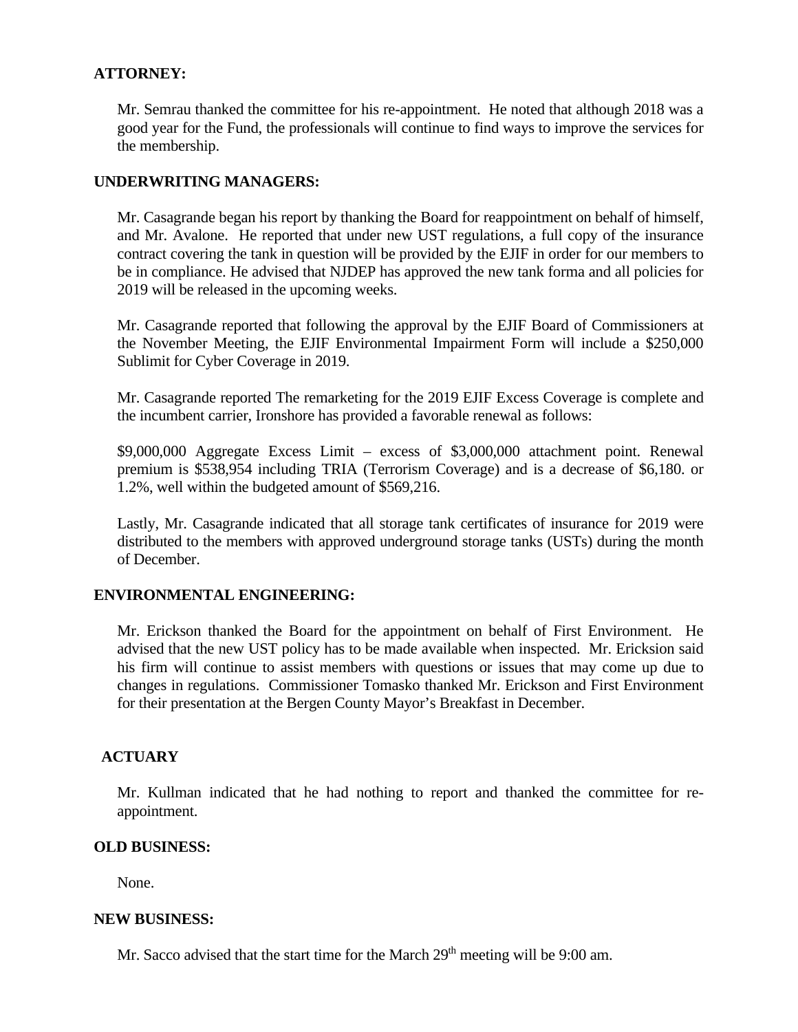**ATTORNEY:**

Mr. Semrau thanked the committee for his re-appointment. He noted that although 2018 was a good year for the Fund, the professionals will continue to find ways to improve the services for the membership.

**UNDERWRITING MANAGERS:**

Mr. Casagrande began his report by thanking the Board for reappointment on behalf of himself, and Mr. Avalone. He reported that under new UST regulations, a full copy of the insurance contract covering the tank in question will be provided by the EJIF in order for our members to be in compliance. He advised that NJDEP has approved the new tank forma and all policies for 2019 will be released in the upcoming weeks.

Mr. Casagrande reported that following the approval by the EJIF Board of Commissioners at the November Meeting, the EJIF Environmental Impairment Form will include a $250,000 Sublimit for Cyber Coverage in 2019.

Mr. Casagrande reported The remarketing for the 2019 EJIF Excess Coverage is complete and the incumbent carrier, Ironshore has provided a favorable renewal as follows:

$9,000,000 Aggregate Excess Limit – excess of $3,000,000 attachment point. Renewal premium is $538,954 including TRIA (Terrorism Coverage) and is a decrease of $6,180. or 1.2%, well within the budgeted amount of $569,216.

Lastly, Mr. Casagrande indicated that all storage tank certificates of insurance for 2019 were distributed to the members with approved underground storage tanks (USTs) during the month of December.

**ENVIRONMENTAL ENGINEERING:**

Mr. Erickson thanked the Board for the appointment on behalf of First Environment. He advised that the new UST policy has to be made available when inspected. Mr. Ericksion said his firm will continue to assist members with questions or issues that may come up due to changes in regulations. Commissioner Tomasko thanked Mr. Erickson and First Environment for their presentation at the Bergen County Mayor's Breakfast in December.

**ACTUARY**

Mr. Kullman indicated that he had nothing to report and thanked the committee for re-appointment.

**OLD BUSINESS:**

None.

**NEW BUSINESS:**

Mr. Sacco advised that the start time for the March 29th meeting will be 9:00 am.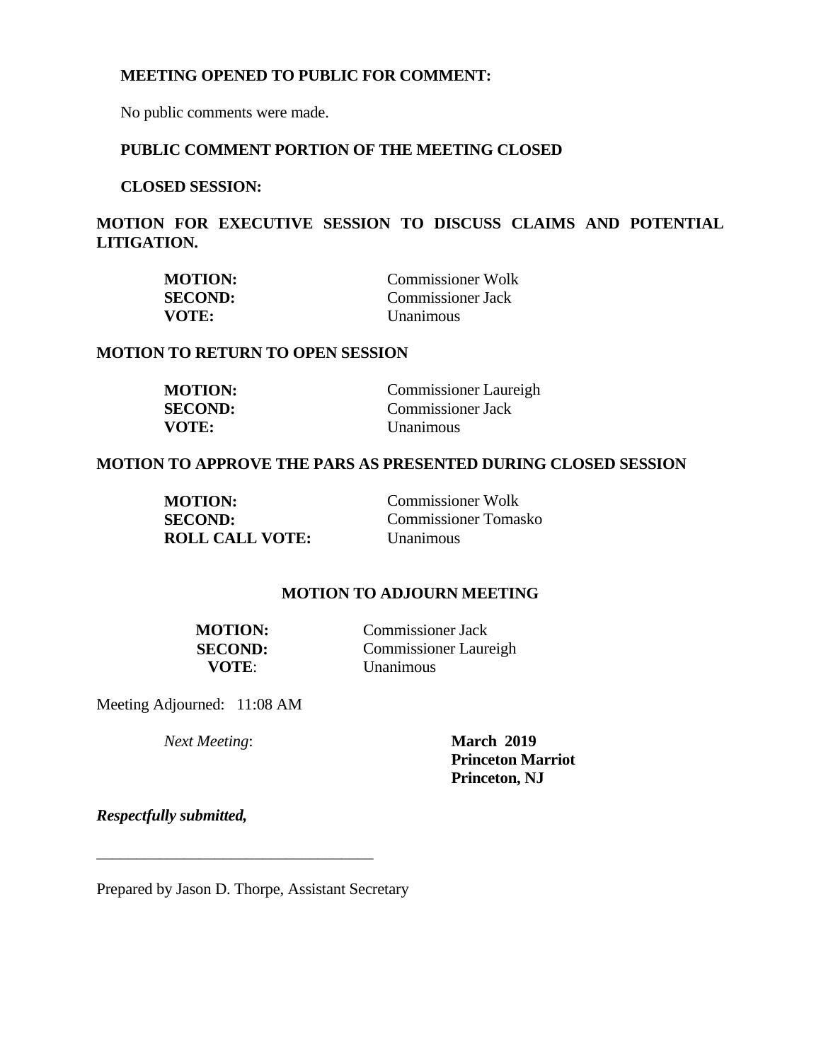**MEETING OPENED TO PUBLIC FOR COMMENT:**

No public comments were made.

**PUBLIC COMMENT PORTION OF THE MEETING CLOSED**

**CLOSED SESSION:**

**MOTION FOR EXECUTIVE SESSION TO DISCUSS CLAIMS AND POTENTIAL LITIGATION.**

| | |
|---|---|
| **MOTION:** | Commissioner Wolk |
| **SECOND:** | Commissioner Jack |
| **VOTE:** | Unanimous |

**MOTION TO RETURN TO OPEN SESSION**

| | |
|---|---|
| **MOTION:** | Commissioner Laureigh |
| **SECOND:** | Commissioner Jack |
| **VOTE:** | Unanimous |

**MOTION TO APPROVE THE PARS AS PRESENTED DURING CLOSED SESSION**

| | |
|---|---|
| **MOTION:** | Commissioner Wolk |
| **SECOND:** | Commissioner Tomasko |
| **ROLL CALL VOTE:** | Unanimous |

**MOTION TO ADJOURN MEETING**

| | |
|---|---|
| **MOTION:** | Commissioner Jack |
| **SECOND:** | Commissioner Laureigh |
| **VOTE**: | Unanimous |

Meeting Adjourned: 11:08 AM

*Next Meeting*: **March 2019**
**Princeton Marriot**
**Princeton, NJ**

***Respectfully submitted,***

___________________________________

Prepared by Jason D. Thorpe, Assistant Secretary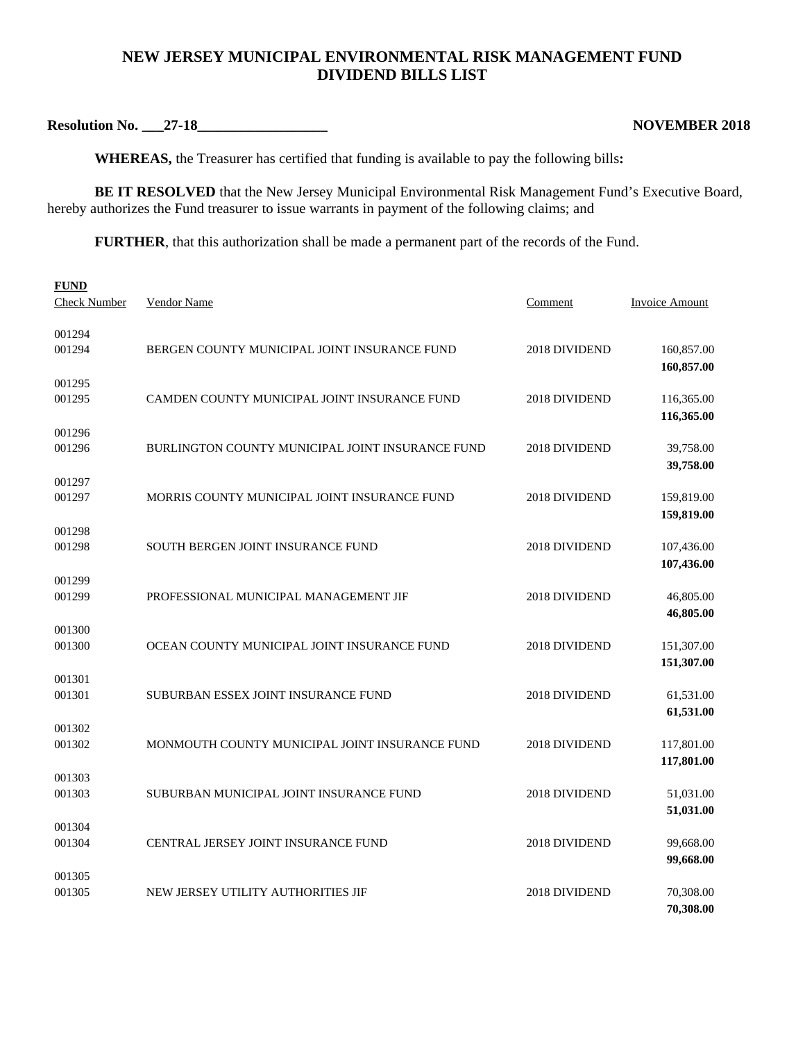# NEW JERSEY MUNICIPAL ENVIRONMENTAL RISK MANAGEMENT FUND
## DIVIDEND BILLS LIST

**Resolution No. ___27-18__________________** **NOVEMBER 2018**

**WHEREAS,** the Treasurer has certified that funding is available to pay the following bills**:**

**BE IT RESOLVED** that the New Jersey Municipal Environmental Risk Management Fund's Executive Board, hereby authorizes the Fund treasurer to issue warrants in payment of the following claims; and

**FURTHER**, that this authorization shall be made a permanent part of the records of the Fund.

**FUND**

| Check Number | Vendor Name | Comment | Invoice Amount |
|---|---|---|---|
| 001294 | | | |
| 001294 | BERGEN COUNTY MUNICIPAL JOINT INSURANCE FUND | 2018 DIVIDEND | 160,857.00 |
| | | | **160,857.00** |
| 001295 | | | |
| 001295 | CAMDEN COUNTY MUNICIPAL JOINT INSURANCE FUND | 2018 DIVIDEND | 116,365.00 |
| | | | **116,365.00** |
| 001296 | | | |
| 001296 | BURLINGTON COUNTY MUNICIPAL JOINT INSURANCE FUND | 2018 DIVIDEND | 39,758.00 |
| | | | **39,758.00** |
| 001297 | | | |
| 001297 | MORRIS COUNTY MUNICIPAL JOINT INSURANCE FUND | 2018 DIVIDEND | 159,819.00 |
| | | | **159,819.00** |
| 001298 | | | |
| 001298 | SOUTH BERGEN JOINT INSURANCE FUND | 2018 DIVIDEND | 107,436.00 |
| | | | **107,436.00** |
| 001299 | | | |
| 001299 | PROFESSIONAL MUNICIPAL MANAGEMENT JIF | 2018 DIVIDEND | 46,805.00 |
| | | | **46,805.00** |
| 001300 | | | |
| 001300 | OCEAN COUNTY MUNICIPAL JOINT INSURANCE FUND | 2018 DIVIDEND | 151,307.00 |
| | | | **151,307.00** |
| 001301 | | | |
| 001301 | SUBURBAN ESSEX JOINT INSURANCE FUND | 2018 DIVIDEND | 61,531.00 |
| | | | **61,531.00** |
| 001302 | | | |
| 001302 | MONMOUTH COUNTY MUNICIPAL JOINT INSURANCE FUND | 2018 DIVIDEND | 117,801.00 |
| | | | **117,801.00** |
| 001303 | | | |
| 001303 | SUBURBAN MUNICIPAL JOINT INSURANCE FUND | 2018 DIVIDEND | 51,031.00 |
| | | | **51,031.00** |
| 001304 | | | |
| 001304 | CENTRAL JERSEY JOINT INSURANCE FUND | 2018 DIVIDEND | 99,668.00 |
| | | | **99,668.00** |
| 001305 | | | |
| 001305 | NEW JERSEY UTILITY AUTHORITIES JIF | 2018 DIVIDEND | 70,308.00 |
| | | | **70,308.00** |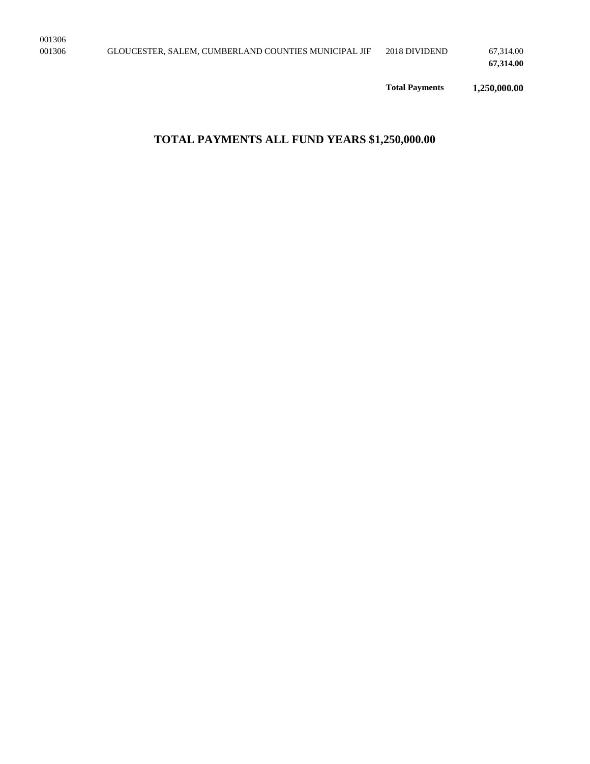| | | | |
|---|---|---|---|
| 001306 | | | |
| 001306 | GLOUCESTER, SALEM, CUMBERLAND COUNTIES MUNICIPAL JIF | 2018 DIVIDEND | 67,314.00 |
| | | | **67,314.00** |
| | | **Total Payments** | **1,250,000.00** |

**TOTAL PAYMENTS ALL FUND YEARS $1,250,000.00**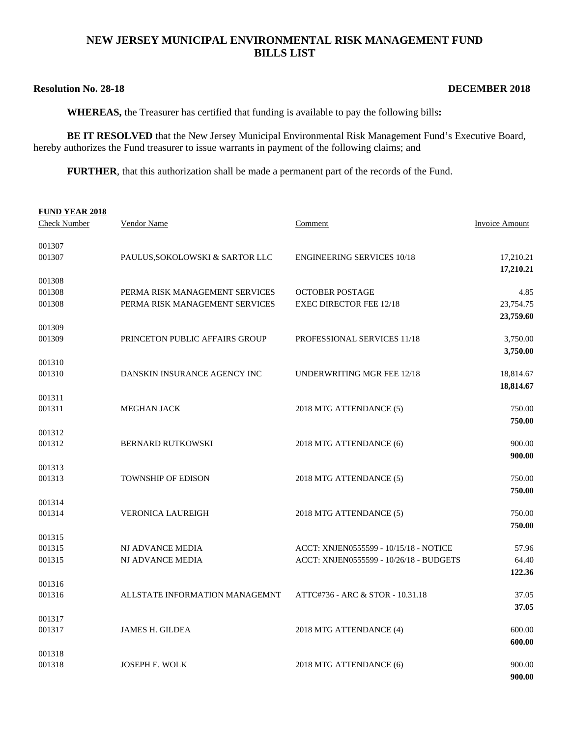# NEW JERSEY MUNICIPAL ENVIRONMENTAL RISK MANAGEMENT FUND
## BILLS LIST

**Resolution No. 28-18** **DECEMBER 2018**

**WHEREAS,** the Treasurer has certified that funding is available to pay the following bills**:**

**BE IT RESOLVED** that the New Jersey Municipal Environmental Risk Management Fund's Executive Board, hereby authorizes the Fund treasurer to issue warrants in payment of the following claims; and

**FURTHER**, that this authorization shall be made a permanent part of the records of the Fund.

**FUND YEAR 2018**

| Check Number | Vendor Name | Comment | Invoice Amount |
|---|---|---|---|
| 001307 | | | |
| 001307 | PAULUS,SOKOLOWSKI & SARTOR LLC | ENGINEERING SERVICES 10/18 | 17,210.21 |
| | | | **17,210.21** |
| 001308 | | | |
| 001308 | PERMA RISK MANAGEMENT SERVICES | OCTOBER POSTAGE | 4.85 |
| 001308 | PERMA RISK MANAGEMENT SERVICES | EXEC DIRECTOR FEE 12/18 | 23,754.75 |
| | | | **23,759.60** |
| 001309 | | | |
| 001309 | PRINCETON PUBLIC AFFAIRS GROUP | PROFESSIONAL SERVICES 11/18 | 3,750.00 |
| | | | **3,750.00** |
| 001310 | | | |
| 001310 | DANSKIN INSURANCE AGENCY INC | UNDERWRITING MGR FEE 12/18 | 18,814.67 |
| | | | **18,814.67** |
| 001311 | | | |
| 001311 | MEGHAN JACK | 2018 MTG ATTENDANCE (5) | 750.00 |
| | | | **750.00** |
| 001312 | | | |
| 001312 | BERNARD RUTKOWSKI | 2018 MTG ATTENDANCE (6) | 900.00 |
| | | | **900.00** |
| 001313 | | | |
| 001313 | TOWNSHIP OF EDISON | 2018 MTG ATTENDANCE (5) | 750.00 |
| | | | **750.00** |
| 001314 | | | |
| 001314 | VERONICA LAUREIGH | 2018 MTG ATTENDANCE (5) | 750.00 |
| | | | **750.00** |
| 001315 | | | |
| 001315 | NJ ADVANCE MEDIA | ACCT: XNJEN0555599 - 10/15/18 - NOTICE | 57.96 |
| 001315 | NJ ADVANCE MEDIA | ACCT: XNJEN0555599 - 10/26/18 - BUDGETS | 64.40 |
| | | | **122.36** |
| 001316 | | | |
| 001316 | ALLSTATE INFORMATION MANAGEMNT | ATTC#736 - ARC & STOR - 10.31.18 | 37.05 |
| | | | **37.05** |
| 001317 | | | |
| 001317 | JAMES H. GILDEA | 2018 MTG ATTENDANCE (4) | 600.00 |
| | | | **600.00** |
| 001318 | | | |
| 001318 | JOSEPH E. WOLK | 2018 MTG ATTENDANCE (6) | 900.00 |
| | | | **900.00** |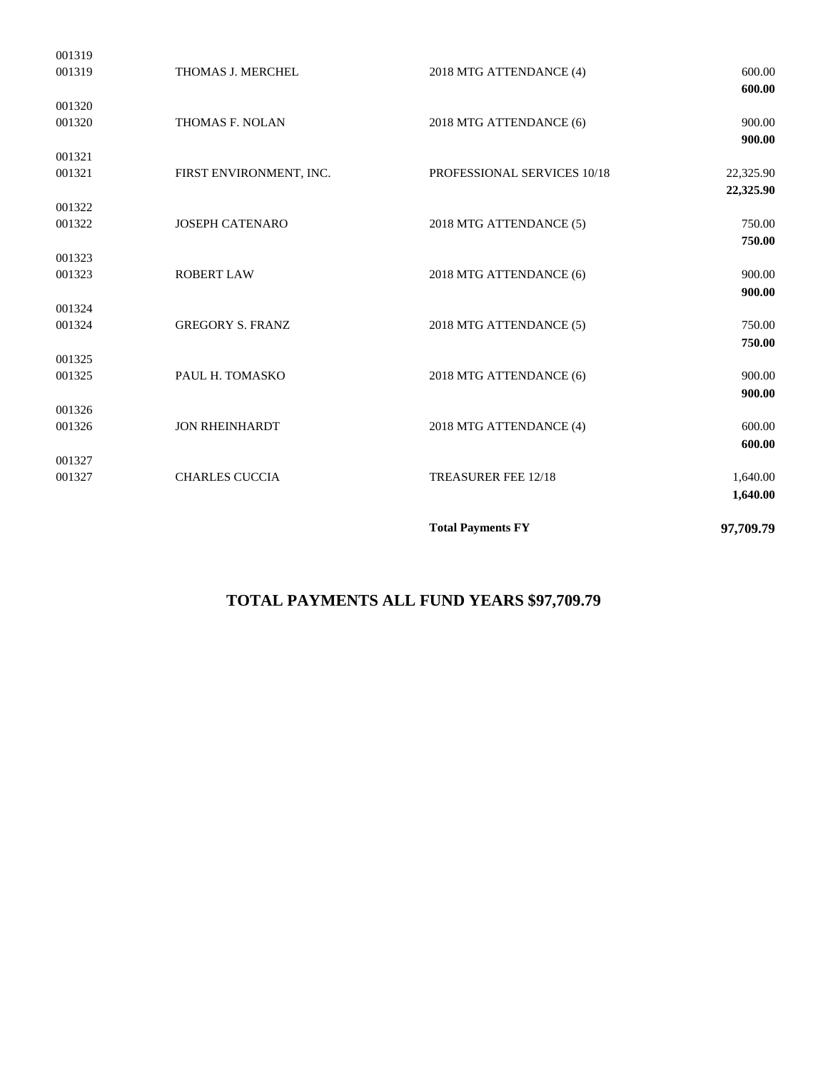| | | | |
|---|---|---|---|
| 001319 | | | |
| 001319 | THOMAS J. MERCHEL | 2018 MTG ATTENDANCE (4) | 600.00 |
| | | | **600.00** |
| 001320 | | | |
| 001320 | THOMAS F. NOLAN | 2018 MTG ATTENDANCE (6) | 900.00 |
| | | | **900.00** |
| 001321 | | | |
| 001321 | FIRST ENVIRONMENT, INC. | PROFESSIONAL SERVICES 10/18 | 22,325.90 |
| | | | **22,325.90** |
| 001322 | | | |
| 001322 | JOSEPH CATENARO | 2018 MTG ATTENDANCE (5) | 750.00 |
| | | | **750.00** |
| 001323 | | | |
| 001323 | ROBERT LAW | 2018 MTG ATTENDANCE (6) | 900.00 |
| | | | **900.00** |
| 001324 | | | |
| 001324 | GREGORY S. FRANZ | 2018 MTG ATTENDANCE (5) | 750.00 |
| | | | **750.00** |
| 001325 | | | |
| 001325 | PAUL H. TOMASKO | 2018 MTG ATTENDANCE (6) | 900.00 |
| | | | **900.00** |
| 001326 | | | |
| 001326 | JON RHEINHARDT | 2018 MTG ATTENDANCE (4) | 600.00 |
| | | | **600.00** |
| 001327 | | | |
| 001327 | CHARLES CUCCIA | TREASURER FEE 12/18 | 1,640.00 |
| | | | **1,640.00** |
| | | **Total Payments FY** | **97,709.79** |

**TOTAL PAYMENTS ALL FUND YEARS $97,709.79**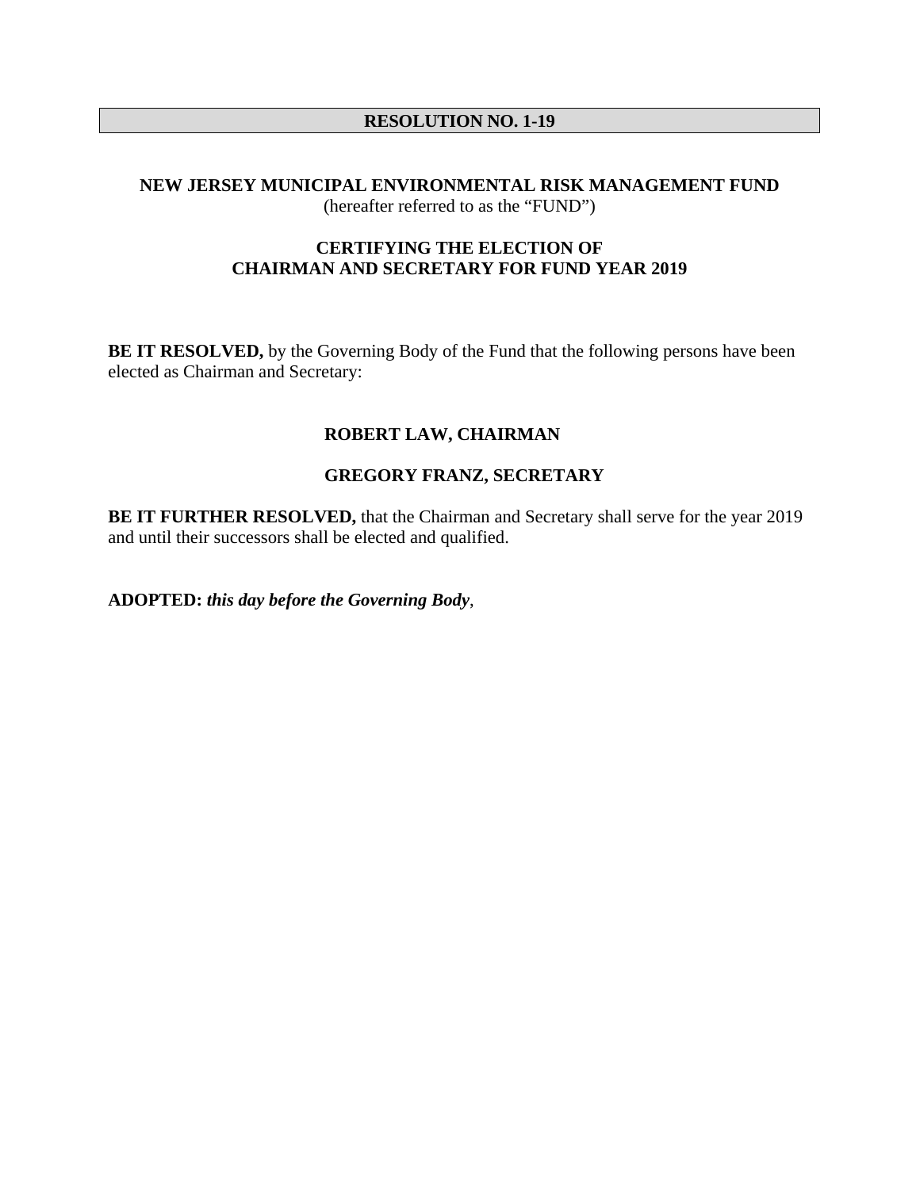## RESOLUTION NO. 1-19

**NEW JERSEY MUNICIPAL ENVIRONMENTAL RISK MANAGEMENT FUND**
(hereafter referred to as the "FUND")

**CERTIFYING THE ELECTION OF**
**CHAIRMAN AND SECRETARY FOR FUND YEAR 2019**

**BE IT RESOLVED,** by the Governing Body of the Fund that the following persons have been elected as Chairman and Secretary:

**ROBERT LAW, CHAIRMAN**

**GREGORY FRANZ, SECRETARY**

**BE IT FURTHER RESOLVED,** that the Chairman and Secretary shall serve for the year 2019 and until their successors shall be elected and qualified.

**ADOPTED:** ***this day before the Governing Body***,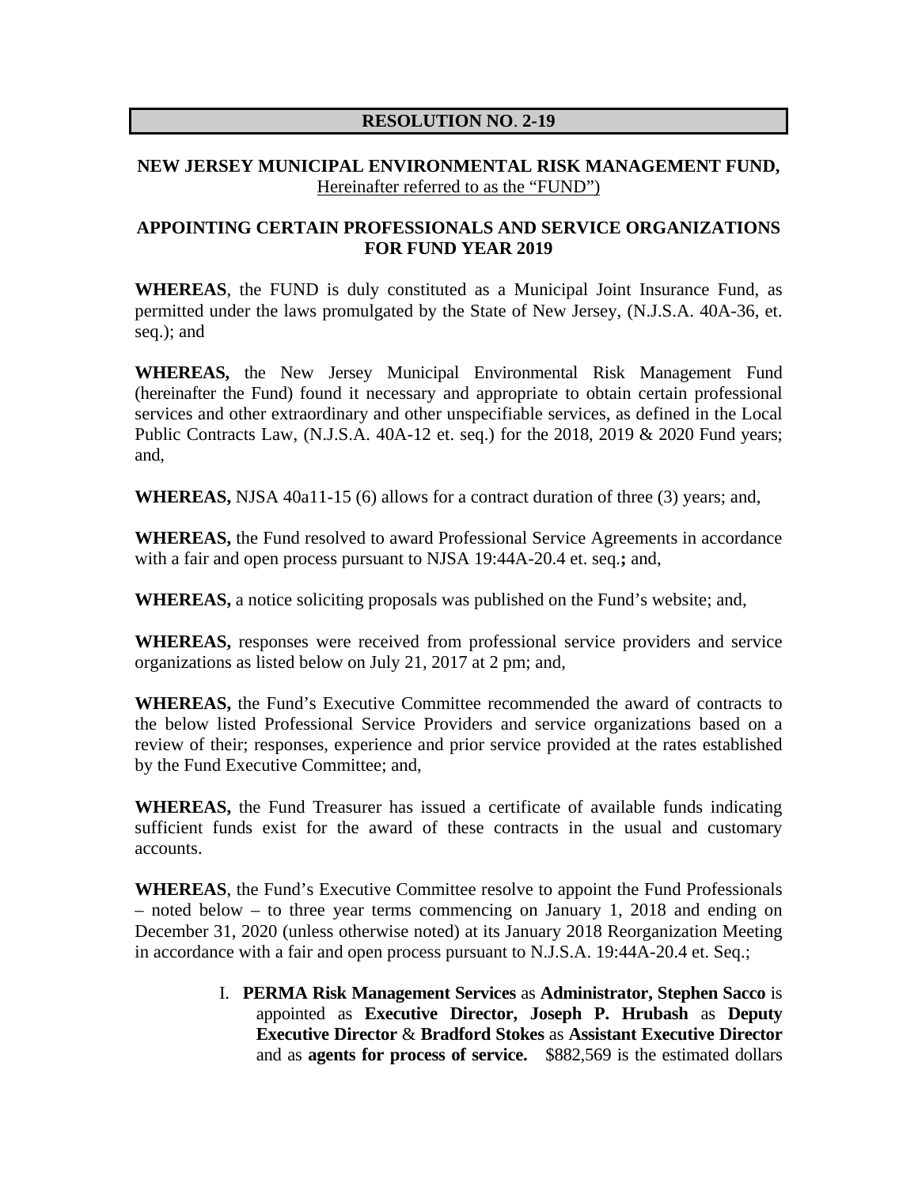**RESOLUTION NO. 2-19**

**NEW JERSEY MUNICIPAL ENVIRONMENTAL RISK MANAGEMENT FUND,**
Hereinafter referred to as the "FUND")

**APPOINTING CERTAIN PROFESSIONALS AND SERVICE ORGANIZATIONS FOR FUND YEAR 2019**

**WHEREAS**, the FUND is duly constituted as a Municipal Joint Insurance Fund, as permitted under the laws promulgated by the State of New Jersey, (N.J.S.A. 40A-36, et. seq.); and

**WHEREAS,** the New Jersey Municipal Environmental Risk Management Fund (hereinafter the Fund) found it necessary and appropriate to obtain certain professional services and other extraordinary and other unspecifiable services, as defined in the Local Public Contracts Law, (N.J.S.A. 40A-12 et. seq.) for the 2018, 2019 & 2020 Fund years; and,

**WHEREAS,** NJSA 40a11-15 (6) allows for a contract duration of three (3) years; and,

**WHEREAS,** the Fund resolved to award Professional Service Agreements in accordance with a fair and open process pursuant to NJSA 19:44A-20.4 et. seq.**;** and,

**WHEREAS,** a notice soliciting proposals was published on the Fund's website; and,

**WHEREAS,** responses were received from professional service providers and service organizations as listed below on July 21, 2017 at 2 pm; and,

**WHEREAS,** the Fund's Executive Committee recommended the award of contracts to the below listed Professional Service Providers and service organizations based on a review of their; responses, experience and prior service provided at the rates established by the Fund Executive Committee; and,

**WHEREAS,** the Fund Treasurer has issued a certificate of available funds indicating sufficient funds exist for the award of these contracts in the usual and customary accounts.

**WHEREAS**, the Fund's Executive Committee resolve to appoint the Fund Professionals – noted below – to three year terms commencing on January 1, 2018 and ending on December 31, 2020 (unless otherwise noted) at its January 2018 Reorganization Meeting in accordance with a fair and open process pursuant to N.J.S.A. 19:44A-20.4 et. Seq.;

I. **PERMA Risk Management Services** as **Administrator, Stephen Sacco** is appointed as **Executive Director, Joseph P. Hrubash** as **Deputy Executive Director** & **Bradford Stokes** as **Assistant Executive Director** and as **agents for process of service.** $882,569 is the estimated dollars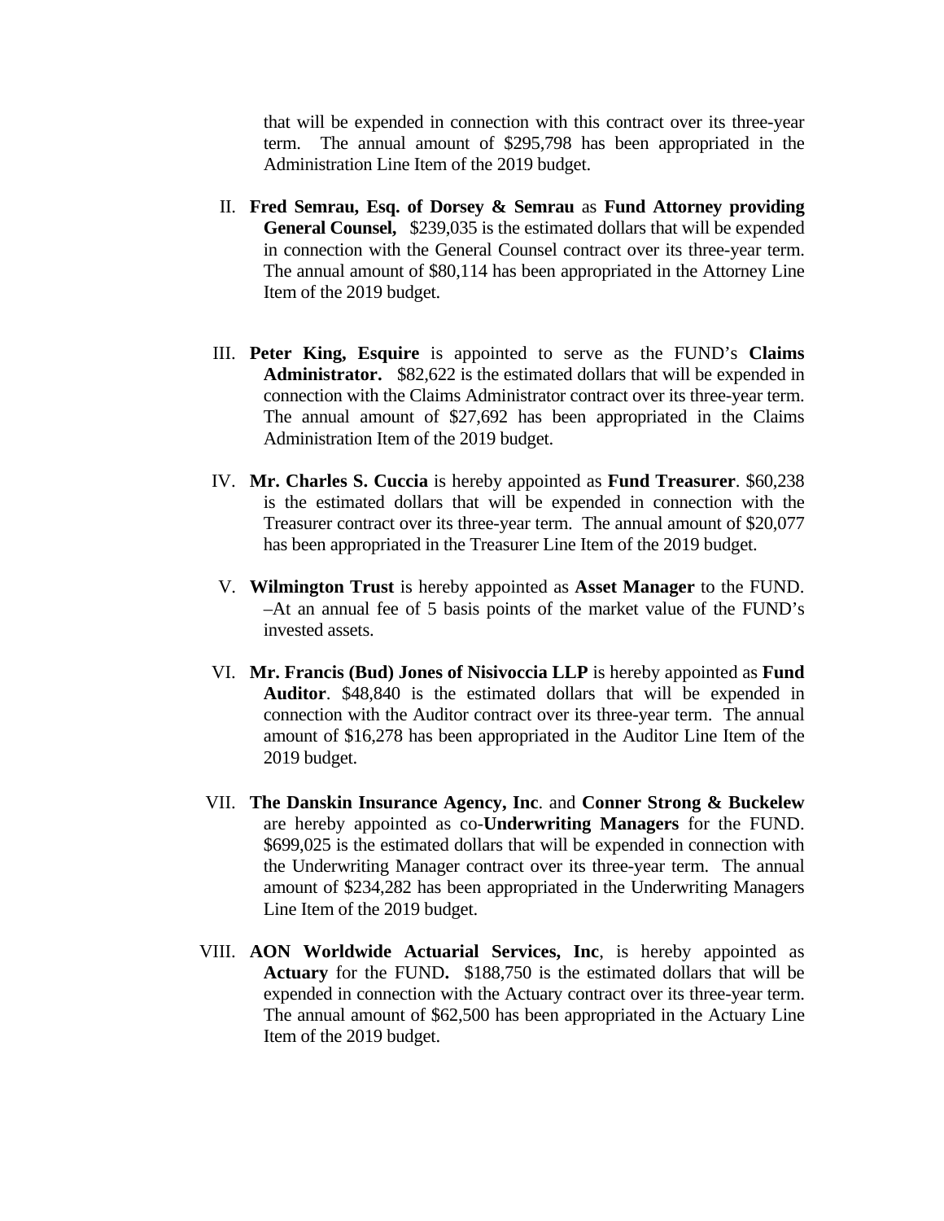that will be expended in connection with this contract over its three-year term. The annual amount of $295,798 has been appropriated in the Administration Line Item of the 2019 budget.

II. **Fred Semrau, Esq. of Dorsey & Semrau** as **Fund Attorney providing General Counsel,** $239,035 is the estimated dollars that will be expended in connection with the General Counsel contract over its three-year term. The annual amount of $80,114 has been appropriated in the Attorney Line Item of the 2019 budget.

III. **Peter King, Esquire** is appointed to serve as the FUND's **Claims Administrator.** $82,622 is the estimated dollars that will be expended in connection with the Claims Administrator contract over its three-year term. The annual amount of $27,692 has been appropriated in the Claims Administration Item of the 2019 budget.

IV. **Mr. Charles S. Cuccia** is hereby appointed as **Fund Treasurer**. $60,238 is the estimated dollars that will be expended in connection with the Treasurer contract over its three-year term. The annual amount of $20,077 has been appropriated in the Treasurer Line Item of the 2019 budget.

V. **Wilmington Trust** is hereby appointed as **Asset Manager** to the FUND. –At an annual fee of 5 basis points of the market value of the FUND's invested assets.

VI. **Mr. Francis (Bud) Jones of Nisivoccia LLP** is hereby appointed as **Fund Auditor**. $48,840 is the estimated dollars that will be expended in connection with the Auditor contract over its three-year term. The annual amount of $16,278 has been appropriated in the Auditor Line Item of the 2019 budget.

VII. **The Danskin Insurance Agency, Inc**. and **Conner Strong & Buckelew** are hereby appointed as co-**Underwriting Managers** for the FUND. $699,025 is the estimated dollars that will be expended in connection with the Underwriting Manager contract over its three-year term. The annual amount of $234,282 has been appropriated in the Underwriting Managers Line Item of the 2019 budget.

VIII. **AON Worldwide Actuarial Services, Inc**, is hereby appointed as **Actuary** for the FUND**.** $188,750 is the estimated dollars that will be expended in connection with the Actuary contract over its three-year term. The annual amount of $62,500 has been appropriated in the Actuary Line Item of the 2019 budget.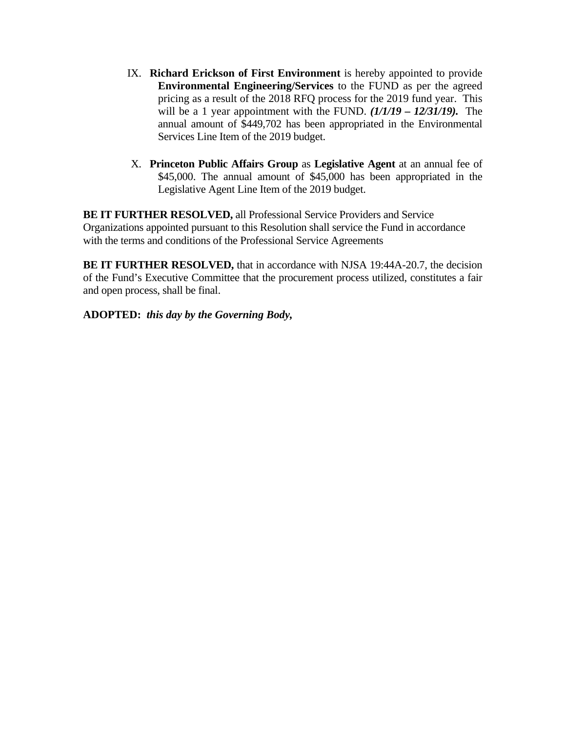IX. **Richard Erickson of First Environment** is hereby appointed to provide **Environmental Engineering/Services** to the FUND as per the agreed pricing as a result of the 2018 RFQ process for the 2019 fund year. This will be a 1 year appointment with the FUND. ***(1/1/19 – 12/31/19).*** The annual amount of $449,702 has been appropriated in the Environmental Services Line Item of the 2019 budget.

X. **Princeton Public Affairs Group** as **Legislative Agent** at an annual fee of $45,000. The annual amount of $45,000 has been appropriated in the Legislative Agent Line Item of the 2019 budget.

**BE IT FURTHER RESOLVED,** all Professional Service Providers and Service Organizations appointed pursuant to this Resolution shall service the Fund in accordance with the terms and conditions of the Professional Service Agreements

**BE IT FURTHER RESOLVED,** that in accordance with NJSA 19:44A-20.7, the decision of the Fund's Executive Committee that the procurement process utilized, constitutes a fair and open process, shall be final.

**ADOPTED:** ***this day by the Governing Body,***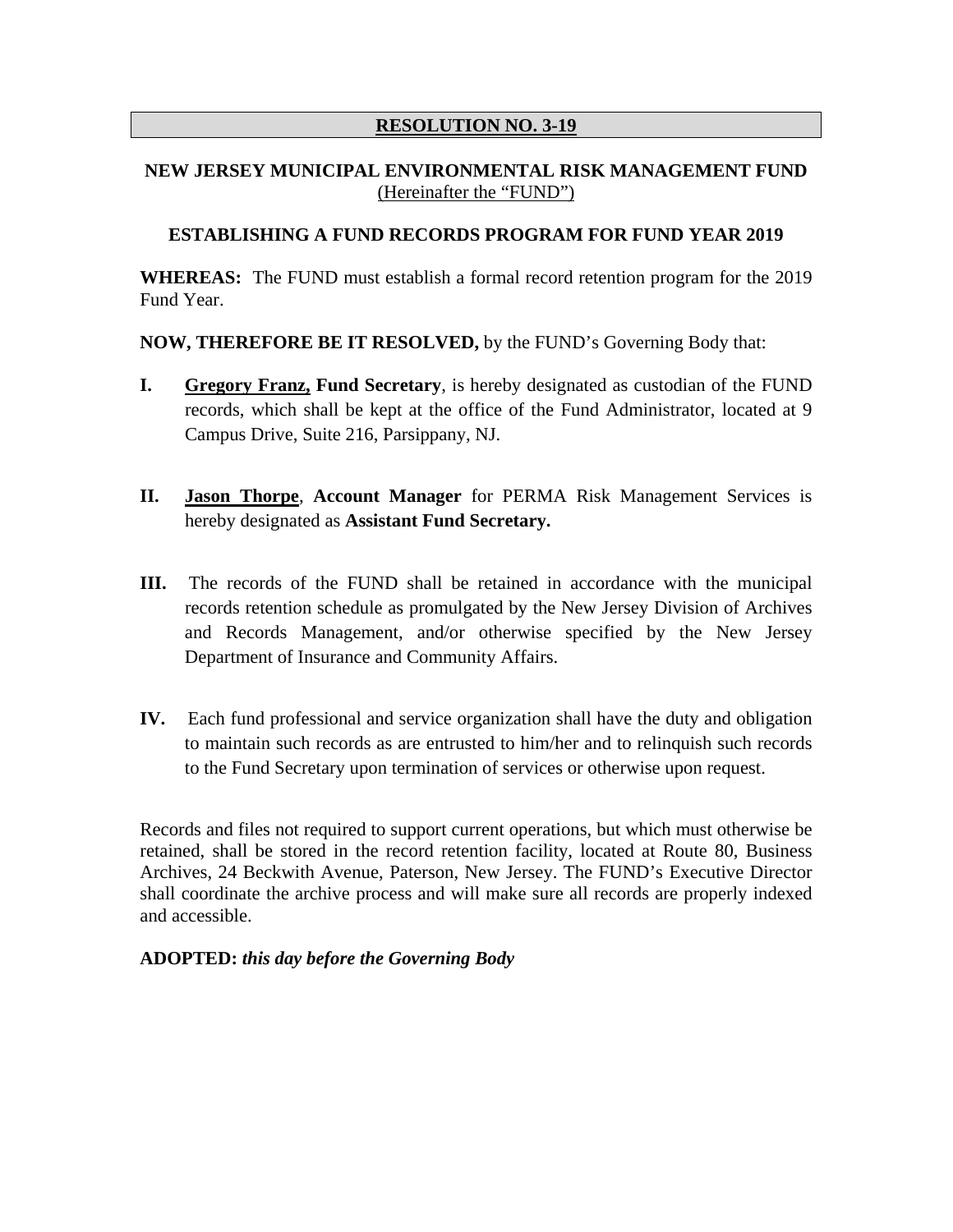## **RESOLUTION NO. 3-19**

**NEW JERSEY MUNICIPAL ENVIRONMENTAL RISK MANAGEMENT FUND**
(Hereinafter the "FUND")

**ESTABLISHING A FUND RECORDS PROGRAM FOR FUND YEAR 2019**

**WHEREAS:** The FUND must establish a formal record retention program for the 2019 Fund Year.

**NOW, THEREFORE BE IT RESOLVED,** by the FUND's Governing Body that:

**I.** **Gregory Franz, Fund Secretary**, is hereby designated as custodian of the FUND records, which shall be kept at the office of the Fund Administrator, located at 9 Campus Drive, Suite 216, Parsippany, NJ.

**II.** **Jason Thorpe**, **Account Manager** for PERMA Risk Management Services is hereby designated as **Assistant Fund Secretary.**

**III.** The records of the FUND shall be retained in accordance with the municipal records retention schedule as promulgated by the New Jersey Division of Archives and Records Management, and/or otherwise specified by the New Jersey Department of Insurance and Community Affairs.

**IV.** Each fund professional and service organization shall have the duty and obligation to maintain such records as are entrusted to him/her and to relinquish such records to the Fund Secretary upon termination of services or otherwise upon request.

Records and files not required to support current operations, but which must otherwise be retained, shall be stored in the record retention facility, located at Route 80, Business Archives, 24 Beckwith Avenue, Paterson, New Jersey. The FUND's Executive Director shall coordinate the archive process and will make sure all records are properly indexed and accessible.

**ADOPTED:** ***this day before the Governing Body***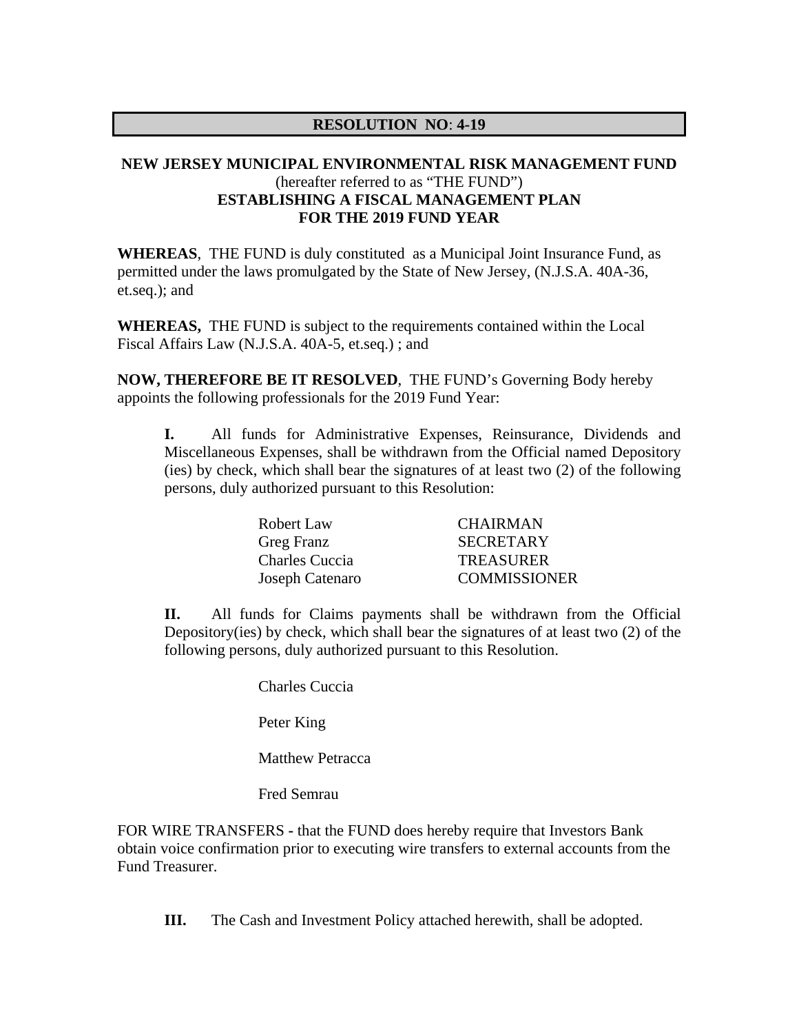**RESOLUTION NO: 4-19**

**NEW JERSEY MUNICIPAL ENVIRONMENTAL RISK MANAGEMENT FUND**
(hereafter referred to as "THE FUND")
**ESTABLISHING A FISCAL MANAGEMENT PLAN**
**FOR THE 2019 FUND YEAR**

**WHEREAS**, THE FUND is duly constituted as a Municipal Joint Insurance Fund, as permitted under the laws promulgated by the State of New Jersey, (N.J.S.A. 40A-36, et.seq.); and

**WHEREAS,** THE FUND is subject to the requirements contained within the Local Fiscal Affairs Law (N.J.S.A. 40A-5, et.seq.) ; and

**NOW, THEREFORE BE IT RESOLVED**, THE FUND's Governing Body hereby appoints the following professionals for the 2019 Fund Year:

**I.** All funds for Administrative Expenses, Reinsurance, Dividends and Miscellaneous Expenses, shall be withdrawn from the Official named Depository (ies) by check, which shall bear the signatures of at least two (2) of the following persons, duly authorized pursuant to this Resolution:

| | |
|---|---|
| Robert Law | CHAIRMAN |
| Greg Franz | SECRETARY |
| Charles Cuccia | TREASURER |
| Joseph Catenaro | COMMISSIONER |

**II.** All funds for Claims payments shall be withdrawn from the Official Depository(ies) by check, which shall bear the signatures of at least two (2) of the following persons, duly authorized pursuant to this Resolution.

Charles Cuccia

Peter King

Matthew Petracca

Fred Semrau

FOR WIRE TRANSFERS **-** that the FUND does hereby require that Investors Bank obtain voice confirmation prior to executing wire transfers to external accounts from the Fund Treasurer.

**III.** The Cash and Investment Policy attached herewith, shall be adopted.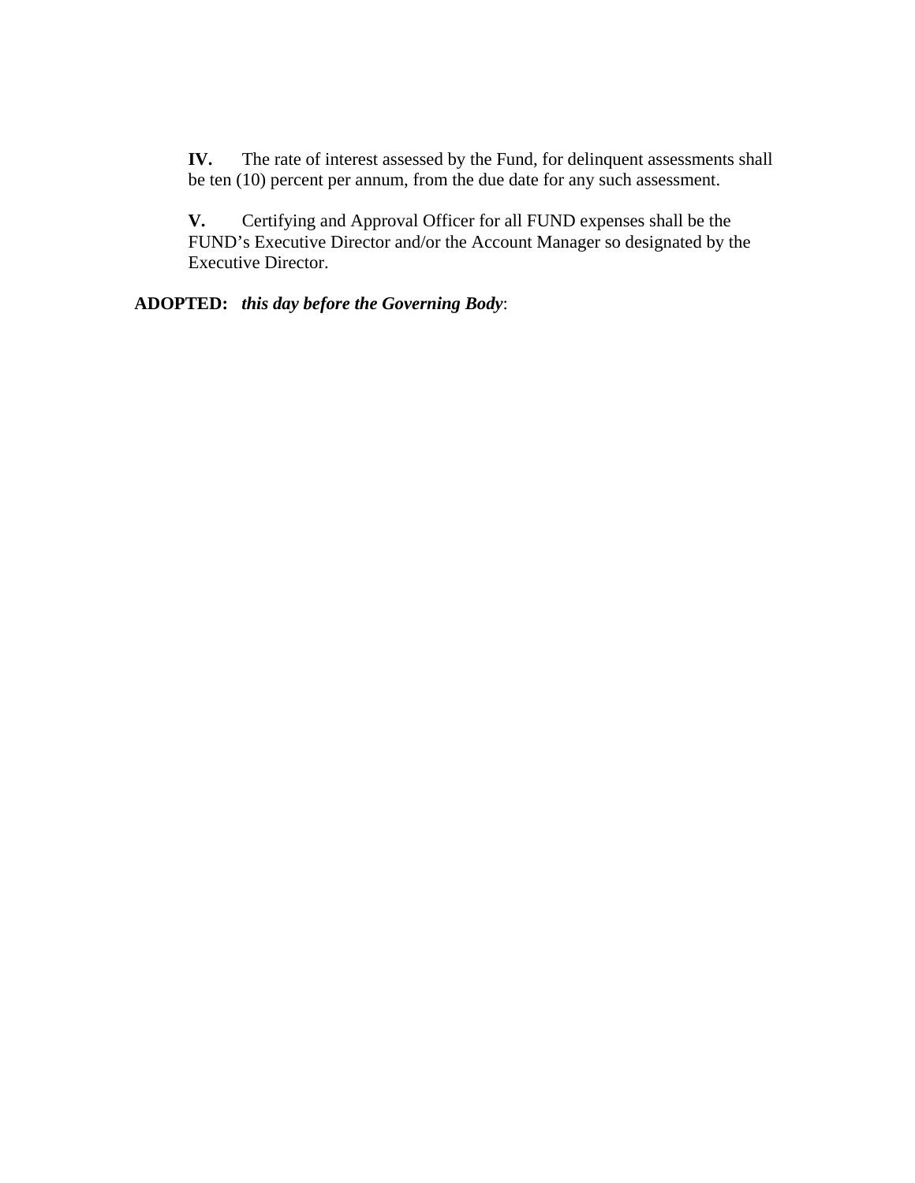**IV.** The rate of interest assessed by the Fund, for delinquent assessments shall be ten (10) percent per annum, from the due date for any such assessment.

**V.** Certifying and Approval Officer for all FUND expenses shall be the FUND's Executive Director and/or the Account Manager so designated by the Executive Director.

**ADOPTED:** ***this day before the Governing Body***: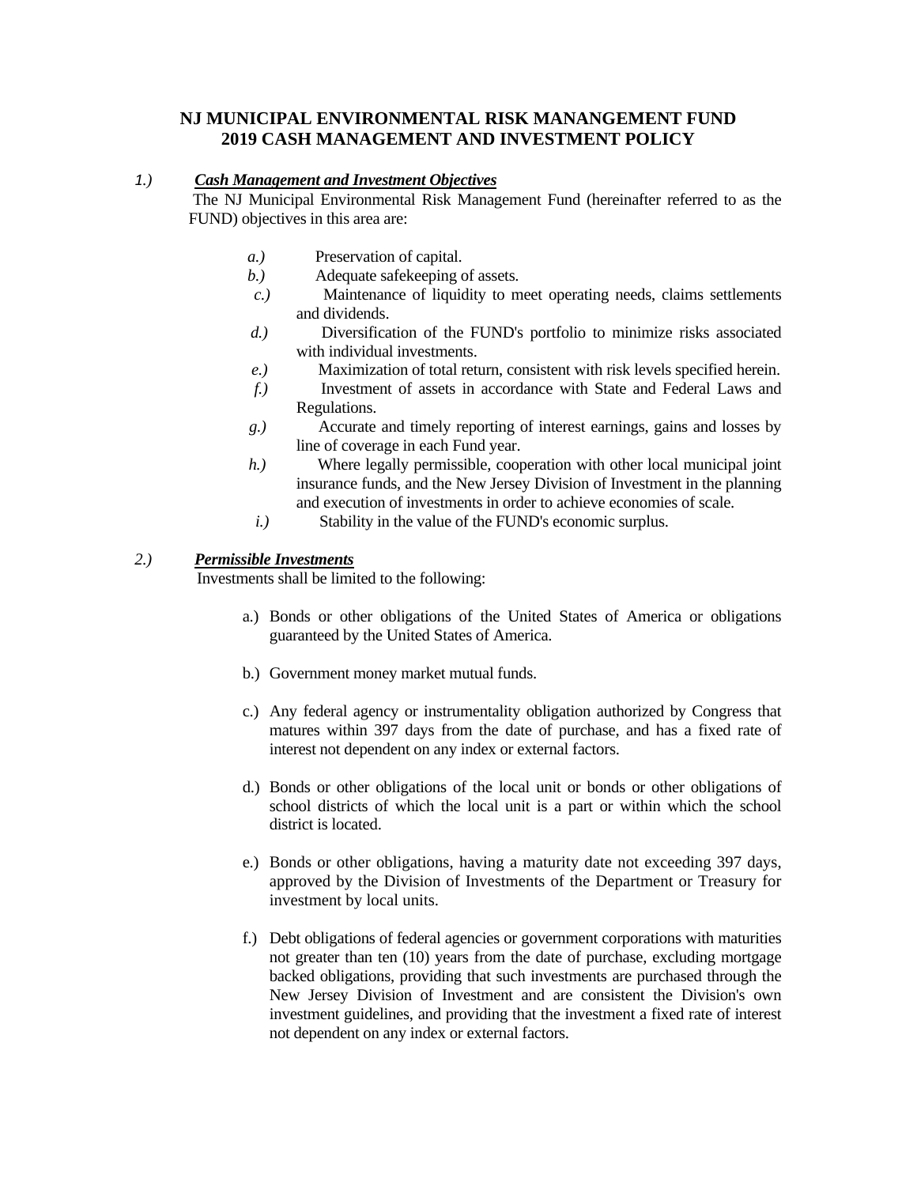# NJ MUNICIPAL ENVIRONMENTAL RISK MANANGEMENT FUND
# 2019 CASH MANAGEMENT AND INVESTMENT POLICY

*1.)* ***Cash Management and Investment Objectives***

The NJ Municipal Environmental Risk Management Fund (hereinafter referred to as the FUND) objectives in this area are:

*a.)* Preservation of capital.

*b.)* Adequate safekeeping of assets.

*c.)* Maintenance of liquidity to meet operating needs, claims settlements and dividends.

*d.)* Diversification of the FUND's portfolio to minimize risks associated with individual investments.

*e.)* Maximization of total return, consistent with risk levels specified herein.

*f.)* Investment of assets in accordance with State and Federal Laws and Regulations.

*g.)* Accurate and timely reporting of interest earnings, gains and losses by line of coverage in each Fund year.

*h.)* Where legally permissible, cooperation with other local municipal joint insurance funds, and the New Jersey Division of Investment in the planning and execution of investments in order to achieve economies of scale.

*i.)* Stability in the value of the FUND's economic surplus.

*2.)* ***Permissible Investments***

Investments shall be limited to the following:

a.) Bonds or other obligations of the United States of America or obligations guaranteed by the United States of America.

b.) Government money market mutual funds.

c.) Any federal agency or instrumentality obligation authorized by Congress that matures within 397 days from the date of purchase, and has a fixed rate of interest not dependent on any index or external factors.

d.) Bonds or other obligations of the local unit or bonds or other obligations of school districts of which the local unit is a part or within which the school district is located.

e.) Bonds or other obligations, having a maturity date not exceeding 397 days, approved by the Division of Investments of the Department or Treasury for investment by local units.

f.) Debt obligations of federal agencies or government corporations with maturities not greater than ten (10) years from the date of purchase, excluding mortgage backed obligations, providing that such investments are purchased through the New Jersey Division of Investment and are consistent the Division's own investment guidelines, and providing that the investment a fixed rate of interest not dependent on any index or external factors.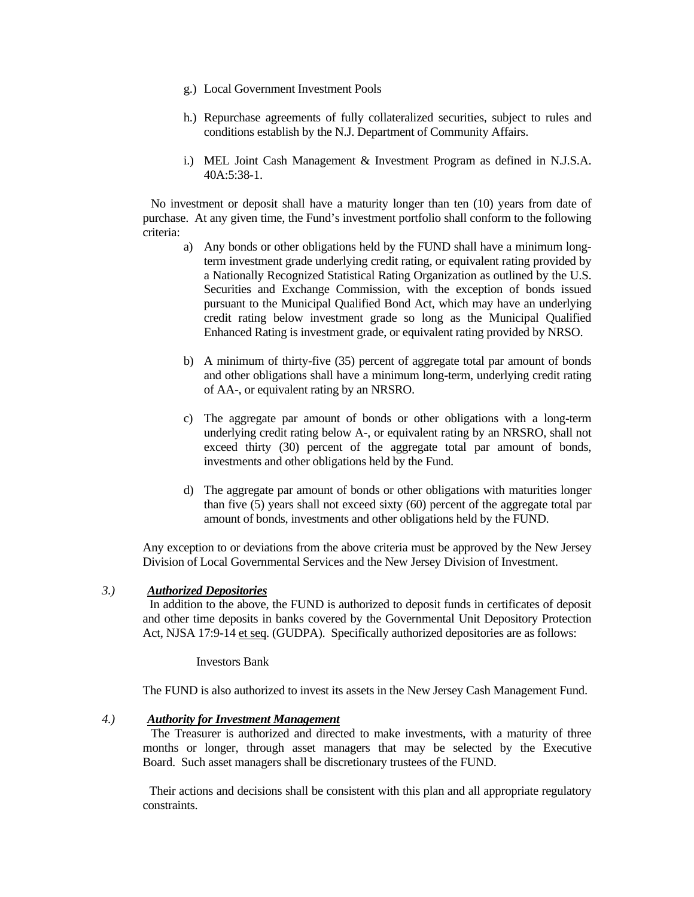g.) Local Government Investment Pools

h.) Repurchase agreements of fully collateralized securities, subject to rules and conditions establish by the N.J. Department of Community Affairs.

i.) MEL Joint Cash Management & Investment Program as defined in N.J.S.A. 40A:5:38-1.

No investment or deposit shall have a maturity longer than ten (10) years from date of purchase. At any given time, the Fund's investment portfolio shall conform to the following criteria:

a) Any bonds or other obligations held by the FUND shall have a minimum long-term investment grade underlying credit rating, or equivalent rating provided by a Nationally Recognized Statistical Rating Organization as outlined by the U.S. Securities and Exchange Commission, with the exception of bonds issued pursuant to the Municipal Qualified Bond Act, which may have an underlying credit rating below investment grade so long as the Municipal Qualified Enhanced Rating is investment grade, or equivalent rating provided by NRSO.

b) A minimum of thirty-five (35) percent of aggregate total par amount of bonds and other obligations shall have a minimum long-term, underlying credit rating of AA-, or equivalent rating by an NRSRO.

c) The aggregate par amount of bonds or other obligations with a long-term underlying credit rating below A-, or equivalent rating by an NRSRO, shall not exceed thirty (30) percent of the aggregate total par amount of bonds, investments and other obligations held by the Fund.

d) The aggregate par amount of bonds or other obligations with maturities longer than five (5) years shall not exceed sixty (60) percent of the aggregate total par amount of bonds, investments and other obligations held by the FUND.

Any exception to or deviations from the above criteria must be approved by the New Jersey Division of Local Governmental Services and the New Jersey Division of Investment.

*3.)* ***Authorized Depositories***

In addition to the above, the FUND is authorized to deposit funds in certificates of deposit and other time deposits in banks covered by the Governmental Unit Depository Protection Act, NJSA 17:9-14 et seq. (GUDPA). Specifically authorized depositories are as follows:

Investors Bank

The FUND is also authorized to invest its assets in the New Jersey Cash Management Fund.

*4.)* ***Authority for Investment Management***

The Treasurer is authorized and directed to make investments, with a maturity of three months or longer, through asset managers that may be selected by the Executive Board. Such asset managers shall be discretionary trustees of the FUND.

Their actions and decisions shall be consistent with this plan and all appropriate regulatory constraints.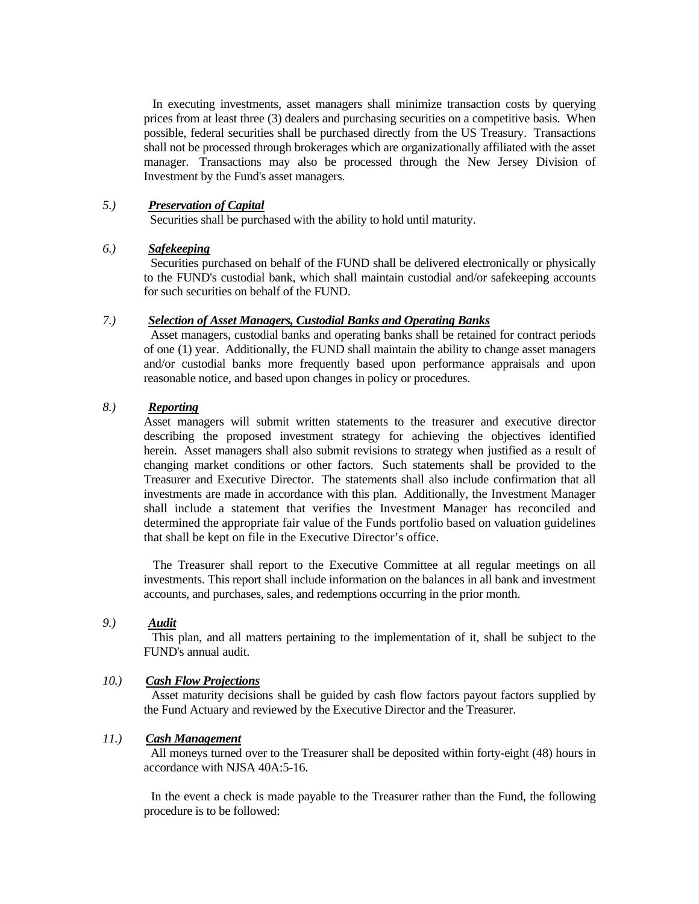In executing investments, asset managers shall minimize transaction costs by querying prices from at least three (3) dealers and purchasing securities on a competitive basis. When possible, federal securities shall be purchased directly from the US Treasury. Transactions shall not be processed through brokerages which are organizationally affiliated with the asset manager. Transactions may also be processed through the New Jersey Division of Investment by the Fund's asset managers.

*5.)* ***Preservation of Capital***

Securities shall be purchased with the ability to hold until maturity.

*6.)* ***Safekeeping***

Securities purchased on behalf of the FUND shall be delivered electronically or physically to the FUND's custodial bank, which shall maintain custodial and/or safekeeping accounts for such securities on behalf of the FUND.

*7.)* ***Selection of Asset Managers, Custodial Banks and Operating Banks***

Asset managers, custodial banks and operating banks shall be retained for contract periods of one (1) year. Additionally, the FUND shall maintain the ability to change asset managers and/or custodial banks more frequently based upon performance appraisals and upon reasonable notice, and based upon changes in policy or procedures.

*8.)* ***Reporting***

Asset managers will submit written statements to the treasurer and executive director describing the proposed investment strategy for achieving the objectives identified herein. Asset managers shall also submit revisions to strategy when justified as a result of changing market conditions or other factors. Such statements shall be provided to the Treasurer and Executive Director. The statements shall also include confirmation that all investments are made in accordance with this plan. Additionally, the Investment Manager shall include a statement that verifies the Investment Manager has reconciled and determined the appropriate fair value of the Funds portfolio based on valuation guidelines that shall be kept on file in the Executive Director's office.

The Treasurer shall report to the Executive Committee at all regular meetings on all investments. This report shall include information on the balances in all bank and investment accounts, and purchases, sales, and redemptions occurring in the prior month.

*9.)* ***Audit***

This plan, and all matters pertaining to the implementation of it, shall be subject to the FUND's annual audit.

*10.)* ***Cash Flow Projections***

Asset maturity decisions shall be guided by cash flow factors payout factors supplied by the Fund Actuary and reviewed by the Executive Director and the Treasurer.

*11.)* ***Cash Management***

All moneys turned over to the Treasurer shall be deposited within forty-eight (48) hours in accordance with NJSA 40A:5-16.

In the event a check is made payable to the Treasurer rather than the Fund, the following procedure is to be followed: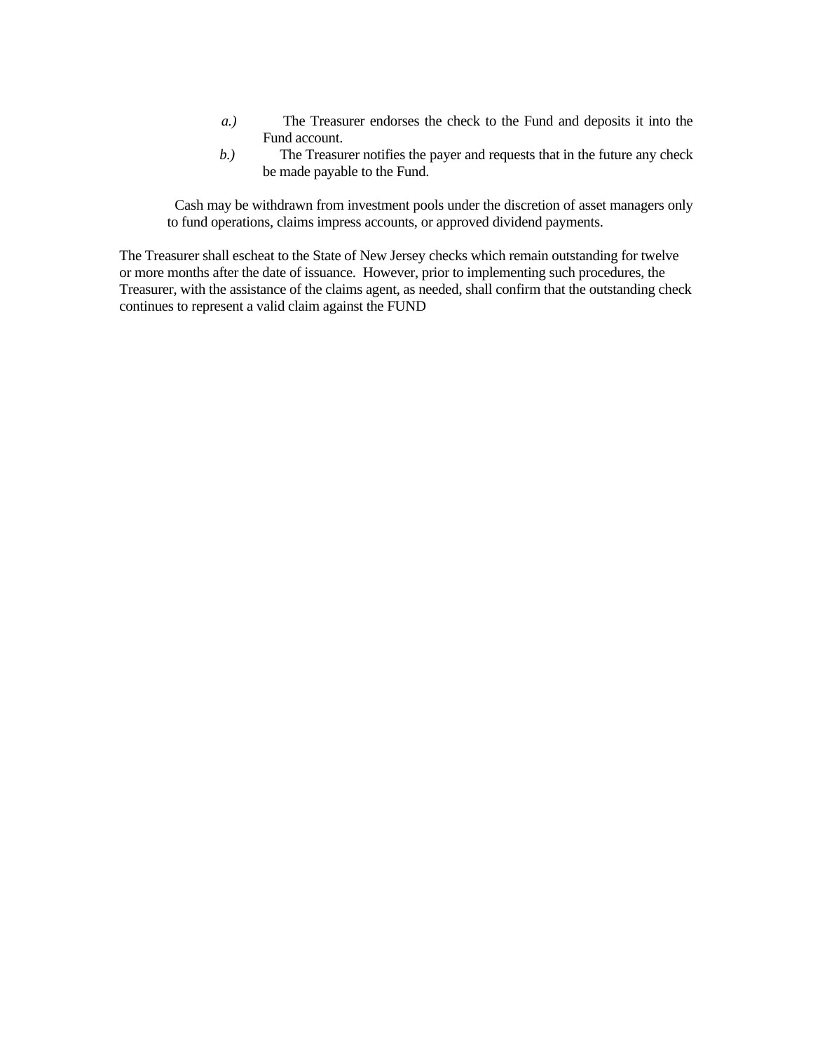*a.)* The Treasurer endorses the check to the Fund and deposits it into the Fund account.

*b.)* The Treasurer notifies the payer and requests that in the future any check be made payable to the Fund.

Cash may be withdrawn from investment pools under the discretion of asset managers only to fund operations, claims impress accounts, or approved dividend payments.

The Treasurer shall escheat to the State of New Jersey checks which remain outstanding for twelve or more months after the date of issuance. However, prior to implementing such procedures, the Treasurer, with the assistance of the claims agent, as needed, shall confirm that the outstanding check continues to represent a valid claim against the FUND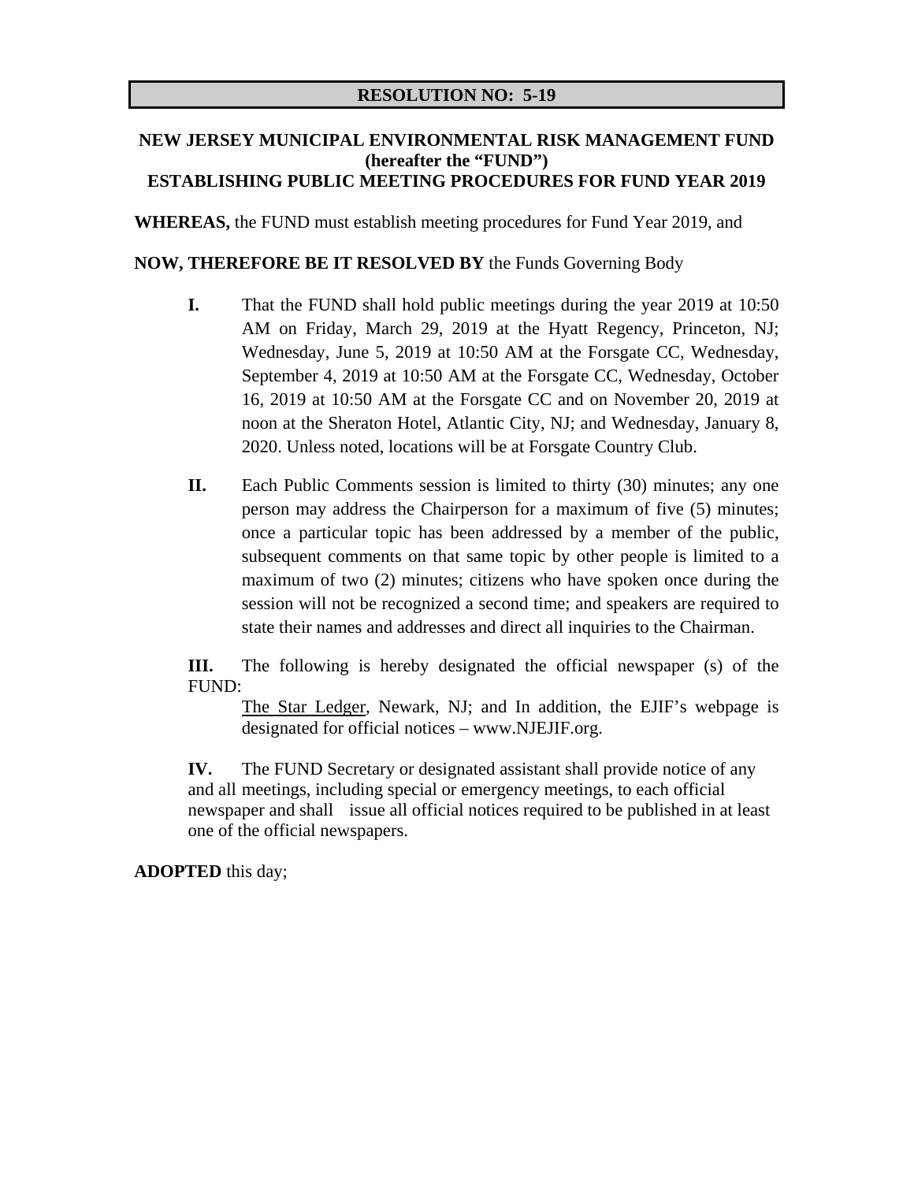**RESOLUTION NO: 5-19**

**NEW JERSEY MUNICIPAL ENVIRONMENTAL RISK MANAGEMENT FUND (hereafter the "FUND")**
**ESTABLISHING PUBLIC MEETING PROCEDURES FOR FUND YEAR 2019**

**WHEREAS,** the FUND must establish meeting procedures for Fund Year 2019, and

**NOW, THEREFORE BE IT RESOLVED BY** the Funds Governing Body

**I.** That the FUND shall hold public meetings during the year 2019 at 10:50 AM on Friday, March 29, 2019 at the Hyatt Regency, Princeton, NJ; Wednesday, June 5, 2019 at 10:50 AM at the Forsgate CC, Wednesday, September 4, 2019 at 10:50 AM at the Forsgate CC, Wednesday, October 16, 2019 at 10:50 AM at the Forsgate CC and on November 20, 2019 at noon at the Sheraton Hotel, Atlantic City, NJ; and Wednesday, January 8, 2020. Unless noted, locations will be at Forsgate Country Club.

**II.** Each Public Comments session is limited to thirty (30) minutes; any one person may address the Chairperson for a maximum of five (5) minutes; once a particular topic has been addressed by a member of the public, subsequent comments on that same topic by other people is limited to a maximum of two (2) minutes; citizens who have spoken once during the session will not be recognized a second time; and speakers are required to state their names and addresses and direct all inquiries to the Chairman.

**III.** The following is hereby designated the official newspaper (s) of the FUND:

The Star Ledger, Newark, NJ; and In addition, the EJIF's webpage is designated for official notices – www.NJEJIF.org.

**IV.** The FUND Secretary or designated assistant shall provide notice of any and all meetings, including special or emergency meetings, to each official newspaper and shall issue all official notices required to be published in at least one of the official newspapers.

**ADOPTED** this day;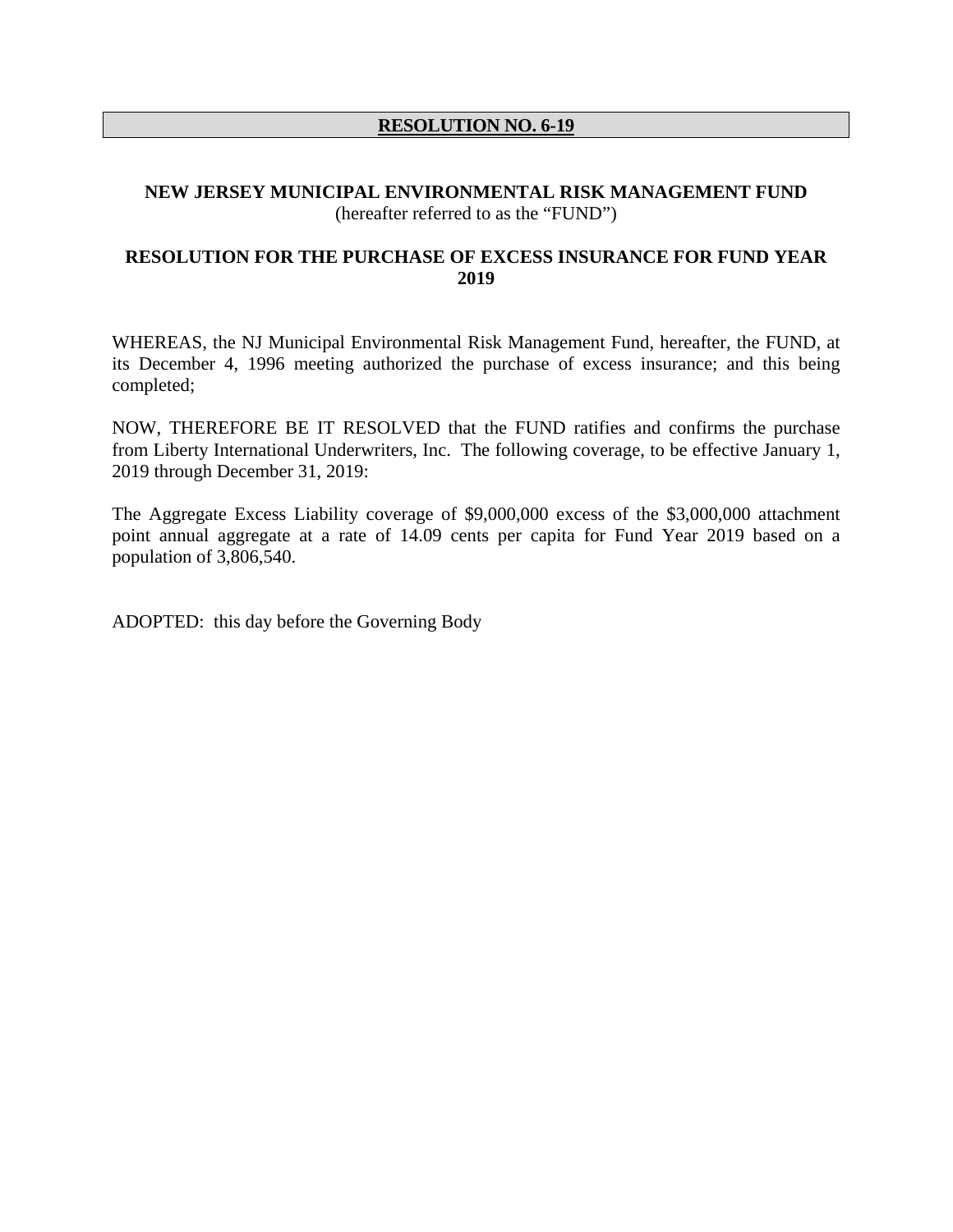**RESOLUTION NO. 6-19**

**NEW JERSEY MUNICIPAL ENVIRONMENTAL RISK MANAGEMENT FUND**
(hereafter referred to as the "FUND")

**RESOLUTION FOR THE PURCHASE OF EXCESS INSURANCE FOR FUND YEAR 2019**

WHEREAS, the NJ Municipal Environmental Risk Management Fund, hereafter, the FUND, at its December 4, 1996 meeting authorized the purchase of excess insurance; and this being completed;

NOW, THEREFORE BE IT RESOLVED that the FUND ratifies and confirms the purchase from Liberty International Underwriters, Inc. The following coverage, to be effective January 1, 2019 through December 31, 2019:

The Aggregate Excess Liability coverage of $9,000,000 excess of the $3,000,000 attachment point annual aggregate at a rate of 14.09 cents per capita for Fund Year 2019 based on a population of 3,806,540.

ADOPTED: this day before the Governing Body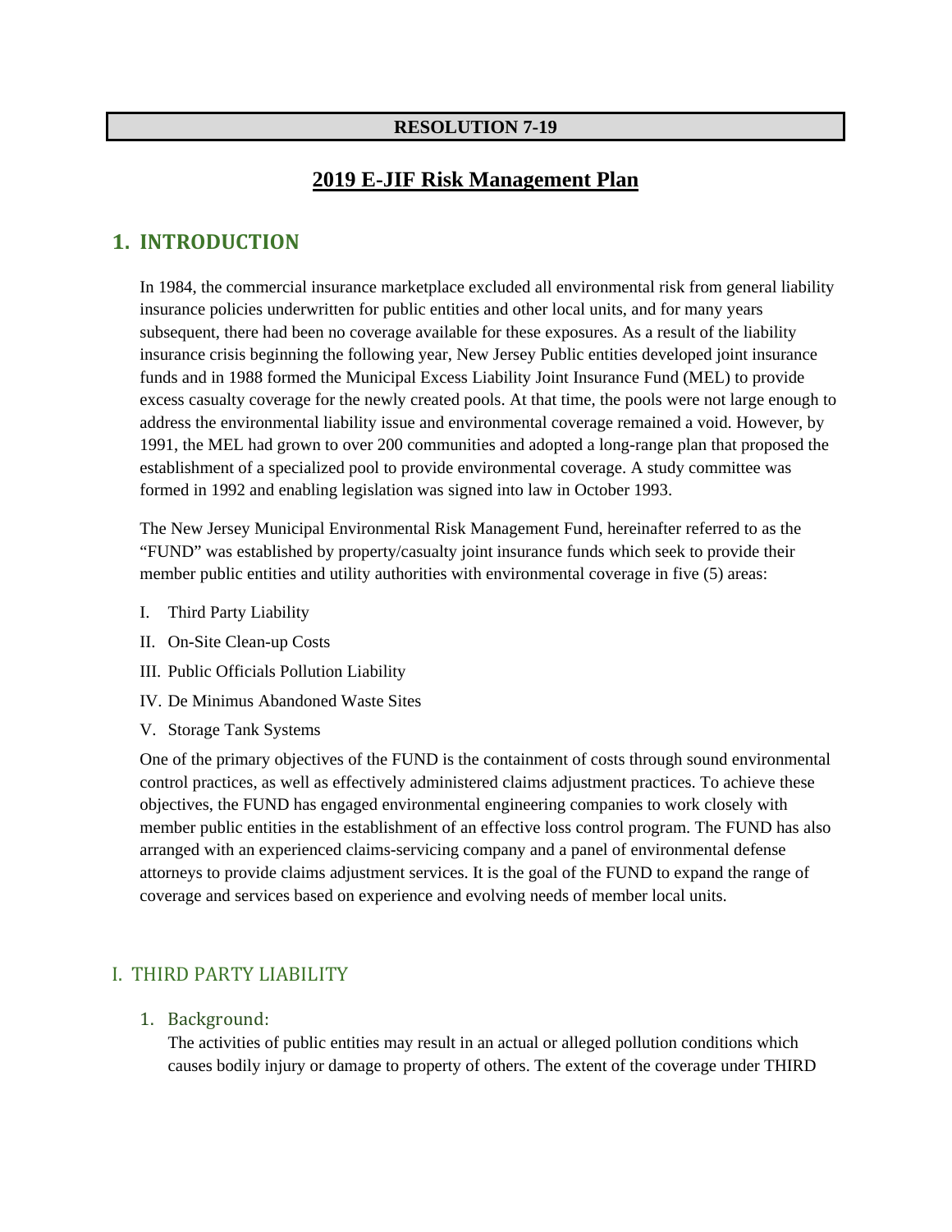**RESOLUTION 7-19**

# 2019 E-JIF Risk Management Plan

## 1. INTRODUCTION

In 1984, the commercial insurance marketplace excluded all environmental risk from general liability insurance policies underwritten for public entities and other local units, and for many years subsequent, there had been no coverage available for these exposures. As a result of the liability insurance crisis beginning the following year, New Jersey Public entities developed joint insurance funds and in 1988 formed the Municipal Excess Liability Joint Insurance Fund (MEL) to provide excess casualty coverage for the newly created pools. At that time, the pools were not large enough to address the environmental liability issue and environmental coverage remained a void. However, by 1991, the MEL had grown to over 200 communities and adopted a long-range plan that proposed the establishment of a specialized pool to provide environmental coverage. A study committee was formed in 1992 and enabling legislation was signed into law in October 1993.

The New Jersey Municipal Environmental Risk Management Fund, hereinafter referred to as the "FUND" was established by property/casualty joint insurance funds which seek to provide their member public entities and utility authorities with environmental coverage in five (5) areas:

I. Third Party Liability

II. On-Site Clean-up Costs

III. Public Officials Pollution Liability

IV. De Minimus Abandoned Waste Sites

V. Storage Tank Systems

One of the primary objectives of the FUND is the containment of costs through sound environmental control practices, as well as effectively administered claims adjustment practices. To achieve these objectives, the FUND has engaged environmental engineering companies to work closely with member public entities in the establishment of an effective loss control program. The FUND has also arranged with an experienced claims-servicing company and a panel of environmental defense attorneys to provide claims adjustment services. It is the goal of the FUND to expand the range of coverage and services based on experience and evolving needs of member local units.

## I. THIRD PARTY LIABILITY

### 1. Background:

The activities of public entities may result in an actual or alleged pollution conditions which causes bodily injury or damage to property of others. The extent of the coverage under THIRD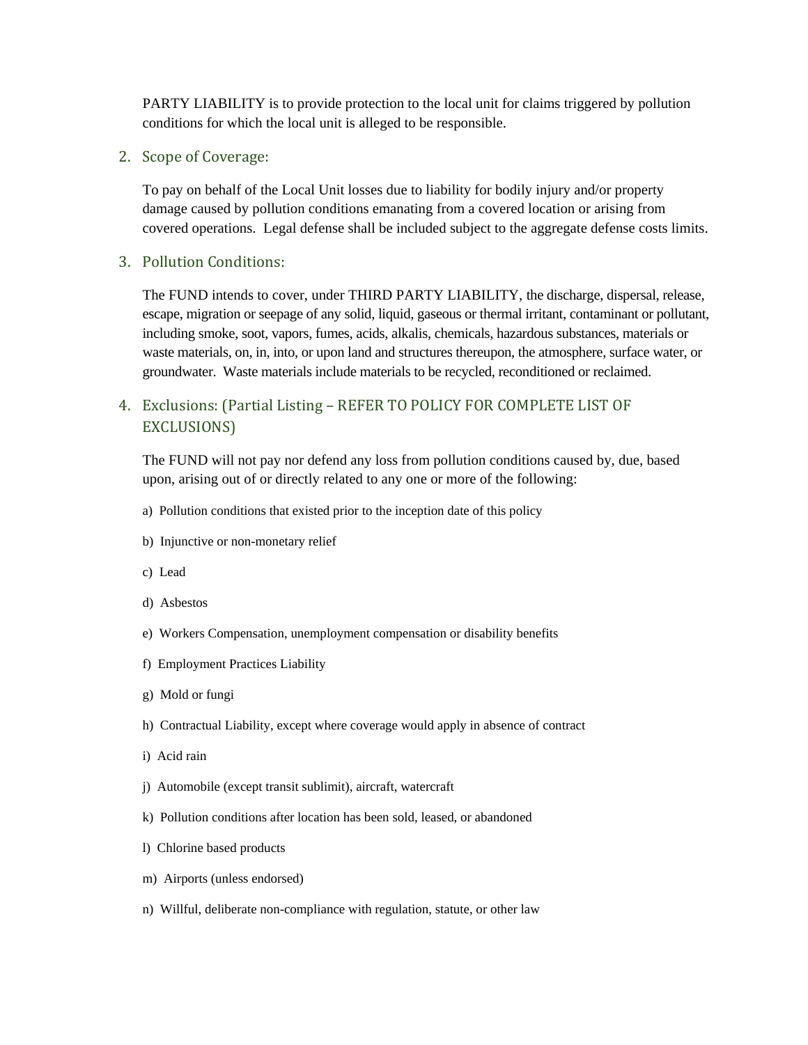PARTY LIABILITY is to provide protection to the local unit for claims triggered by pollution conditions for which the local unit is alleged to be responsible.

## 2. Scope of Coverage:

To pay on behalf of the Local Unit losses due to liability for bodily injury and/or property damage caused by pollution conditions emanating from a covered location or arising from covered operations. Legal defense shall be included subject to the aggregate defense costs limits.

## 3. Pollution Conditions:

The FUND intends to cover, under THIRD PARTY LIABILITY, the discharge, dispersal, release, escape, migration or seepage of any solid, liquid, gaseous or thermal irritant, contaminant or pollutant, including smoke, soot, vapors, fumes, acids, alkalis, chemicals, hazardous substances, materials or waste materials, on, in, into, or upon land and structures thereupon, the atmosphere, surface water, or groundwater. Waste materials include materials to be recycled, reconditioned or reclaimed.

## 4. Exclusions: (Partial Listing – REFER TO POLICY FOR COMPLETE LIST OF EXCLUSIONS)

The FUND will not pay nor defend any loss from pollution conditions caused by, due, based upon, arising out of or directly related to any one or more of the following:

a) Pollution conditions that existed prior to the inception date of this policy

b) Injunctive or non-monetary relief

c) Lead

d) Asbestos

e) Workers Compensation, unemployment compensation or disability benefits

f) Employment Practices Liability

g) Mold or fungi

h) Contractual Liability, except where coverage would apply in absence of contract

i) Acid rain

j) Automobile (except transit sublimit), aircraft, watercraft

k) Pollution conditions after location has been sold, leased, or abandoned

l) Chlorine based products

m) Airports (unless endorsed)

n) Willful, deliberate non-compliance with regulation, statute, or other law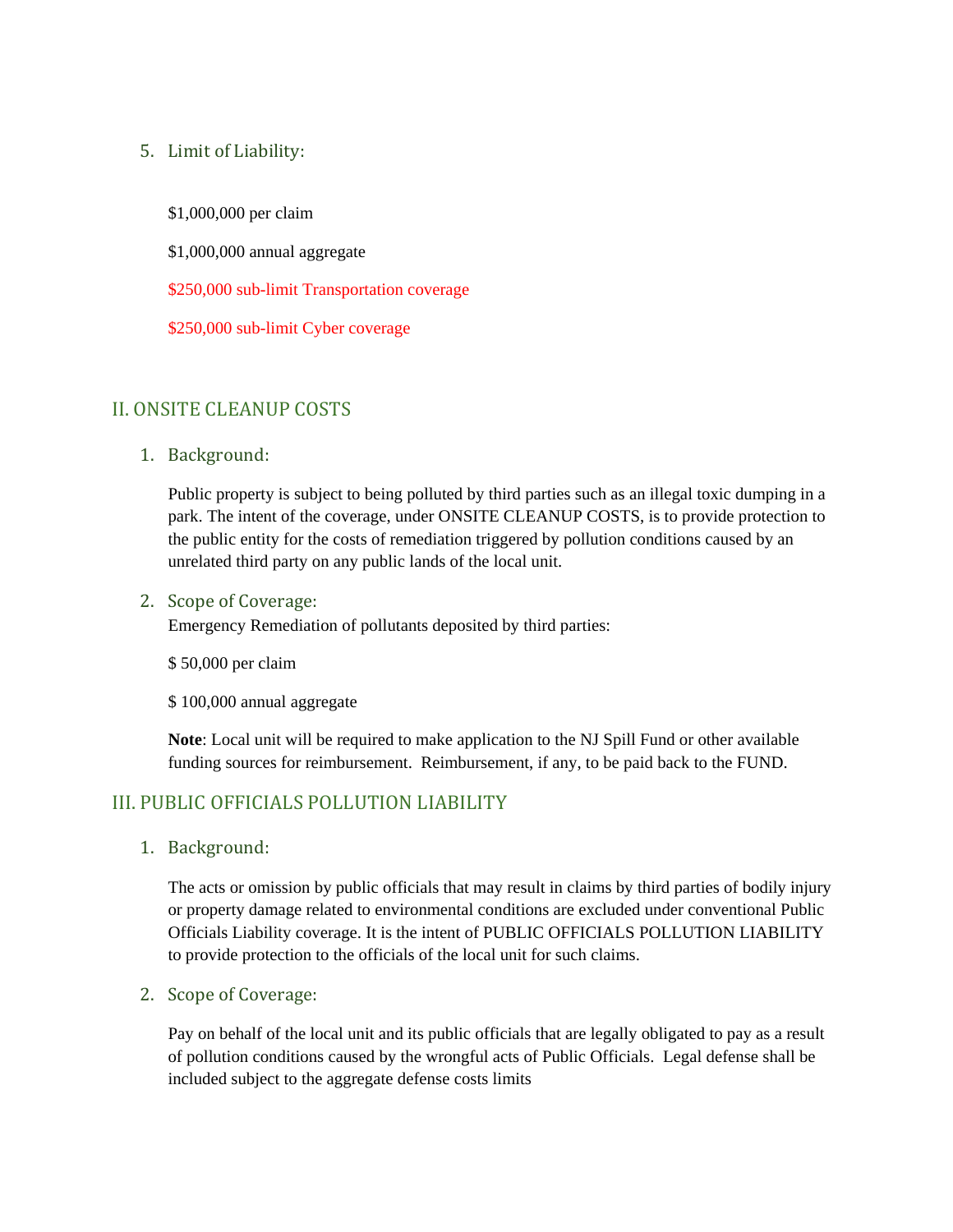5. Limit of Liability:

   $1,000,000 per claim

   $1,000,000 annual aggregate

   $250,000 sub-limit Transportation coverage

   $250,000 sub-limit Cyber coverage

## II. ONSITE CLEANUP COSTS

1. Background:

   Public property is subject to being polluted by third parties such as an illegal toxic dumping in a park. The intent of the coverage, under ONSITE CLEANUP COSTS, is to provide protection to the public entity for the costs of remediation triggered by pollution conditions caused by an unrelated third party on any public lands of the local unit.

2. Scope of Coverage:

   Emergency Remediation of pollutants deposited by third parties:

   $ 50,000 per claim

   $ 100,000 annual aggregate

   **Note**: Local unit will be required to make application to the NJ Spill Fund or other available funding sources for reimbursement. Reimbursement, if any, to be paid back to the FUND.

## III. PUBLIC OFFICIALS POLLUTION LIABILITY

1. Background:

   The acts or omission by public officials that may result in claims by third parties of bodily injury or property damage related to environmental conditions are excluded under conventional Public Officials Liability coverage. It is the intent of PUBLIC OFFICIALS POLLUTION LIABILITY to provide protection to the officials of the local unit for such claims.

2. Scope of Coverage:

   Pay on behalf of the local unit and its public officials that are legally obligated to pay as a result of pollution conditions caused by the wrongful acts of Public Officials. Legal defense shall be included subject to the aggregate defense costs limits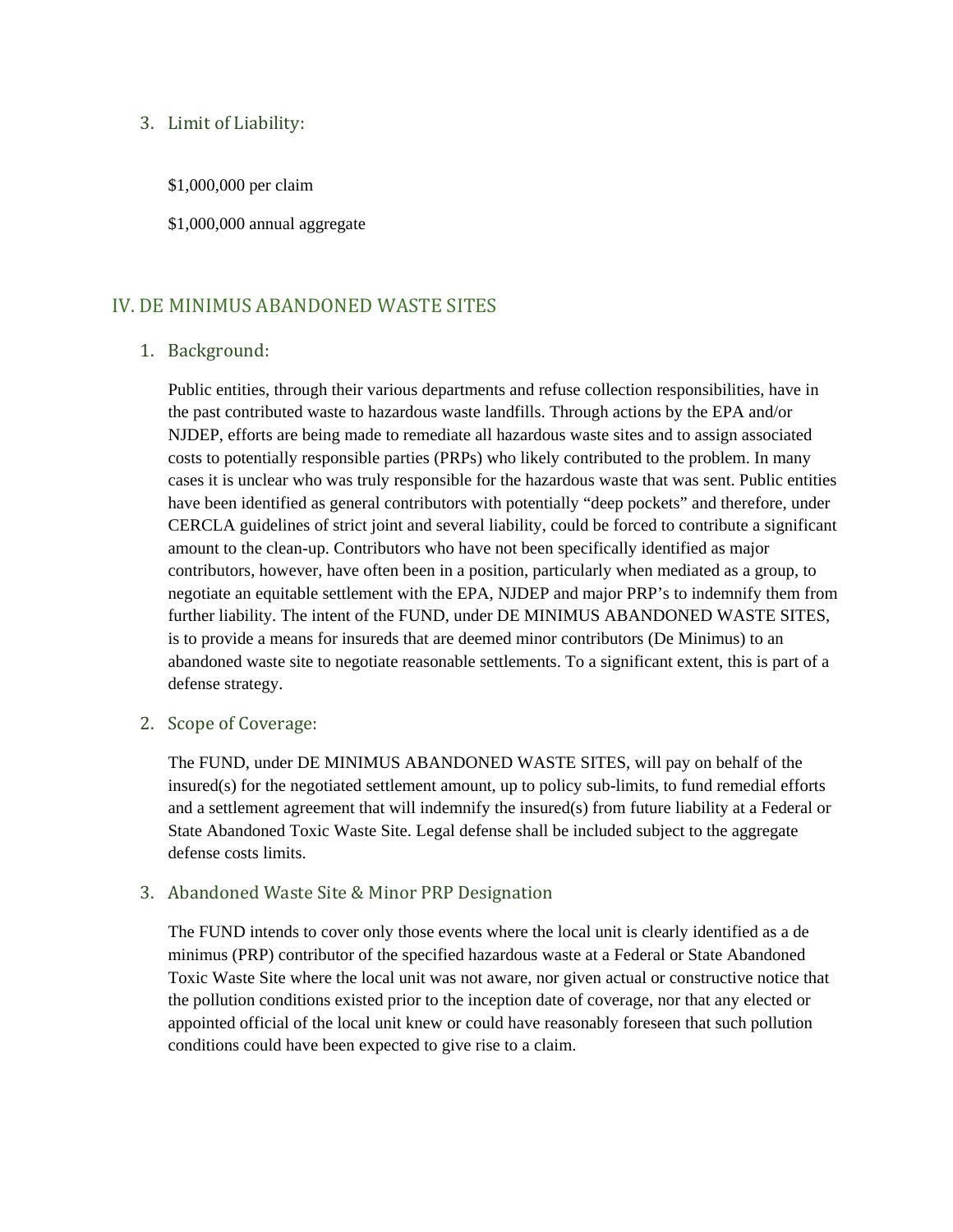### 3. Limit of Liability:

$1,000,000 per claim

$1,000,000 annual aggregate

## IV. DE MINIMUS ABANDONED WASTE SITES

### 1. Background:

Public entities, through their various departments and refuse collection responsibilities, have in the past contributed waste to hazardous waste landfills. Through actions by the EPA and/or NJDEP, efforts are being made to remediate all hazardous waste sites and to assign associated costs to potentially responsible parties (PRPs) who likely contributed to the problem. In many cases it is unclear who was truly responsible for the hazardous waste that was sent. Public entities have been identified as general contributors with potentially "deep pockets" and therefore, under CERCLA guidelines of strict joint and several liability, could be forced to contribute a significant amount to the clean-up. Contributors who have not been specifically identified as major contributors, however, have often been in a position, particularly when mediated as a group, to negotiate an equitable settlement with the EPA, NJDEP and major PRP's to indemnify them from further liability. The intent of the FUND, under DE MINIMUS ABANDONED WASTE SITES, is to provide a means for insureds that are deemed minor contributors (De Minimus) to an abandoned waste site to negotiate reasonable settlements. To a significant extent, this is part of a defense strategy.

### 2. Scope of Coverage:

The FUND, under DE MINIMUS ABANDONED WASTE SITES, will pay on behalf of the insured(s) for the negotiated settlement amount, up to policy sub-limits, to fund remedial efforts and a settlement agreement that will indemnify the insured(s) from future liability at a Federal or State Abandoned Toxic Waste Site. Legal defense shall be included subject to the aggregate defense costs limits.

### 3. Abandoned Waste Site & Minor PRP Designation

The FUND intends to cover only those events where the local unit is clearly identified as a de minimus (PRP) contributor of the specified hazardous waste at a Federal or State Abandoned Toxic Waste Site where the local unit was not aware, nor given actual or constructive notice that the pollution conditions existed prior to the inception date of coverage, nor that any elected or appointed official of the local unit knew or could have reasonably foreseen that such pollution conditions could have been expected to give rise to a claim.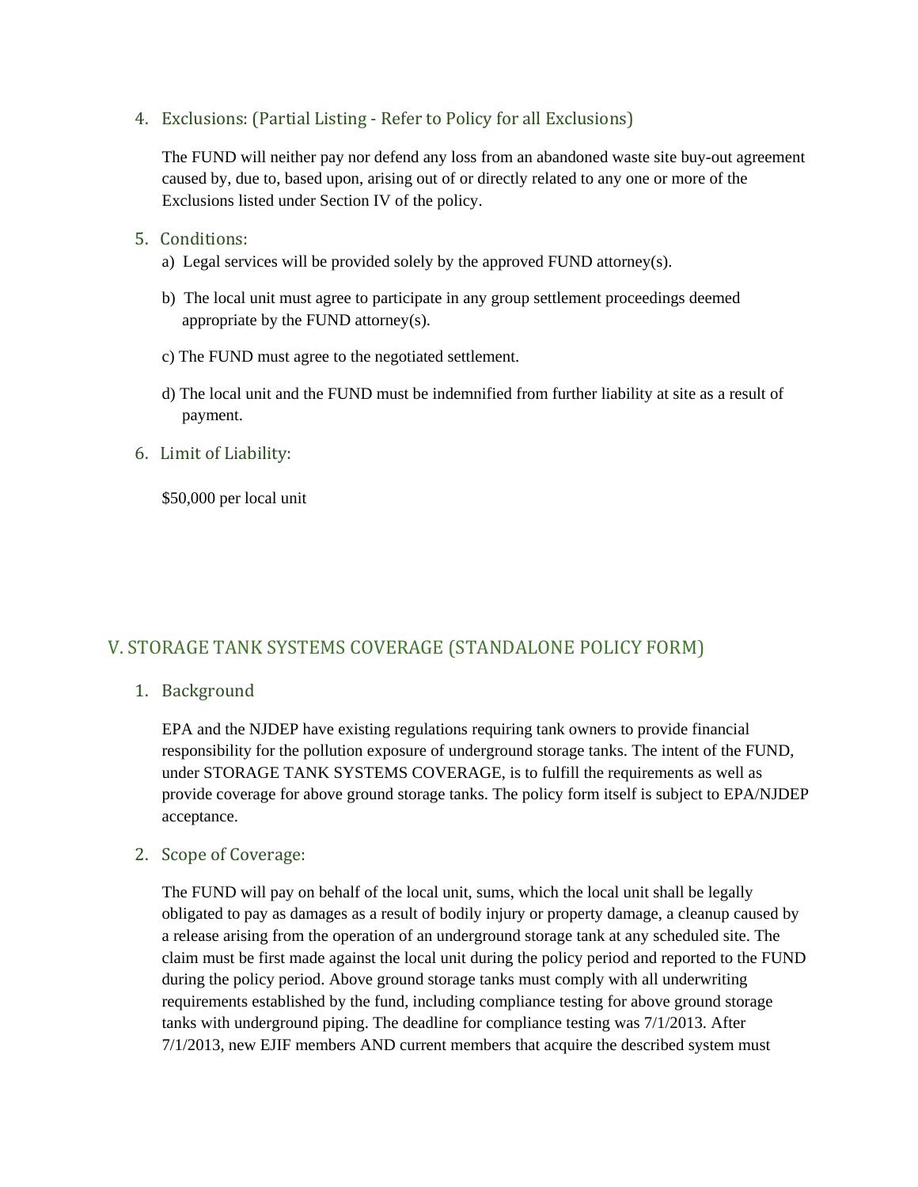4. Exclusions: (Partial Listing - Refer to Policy for all Exclusions)

   The FUND will neither pay nor defend any loss from an abandoned waste site buy-out agreement caused by, due to, based upon, arising out of or directly related to any one or more of the Exclusions listed under Section IV of the policy.

5. Conditions:

   a) Legal services will be provided solely by the approved FUND attorney(s).

   b) The local unit must agree to participate in any group settlement proceedings deemed appropriate by the FUND attorney(s).

   c) The FUND must agree to the negotiated settlement.

   d) The local unit and the FUND must be indemnified from further liability at site as a result of payment.

6. Limit of Liability:

   $50,000 per local unit

## V. STORAGE TANK SYSTEMS COVERAGE (STANDALONE POLICY FORM)

1. Background

   EPA and the NJDEP have existing regulations requiring tank owners to provide financial responsibility for the pollution exposure of underground storage tanks. The intent of the FUND, under STORAGE TANK SYSTEMS COVERAGE, is to fulfill the requirements as well as provide coverage for above ground storage tanks. The policy form itself is subject to EPA/NJDEP acceptance.

2. Scope of Coverage:

   The FUND will pay on behalf of the local unit, sums, which the local unit shall be legally obligated to pay as damages as a result of bodily injury or property damage, a cleanup caused by a release arising from the operation of an underground storage tank at any scheduled site. The claim must be first made against the local unit during the policy period and reported to the FUND during the policy period. Above ground storage tanks must comply with all underwriting requirements established by the fund, including compliance testing for above ground storage tanks with underground piping. The deadline for compliance testing was 7/1/2013. After 7/1/2013, new EJIF members AND current members that acquire the described system must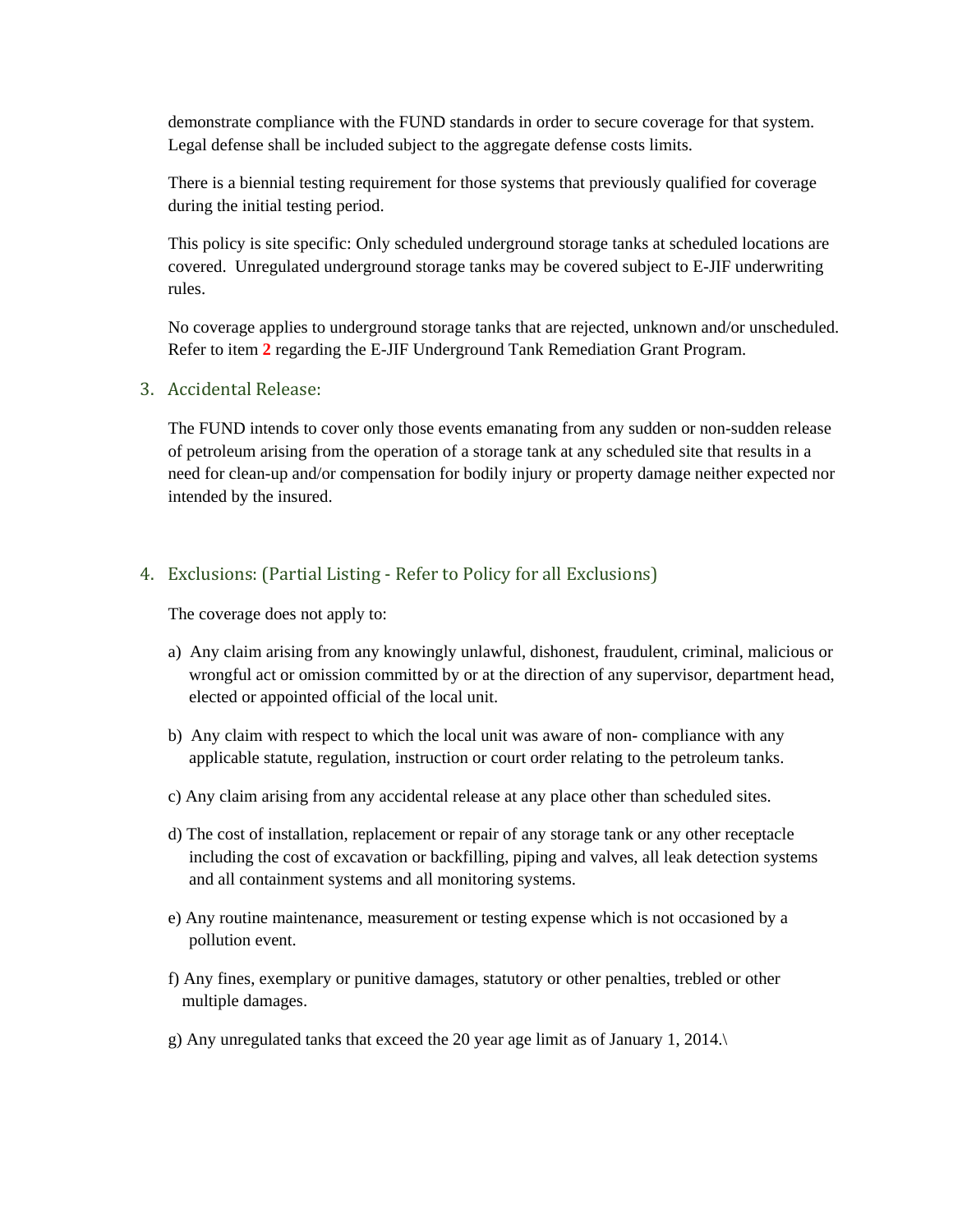demonstrate compliance with the FUND standards in order to secure coverage for that system. Legal defense shall be included subject to the aggregate defense costs limits.

There is a biennial testing requirement for those systems that previously qualified for coverage during the initial testing period.

This policy is site specific: Only scheduled underground storage tanks at scheduled locations are covered. Unregulated underground storage tanks may be covered subject to E-JIF underwriting rules.

No coverage applies to underground storage tanks that are rejected, unknown and/or unscheduled. Refer to item **2** regarding the E-JIF Underground Tank Remediation Grant Program.

## 3. Accidental Release:

The FUND intends to cover only those events emanating from any sudden or non-sudden release of petroleum arising from the operation of a storage tank at any scheduled site that results in a need for clean-up and/or compensation for bodily injury or property damage neither expected nor intended by the insured.

## 4. Exclusions: (Partial Listing - Refer to Policy for all Exclusions)

The coverage does not apply to:

a) Any claim arising from any knowingly unlawful, dishonest, fraudulent, criminal, malicious or wrongful act or omission committed by or at the direction of any supervisor, department head, elected or appointed official of the local unit.

b) Any claim with respect to which the local unit was aware of non- compliance with any applicable statute, regulation, instruction or court order relating to the petroleum tanks.

c) Any claim arising from any accidental release at any place other than scheduled sites.

d) The cost of installation, replacement or repair of any storage tank or any other receptacle including the cost of excavation or backfilling, piping and valves, all leak detection systems and all containment systems and all monitoring systems.

e) Any routine maintenance, measurement or testing expense which is not occasioned by a pollution event.

f) Any fines, exemplary or punitive damages, statutory or other penalties, trebled or other multiple damages.

g) Any unregulated tanks that exceed the 20 year age limit as of January 1, 2014.\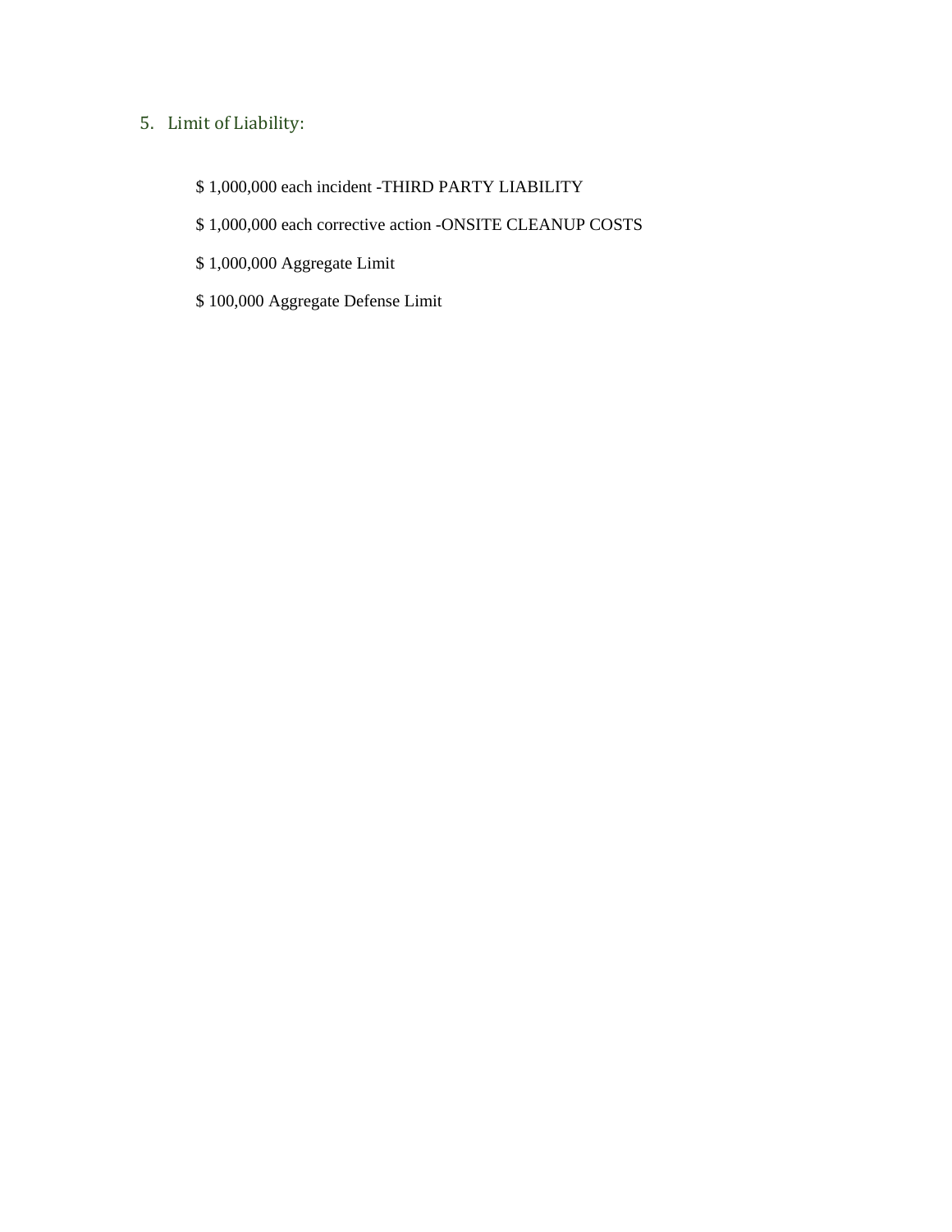## 5. Limit of Liability:

$ 1,000,000 each incident -THIRD PARTY LIABILITY

$ 1,000,000 each corrective action -ONSITE CLEANUP COSTS

$ 1,000,000 Aggregate Limit

$ 100,000 Aggregate Defense Limit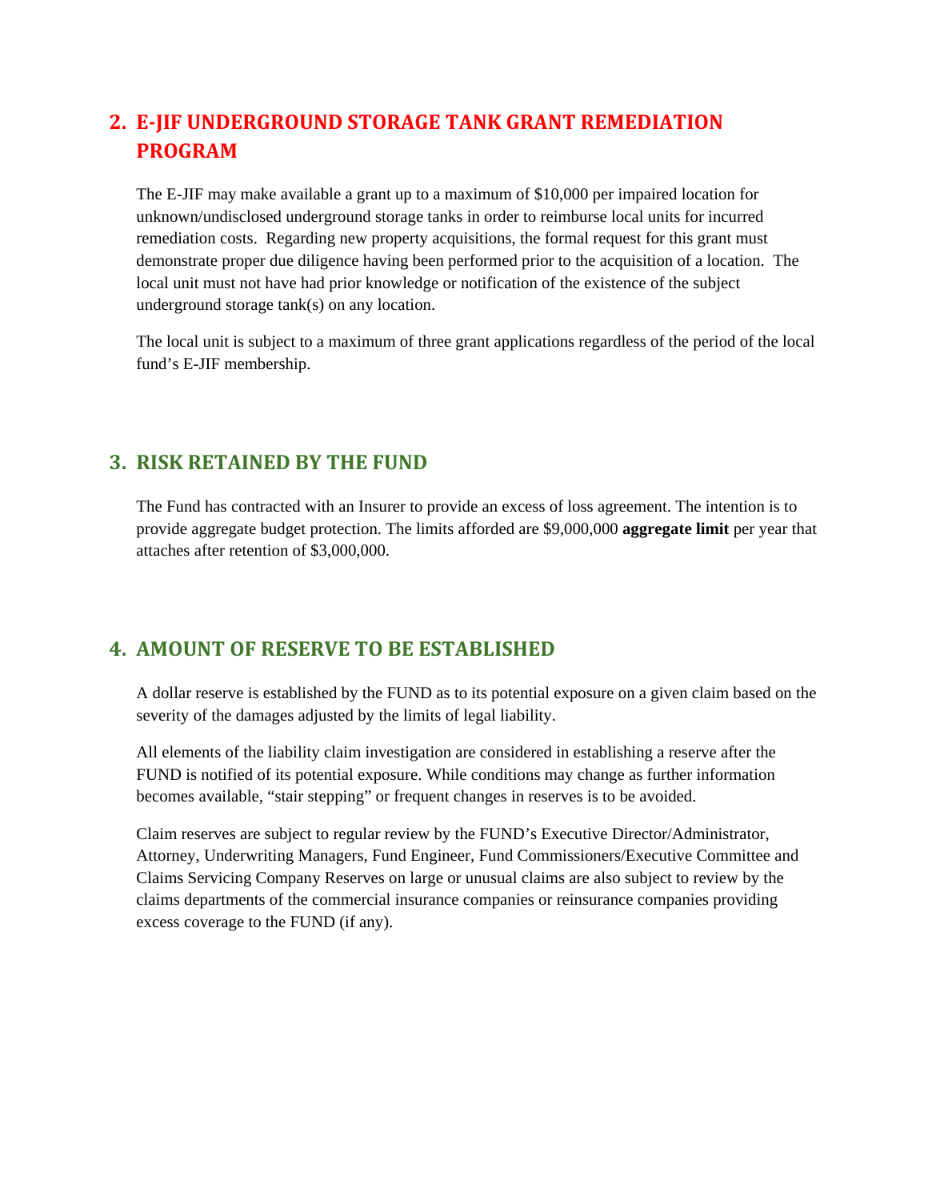## 2. E-JIF UNDERGROUND STORAGE TANK GRANT REMEDIATION PROGRAM

The E-JIF may make available a grant up to a maximum of $10,000 per impaired location for unknown/undisclosed underground storage tanks in order to reimburse local units for incurred remediation costs. Regarding new property acquisitions, the formal request for this grant must demonstrate proper due diligence having been performed prior to the acquisition of a location. The local unit must not have had prior knowledge or notification of the existence of the subject underground storage tank(s) on any location.

The local unit is subject to a maximum of three grant applications regardless of the period of the local fund's E-JIF membership.

## 3. RISK RETAINED BY THE FUND

The Fund has contracted with an Insurer to provide an excess of loss agreement. The intention is to provide aggregate budget protection. The limits afforded are $9,000,000 **aggregate limit** per year that attaches after retention of $3,000,000.

## 4. AMOUNT OF RESERVE TO BE ESTABLISHED

A dollar reserve is established by the FUND as to its potential exposure on a given claim based on the severity of the damages adjusted by the limits of legal liability.

All elements of the liability claim investigation are considered in establishing a reserve after the FUND is notified of its potential exposure. While conditions may change as further information becomes available, "stair stepping" or frequent changes in reserves is to be avoided.

Claim reserves are subject to regular review by the FUND's Executive Director/Administrator, Attorney, Underwriting Managers, Fund Engineer, Fund Commissioners/Executive Committee and Claims Servicing Company Reserves on large or unusual claims are also subject to review by the claims departments of the commercial insurance companies or reinsurance companies providing excess coverage to the FUND (if any).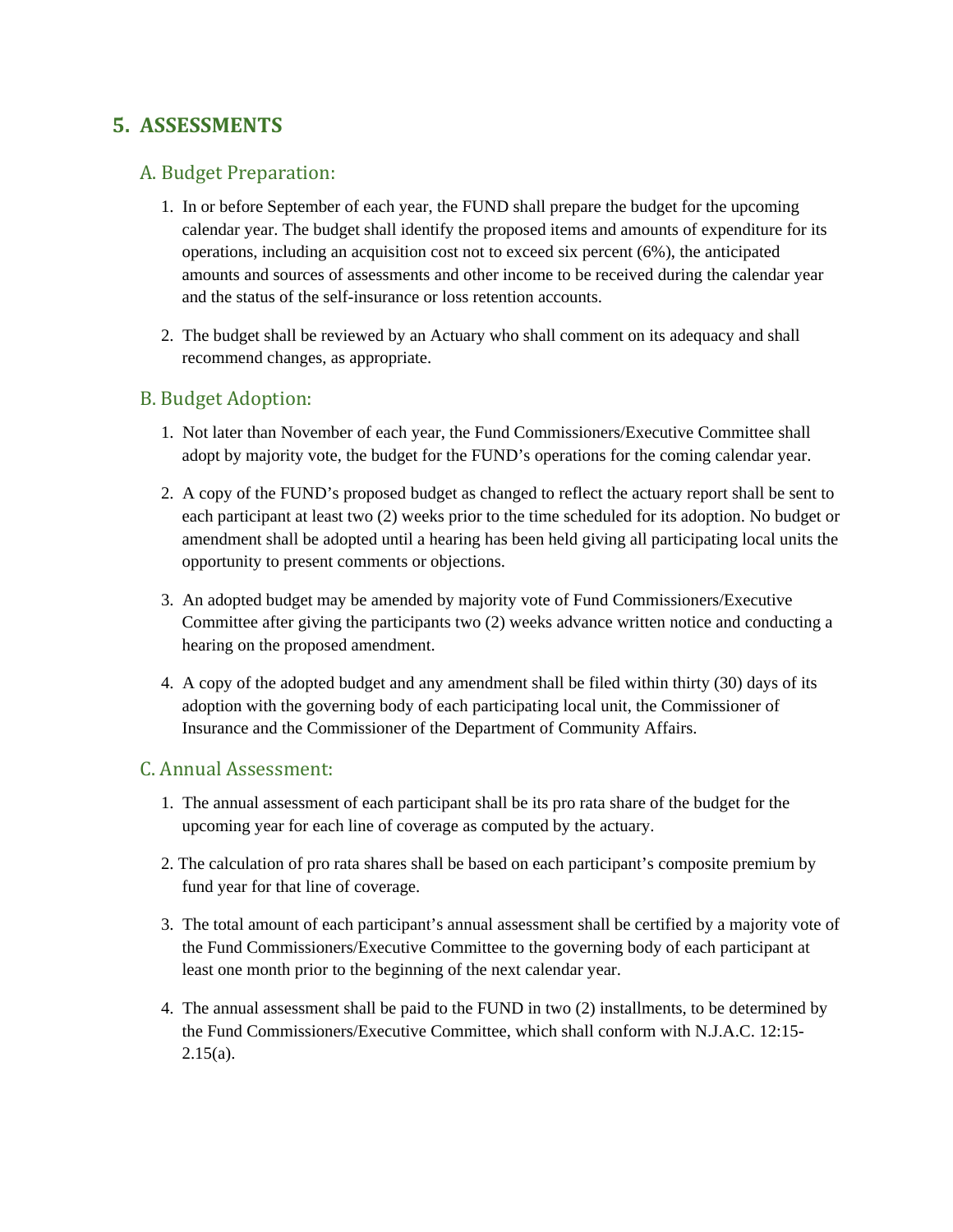## 5. ASSESSMENTS

### A. Budget Preparation:

1. In or before September of each year, the FUND shall prepare the budget for the upcoming calendar year. The budget shall identify the proposed items and amounts of expenditure for its operations, including an acquisition cost not to exceed six percent (6%), the anticipated amounts and sources of assessments and other income to be received during the calendar year and the status of the self-insurance or loss retention accounts.

2. The budget shall be reviewed by an Actuary who shall comment on its adequacy and shall recommend changes, as appropriate.

### B. Budget Adoption:

1. Not later than November of each year, the Fund Commissioners/Executive Committee shall adopt by majority vote, the budget for the FUND's operations for the coming calendar year.

2. A copy of the FUND's proposed budget as changed to reflect the actuary report shall be sent to each participant at least two (2) weeks prior to the time scheduled for its adoption. No budget or amendment shall be adopted until a hearing has been held giving all participating local units the opportunity to present comments or objections.

3. An adopted budget may be amended by majority vote of Fund Commissioners/Executive Committee after giving the participants two (2) weeks advance written notice and conducting a hearing on the proposed amendment.

4. A copy of the adopted budget and any amendment shall be filed within thirty (30) days of its adoption with the governing body of each participating local unit, the Commissioner of Insurance and the Commissioner of the Department of Community Affairs.

### C. Annual Assessment:

1. The annual assessment of each participant shall be its pro rata share of the budget for the upcoming year for each line of coverage as computed by the actuary.

2. The calculation of pro rata shares shall be based on each participant's composite premium by fund year for that line of coverage.

3. The total amount of each participant's annual assessment shall be certified by a majority vote of the Fund Commissioners/Executive Committee to the governing body of each participant at least one month prior to the beginning of the next calendar year.

4. The annual assessment shall be paid to the FUND in two (2) installments, to be determined by the Fund Commissioners/Executive Committee, which shall conform with N.J.A.C. 12:15-2.15(a).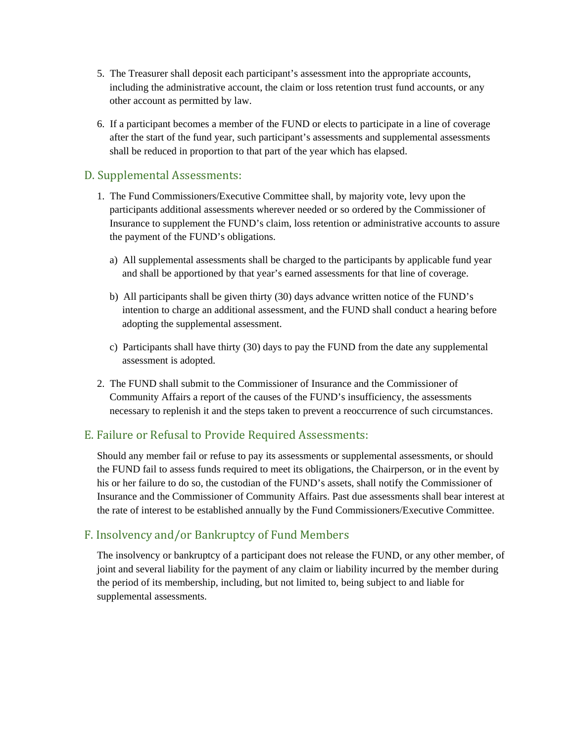5. The Treasurer shall deposit each participant's assessment into the appropriate accounts, including the administrative account, the claim or loss retention trust fund accounts, or any other account as permitted by law.

6. If a participant becomes a member of the FUND or elects to participate in a line of coverage after the start of the fund year, such participant's assessments and supplemental assessments shall be reduced in proportion to that part of the year which has elapsed.

## D. Supplemental Assessments:

1. The Fund Commissioners/Executive Committee shall, by majority vote, levy upon the participants additional assessments wherever needed or so ordered by the Commissioner of Insurance to supplement the FUND's claim, loss retention or administrative accounts to assure the payment of the FUND's obligations.

   a) All supplemental assessments shall be charged to the participants by applicable fund year and shall be apportioned by that year's earned assessments for that line of coverage.

   b) All participants shall be given thirty (30) days advance written notice of the FUND's intention to charge an additional assessment, and the FUND shall conduct a hearing before adopting the supplemental assessment.

   c) Participants shall have thirty (30) days to pay the FUND from the date any supplemental assessment is adopted.

2. The FUND shall submit to the Commissioner of Insurance and the Commissioner of Community Affairs a report of the causes of the FUND's insufficiency, the assessments necessary to replenish it and the steps taken to prevent a reoccurrence of such circumstances.

## E. Failure or Refusal to Provide Required Assessments:

Should any member fail or refuse to pay its assessments or supplemental assessments, or should the FUND fail to assess funds required to meet its obligations, the Chairperson, or in the event by his or her failure to do so, the custodian of the FUND's assets, shall notify the Commissioner of Insurance and the Commissioner of Community Affairs. Past due assessments shall bear interest at the rate of interest to be established annually by the Fund Commissioners/Executive Committee.

## F. Insolvency and/or Bankruptcy of Fund Members

The insolvency or bankruptcy of a participant does not release the FUND, or any other member, of joint and several liability for the payment of any claim or liability incurred by the member during the period of its membership, including, but not limited to, being subject to and liable for supplemental assessments.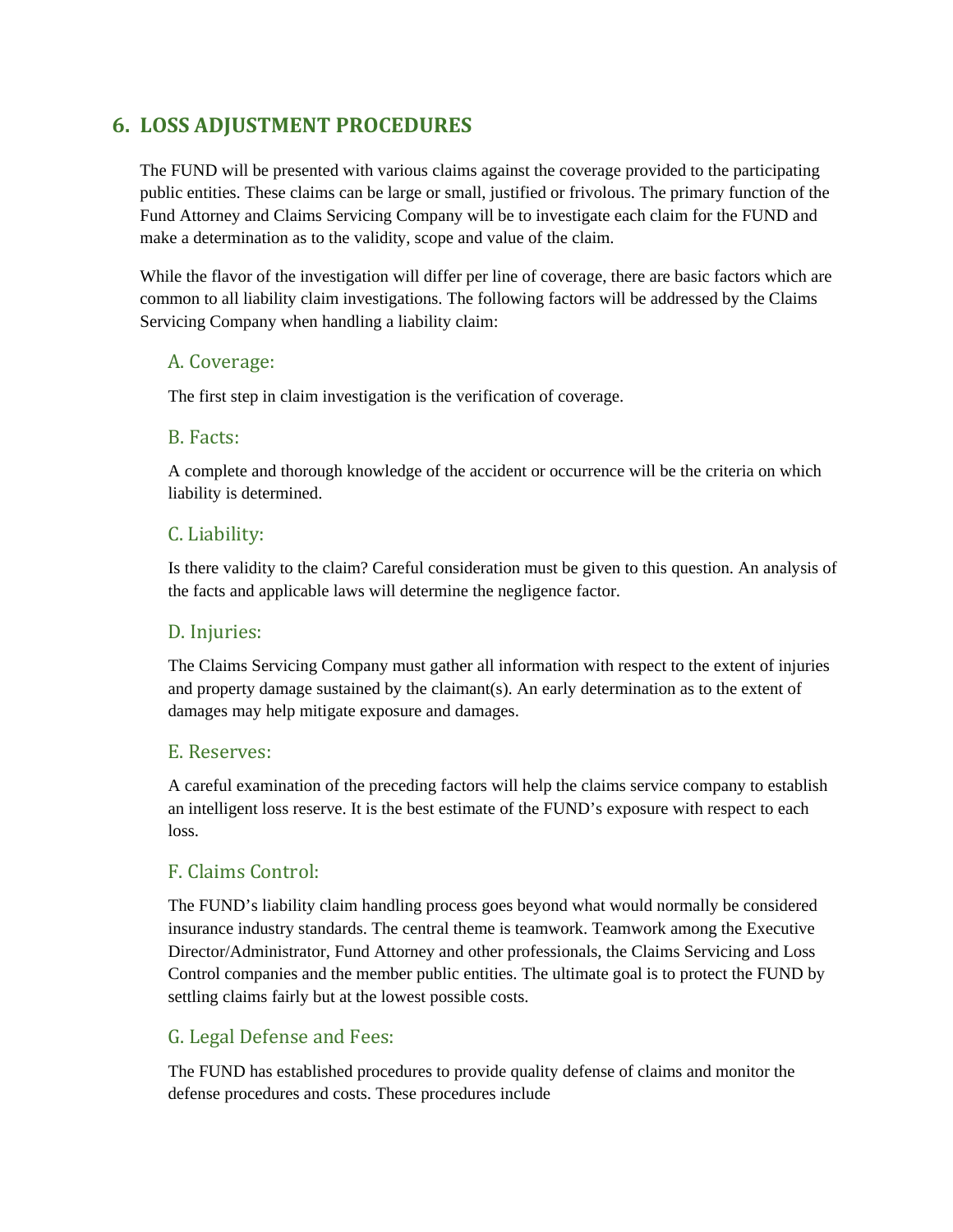## 6. LOSS ADJUSTMENT PROCEDURES

The FUND will be presented with various claims against the coverage provided to the participating public entities. These claims can be large or small, justified or frivolous. The primary function of the Fund Attorney and Claims Servicing Company will be to investigate each claim for the FUND and make a determination as to the validity, scope and value of the claim.

While the flavor of the investigation will differ per line of coverage, there are basic factors which are common to all liability claim investigations. The following factors will be addressed by the Claims Servicing Company when handling a liability claim:

### A. Coverage:

The first step in claim investigation is the verification of coverage.

### B. Facts:

A complete and thorough knowledge of the accident or occurrence will be the criteria on which liability is determined.

### C. Liability:

Is there validity to the claim? Careful consideration must be given to this question. An analysis of the facts and applicable laws will determine the negligence factor.

### D. Injuries:

The Claims Servicing Company must gather all information with respect to the extent of injuries and property damage sustained by the claimant(s). An early determination as to the extent of damages may help mitigate exposure and damages.

### E. Reserves:

A careful examination of the preceding factors will help the claims service company to establish an intelligent loss reserve. It is the best estimate of the FUND's exposure with respect to each loss.

### F. Claims Control:

The FUND's liability claim handling process goes beyond what would normally be considered insurance industry standards. The central theme is teamwork. Teamwork among the Executive Director/Administrator, Fund Attorney and other professionals, the Claims Servicing and Loss Control companies and the member public entities. The ultimate goal is to protect the FUND by settling claims fairly but at the lowest possible costs.

### G. Legal Defense and Fees:

The FUND has established procedures to provide quality defense of claims and monitor the defense procedures and costs. These procedures include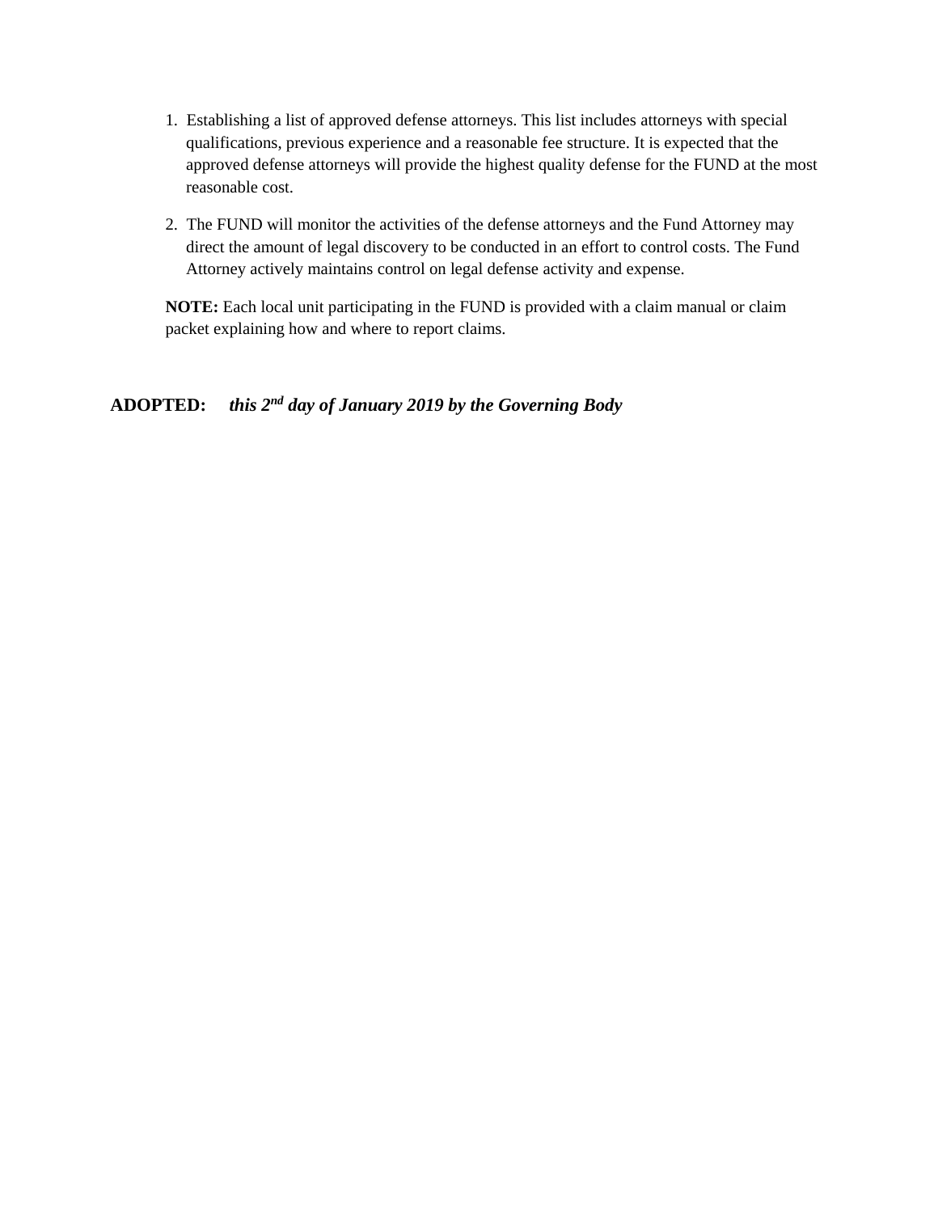1. Establishing a list of approved defense attorneys. This list includes attorneys with special qualifications, previous experience and a reasonable fee structure. It is expected that the approved defense attorneys will provide the highest quality defense for the FUND at the most reasonable cost.

2. The FUND will monitor the activities of the defense attorneys and the Fund Attorney may direct the amount of legal discovery to be conducted in an effort to control costs. The Fund Attorney actively maintains control on legal defense activity and expense.

**NOTE:** Each local unit participating in the FUND is provided with a claim manual or claim packet explaining how and where to report claims.

**ADOPTED:** ***this 2nd day of January 2019 by the Governing Body***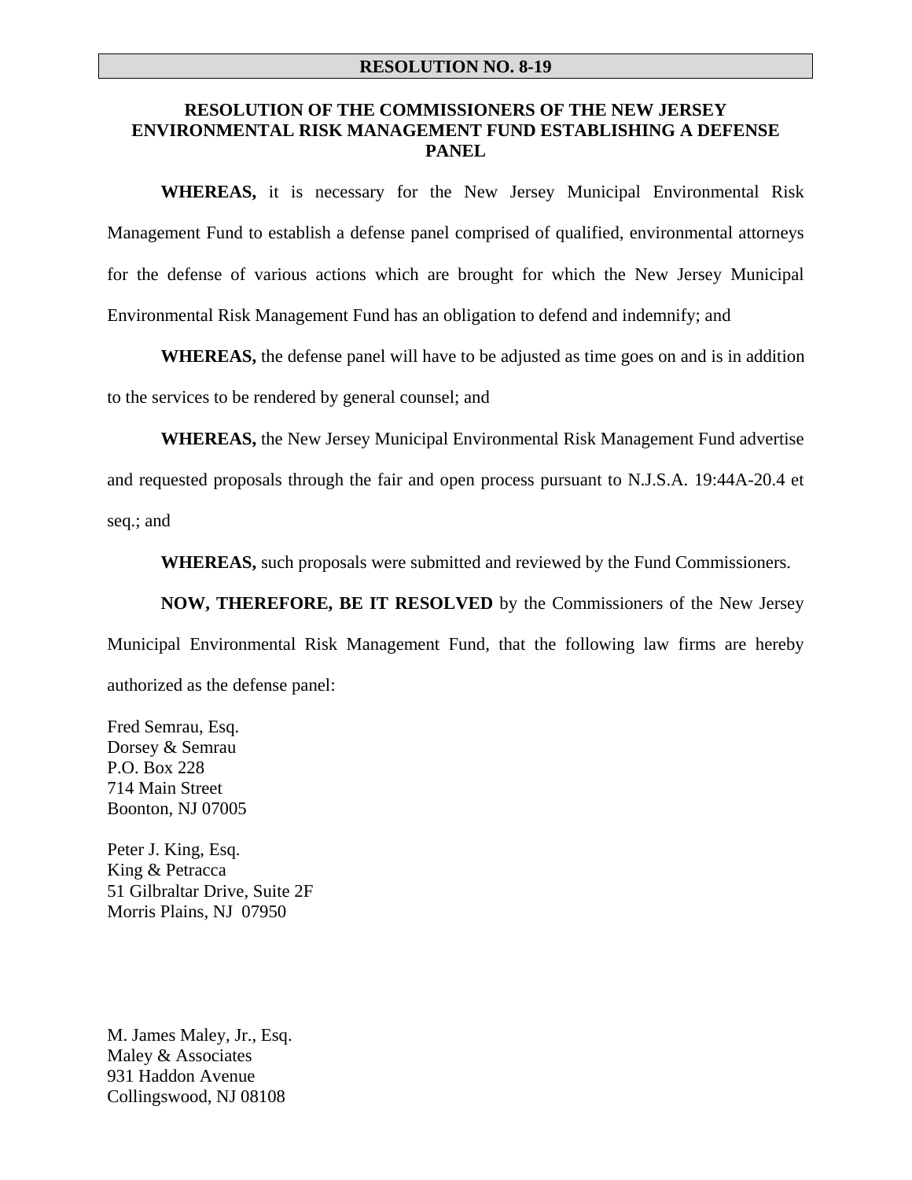**RESOLUTION NO. 8-19**

**RESOLUTION OF THE COMMISSIONERS OF THE NEW JERSEY ENVIRONMENTAL RISK MANAGEMENT FUND ESTABLISHING A DEFENSE PANEL**

**WHEREAS,** it is necessary for the New Jersey Municipal Environmental Risk Management Fund to establish a defense panel comprised of qualified, environmental attorneys for the defense of various actions which are brought for which the New Jersey Municipal Environmental Risk Management Fund has an obligation to defend and indemnify; and

**WHEREAS,** the defense panel will have to be adjusted as time goes on and is in addition to the services to be rendered by general counsel; and

**WHEREAS,** the New Jersey Municipal Environmental Risk Management Fund advertise and requested proposals through the fair and open process pursuant to N.J.S.A. 19:44A-20.4 et seq.; and

**WHEREAS,** such proposals were submitted and reviewed by the Fund Commissioners.

**NOW, THEREFORE, BE IT RESOLVED** by the Commissioners of the New Jersey Municipal Environmental Risk Management Fund, that the following law firms are hereby authorized as the defense panel:

Fred Semrau, Esq.
Dorsey & Semrau
P.O. Box 228
714 Main Street
Boonton, NJ 07005

Peter J. King, Esq.
King & Petracca
51 Gilbraltar Drive, Suite 2F
Morris Plains, NJ 07950

M. James Maley, Jr., Esq.
Maley & Associates
931 Haddon Avenue
Collingswood, NJ 08108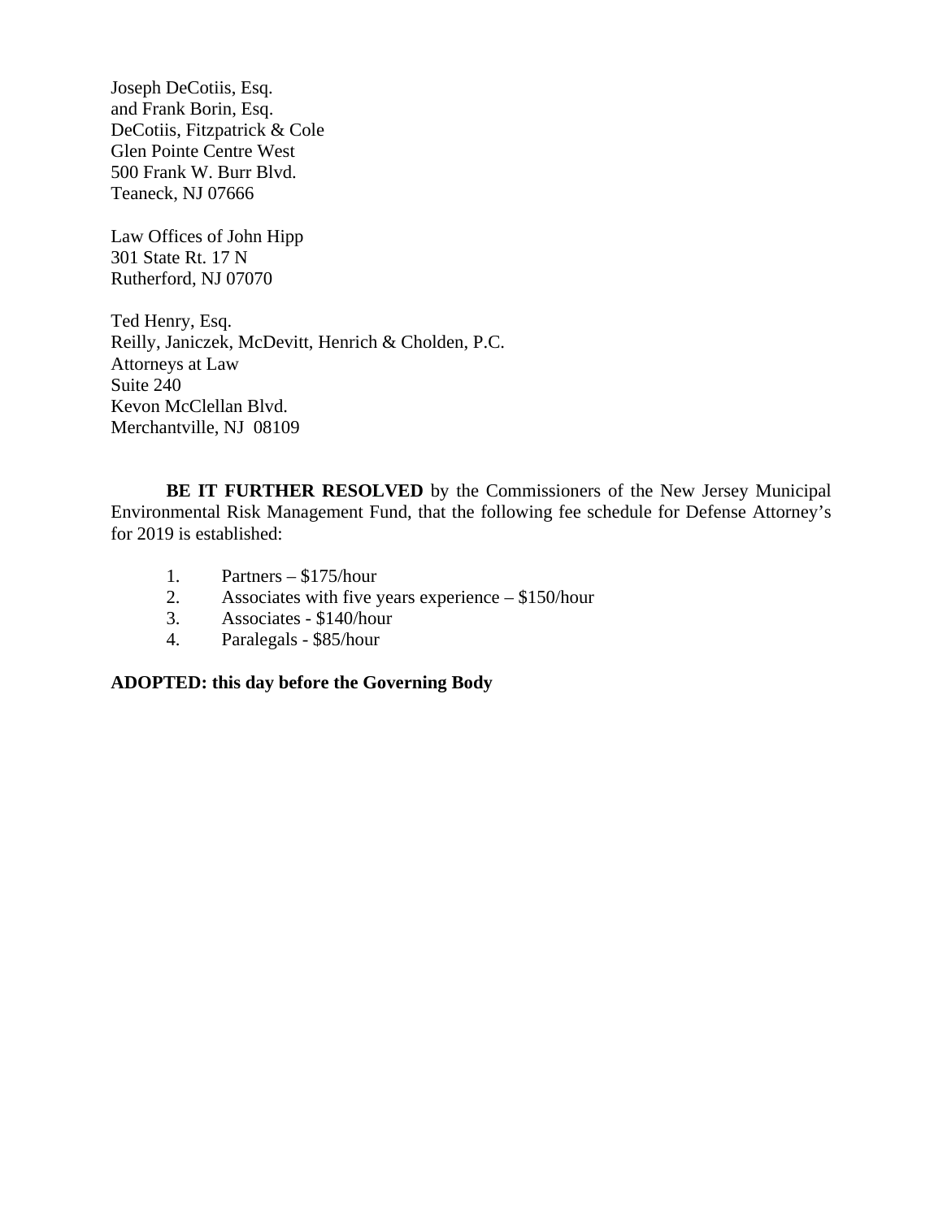Joseph DeCotiis, Esq.
and Frank Borin, Esq.
DeCotiis, Fitzpatrick & Cole
Glen Pointe Centre West
500 Frank W. Burr Blvd.
Teaneck, NJ 07666

Law Offices of John Hipp
301 State Rt. 17 N
Rutherford, NJ 07070

Ted Henry, Esq.
Reilly, Janiczek, McDevitt, Henrich & Cholden, P.C.
Attorneys at Law
Suite 240
Kevon McClellan Blvd.
Merchantville, NJ 08109

**BE IT FURTHER RESOLVED** by the Commissioners of the New Jersey Municipal Environmental Risk Management Fund, that the following fee schedule for Defense Attorney's for 2019 is established:

1. Partners – $175/hour
2. Associates with five years experience – $150/hour
3. Associates - $140/hour
4. Paralegals - $85/hour

**ADOPTED: this day before the Governing Body**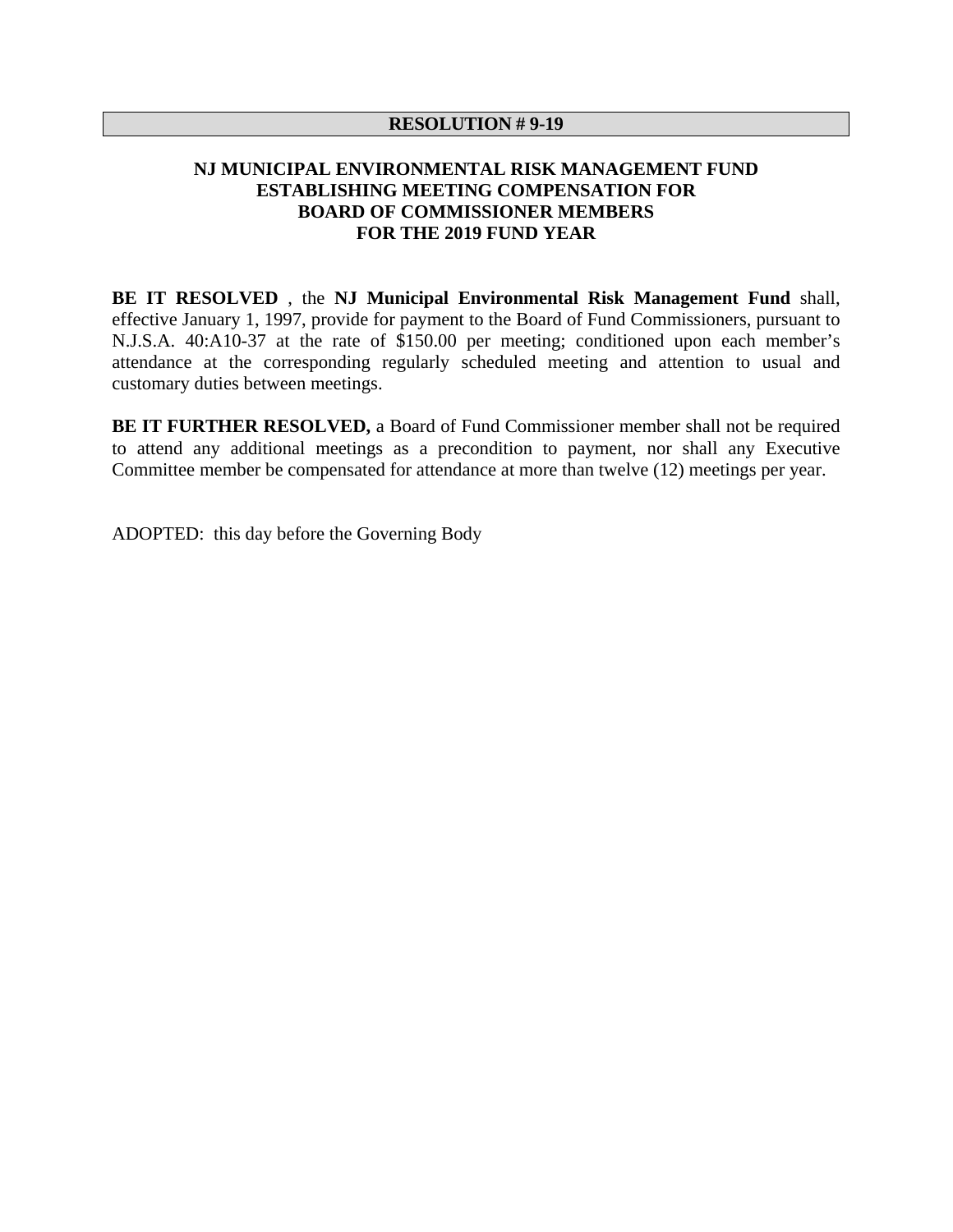**RESOLUTION # 9-19**

**NJ MUNICIPAL ENVIRONMENTAL RISK MANAGEMENT FUND**
**ESTABLISHING MEETING COMPENSATION FOR**
**BOARD OF COMMISSIONER MEMBERS**
**FOR THE 2019 FUND YEAR**

**BE IT RESOLVED** , the **NJ Municipal Environmental Risk Management Fund** shall, effective January 1, 1997, provide for payment to the Board of Fund Commissioners, pursuant to N.J.S.A. 40:A10-37 at the rate of $150.00 per meeting; conditioned upon each member's attendance at the corresponding regularly scheduled meeting and attention to usual and customary duties between meetings.

**BE IT FURTHER RESOLVED,** a Board of Fund Commissioner member shall not be required to attend any additional meetings as a precondition to payment, nor shall any Executive Committee member be compensated for attendance at more than twelve (12) meetings per year.

ADOPTED: this day before the Governing Body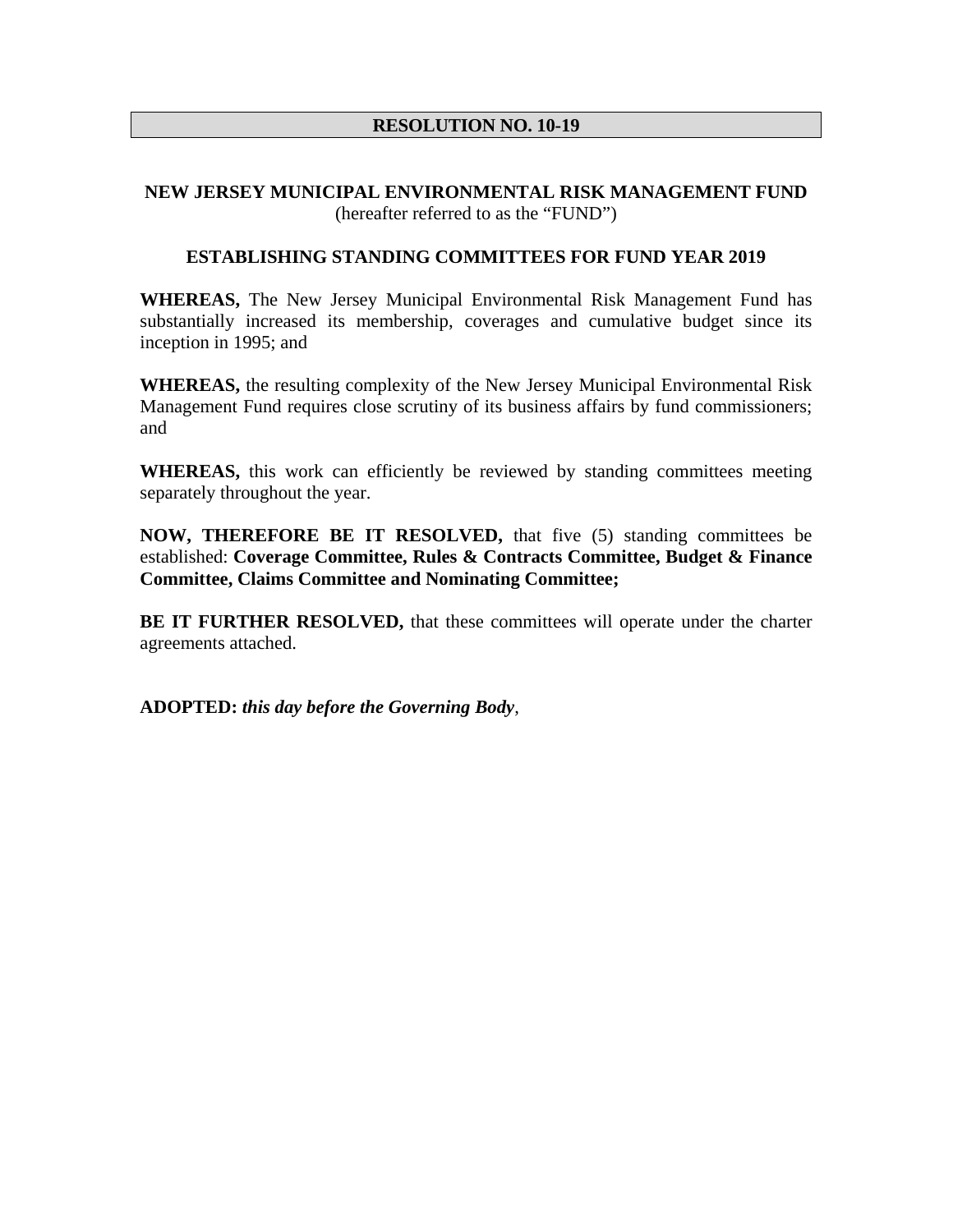**RESOLUTION NO. 10-19**

**NEW JERSEY MUNICIPAL ENVIRONMENTAL RISK MANAGEMENT FUND**
(hereafter referred to as the "FUND")

**ESTABLISHING STANDING COMMITTEES FOR FUND YEAR 2019**

**WHEREAS,** The New Jersey Municipal Environmental Risk Management Fund has substantially increased its membership, coverages and cumulative budget since its inception in 1995; and

**WHEREAS,** the resulting complexity of the New Jersey Municipal Environmental Risk Management Fund requires close scrutiny of its business affairs by fund commissioners; and

**WHEREAS,** this work can efficiently be reviewed by standing committees meeting separately throughout the year.

**NOW, THEREFORE BE IT RESOLVED,** that five (5) standing committees be established: **Coverage Committee, Rules & Contracts Committee, Budget & Finance Committee, Claims Committee and Nominating Committee;**

**BE IT FURTHER RESOLVED,** that these committees will operate under the charter agreements attached.

**ADOPTED:** ***this day before the Governing Body***,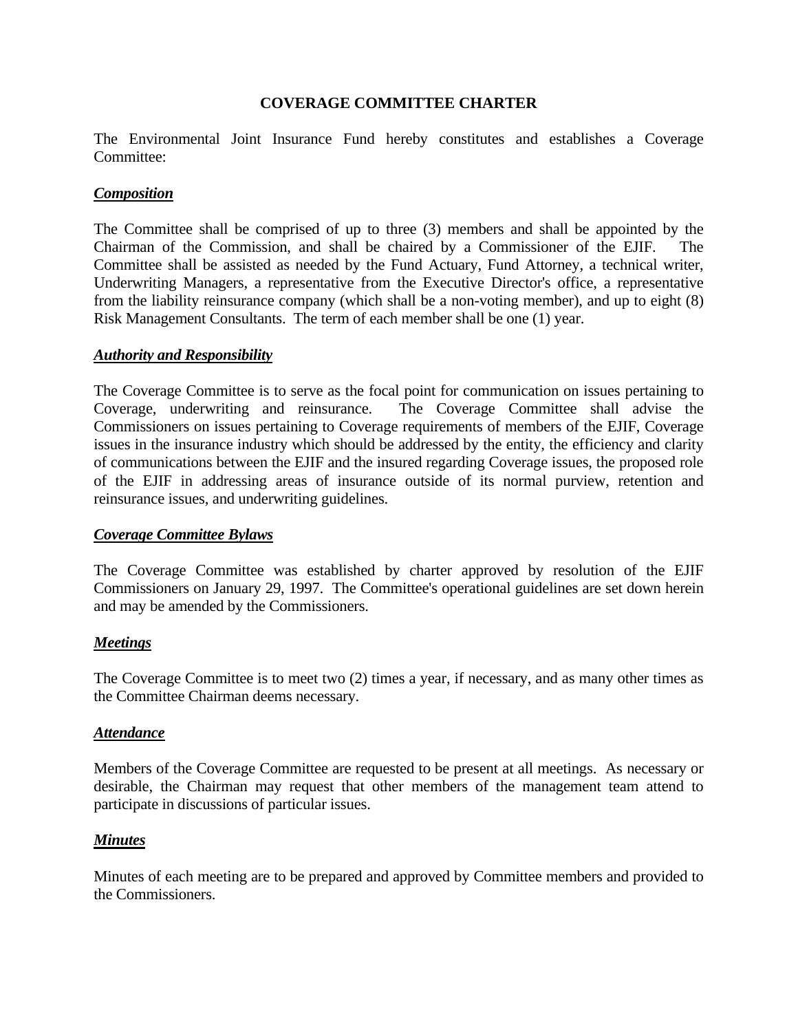# COVERAGE COMMITTEE CHARTER

The Environmental Joint Insurance Fund hereby constitutes and establishes a Coverage Committee:

***Composition***

The Committee shall be comprised of up to three (3) members and shall be appointed by the Chairman of the Commission, and shall be chaired by a Commissioner of the EJIF. The Committee shall be assisted as needed by the Fund Actuary, Fund Attorney, a technical writer, Underwriting Managers, a representative from the Executive Director's office, a representative from the liability reinsurance company (which shall be a non-voting member), and up to eight (8) Risk Management Consultants. The term of each member shall be one (1) year.

***Authority and Responsibility***

The Coverage Committee is to serve as the focal point for communication on issues pertaining to Coverage, underwriting and reinsurance. The Coverage Committee shall advise the Commissioners on issues pertaining to Coverage requirements of members of the EJIF, Coverage issues in the insurance industry which should be addressed by the entity, the efficiency and clarity of communications between the EJIF and the insured regarding Coverage issues, the proposed role of the EJIF in addressing areas of insurance outside of its normal purview, retention and reinsurance issues, and underwriting guidelines.

***Coverage Committee Bylaws***

The Coverage Committee was established by charter approved by resolution of the EJIF Commissioners on January 29, 1997. The Committee's operational guidelines are set down herein and may be amended by the Commissioners.

***Meetings***

The Coverage Committee is to meet two (2) times a year, if necessary, and as many other times as the Committee Chairman deems necessary.

***Attendance***

Members of the Coverage Committee are requested to be present at all meetings. As necessary or desirable, the Chairman may request that other members of the management team attend to participate in discussions of particular issues.

***Minutes***

Minutes of each meeting are to be prepared and approved by Committee members and provided to the Commissioners.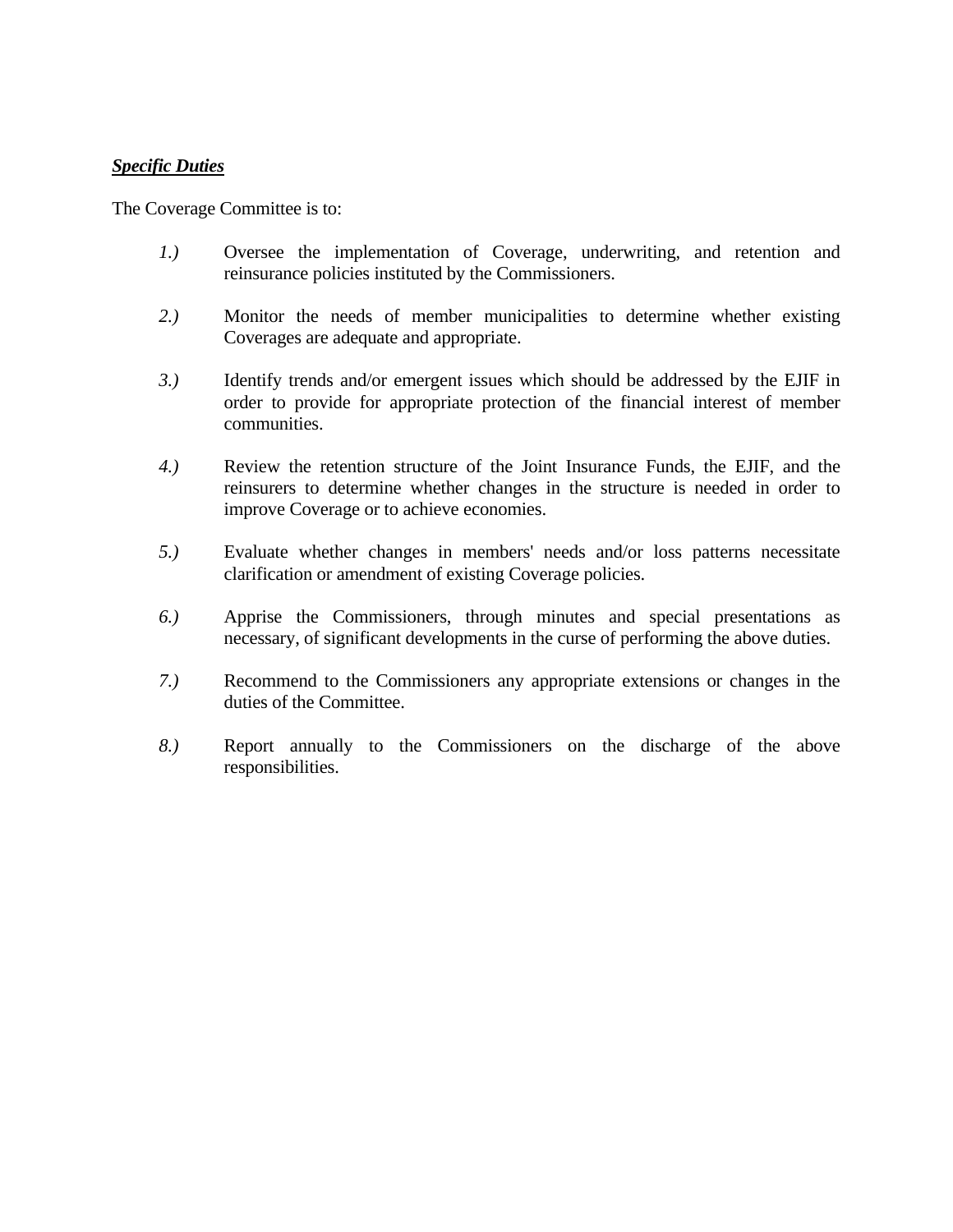***Specific Duties***

The Coverage Committee is to:

1.) Oversee the implementation of Coverage, underwriting, and retention and reinsurance policies instituted by the Commissioners.

2.) Monitor the needs of member municipalities to determine whether existing Coverages are adequate and appropriate.

3.) Identify trends and/or emergent issues which should be addressed by the EJIF in order to provide for appropriate protection of the financial interest of member communities.

4.) Review the retention structure of the Joint Insurance Funds, the EJIF, and the reinsurers to determine whether changes in the structure is needed in order to improve Coverage or to achieve economies.

5.) Evaluate whether changes in members' needs and/or loss patterns necessitate clarification or amendment of existing Coverage policies.

6.) Apprise the Commissioners, through minutes and special presentations as necessary, of significant developments in the curse of performing the above duties.

7.) Recommend to the Commissioners any appropriate extensions or changes in the duties of the Committee.

8.) Report annually to the Commissioners on the discharge of the above responsibilities.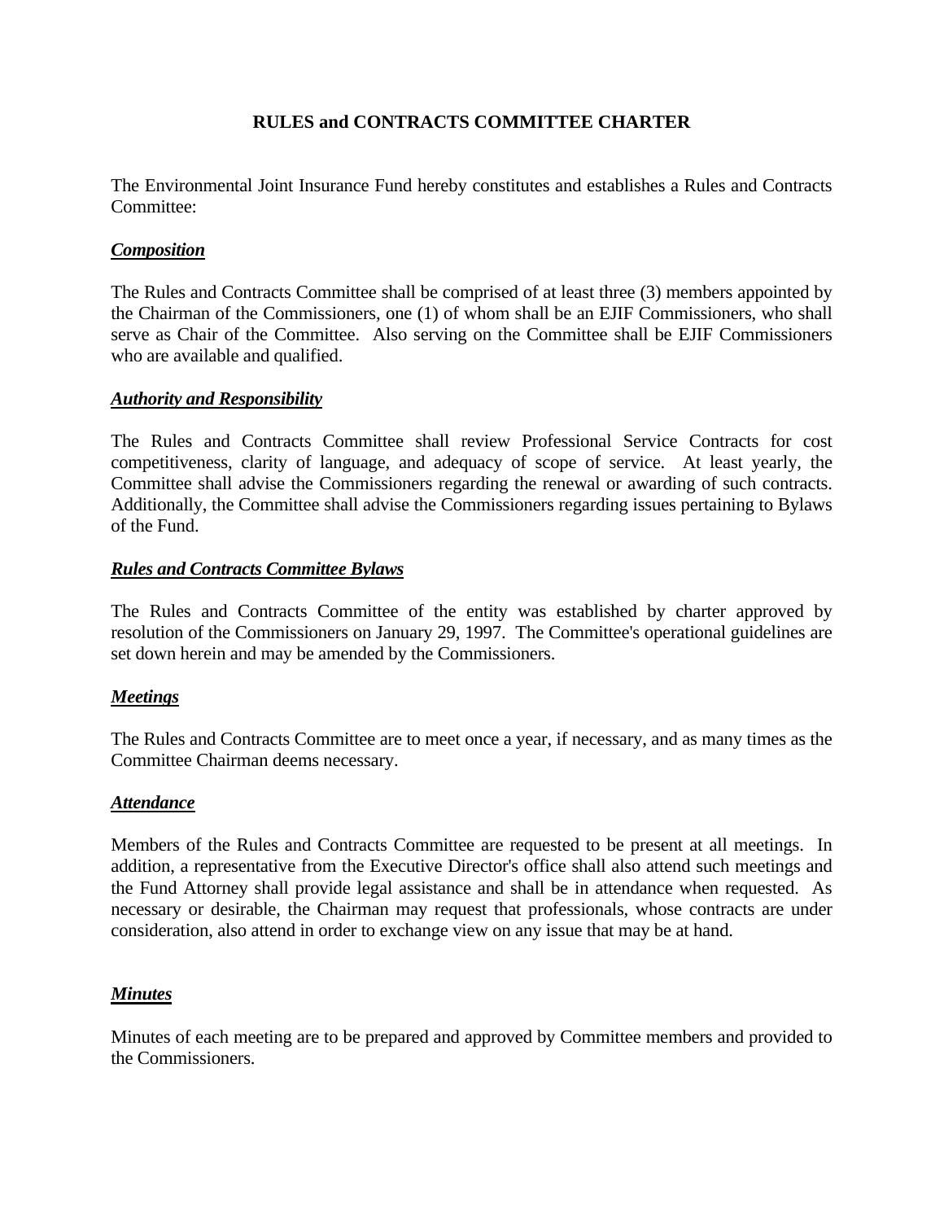# RULES and CONTRACTS COMMITTEE CHARTER

The Environmental Joint Insurance Fund hereby constitutes and establishes a Rules and Contracts Committee:

***Composition***

The Rules and Contracts Committee shall be comprised of at least three (3) members appointed by the Chairman of the Commissioners, one (1) of whom shall be an EJIF Commissioners, who shall serve as Chair of the Committee. Also serving on the Committee shall be EJIF Commissioners who are available and qualified.

***Authority and Responsibility***

The Rules and Contracts Committee shall review Professional Service Contracts for cost competitiveness, clarity of language, and adequacy of scope of service. At least yearly, the Committee shall advise the Commissioners regarding the renewal or awarding of such contracts. Additionally, the Committee shall advise the Commissioners regarding issues pertaining to Bylaws of the Fund.

***Rules and Contracts Committee Bylaws***

The Rules and Contracts Committee of the entity was established by charter approved by resolution of the Commissioners on January 29, 1997. The Committee's operational guidelines are set down herein and may be amended by the Commissioners.

***Meetings***

The Rules and Contracts Committee are to meet once a year, if necessary, and as many times as the Committee Chairman deems necessary.

***Attendance***

Members of the Rules and Contracts Committee are requested to be present at all meetings. In addition, a representative from the Executive Director's office shall also attend such meetings and the Fund Attorney shall provide legal assistance and shall be in attendance when requested. As necessary or desirable, the Chairman may request that professionals, whose contracts are under consideration, also attend in order to exchange view on any issue that may be at hand.

***Minutes***

Minutes of each meeting are to be prepared and approved by Committee members and provided to the Commissioners.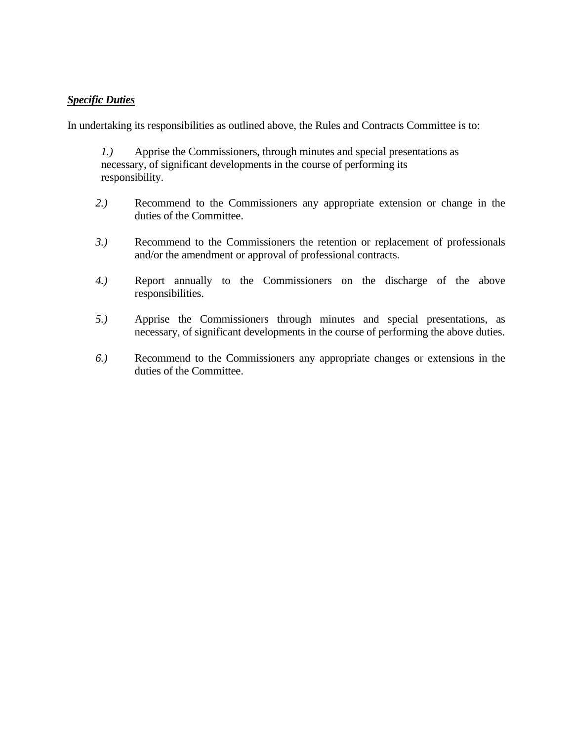***Specific Duties***

In undertaking its responsibilities as outlined above, the Rules and Contracts Committee is to:

*1.)* Apprise the Commissioners, through minutes and special presentations as necessary, of significant developments in the course of performing its responsibility.

*2.)* Recommend to the Commissioners any appropriate extension or change in the duties of the Committee.

*3.)* Recommend to the Commissioners the retention or replacement of professionals and/or the amendment or approval of professional contracts.

*4.)* Report annually to the Commissioners on the discharge of the above responsibilities.

*5.)* Apprise the Commissioners through minutes and special presentations, as necessary, of significant developments in the course of performing the above duties.

*6.)* Recommend to the Commissioners any appropriate changes or extensions in the duties of the Committee.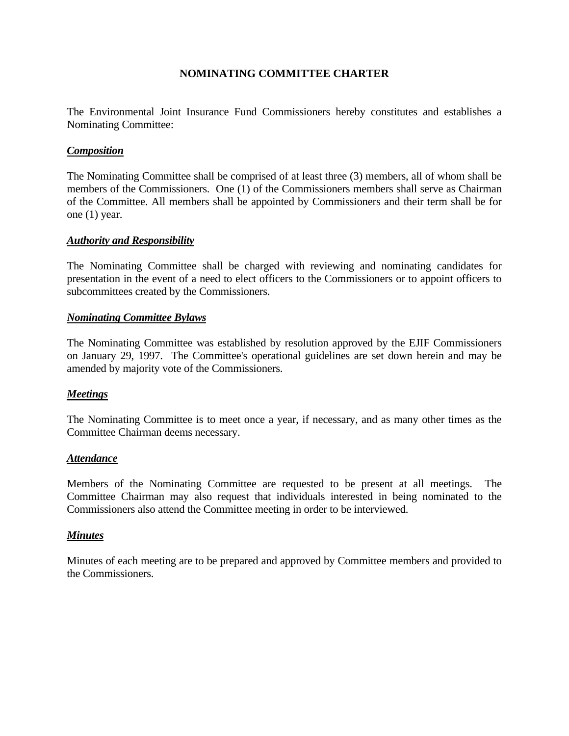# NOMINATING COMMITTEE CHARTER

The Environmental Joint Insurance Fund Commissioners hereby constitutes and establishes a Nominating Committee:

***Composition***

The Nominating Committee shall be comprised of at least three (3) members, all of whom shall be members of the Commissioners. One (1) of the Commissioners members shall serve as Chairman of the Committee. All members shall be appointed by Commissioners and their term shall be for one (1) year.

***Authority and Responsibility***

The Nominating Committee shall be charged with reviewing and nominating candidates for presentation in the event of a need to elect officers to the Commissioners or to appoint officers to subcommittees created by the Commissioners.

***Nominating Committee Bylaws***

The Nominating Committee was established by resolution approved by the EJIF Commissioners on January 29, 1997. The Committee's operational guidelines are set down herein and may be amended by majority vote of the Commissioners.

***Meetings***

The Nominating Committee is to meet once a year, if necessary, and as many other times as the Committee Chairman deems necessary.

***Attendance***

Members of the Nominating Committee are requested to be present at all meetings. The Committee Chairman may also request that individuals interested in being nominated to the Commissioners also attend the Committee meeting in order to be interviewed.

***Minutes***

Minutes of each meeting are to be prepared and approved by Committee members and provided to the Commissioners.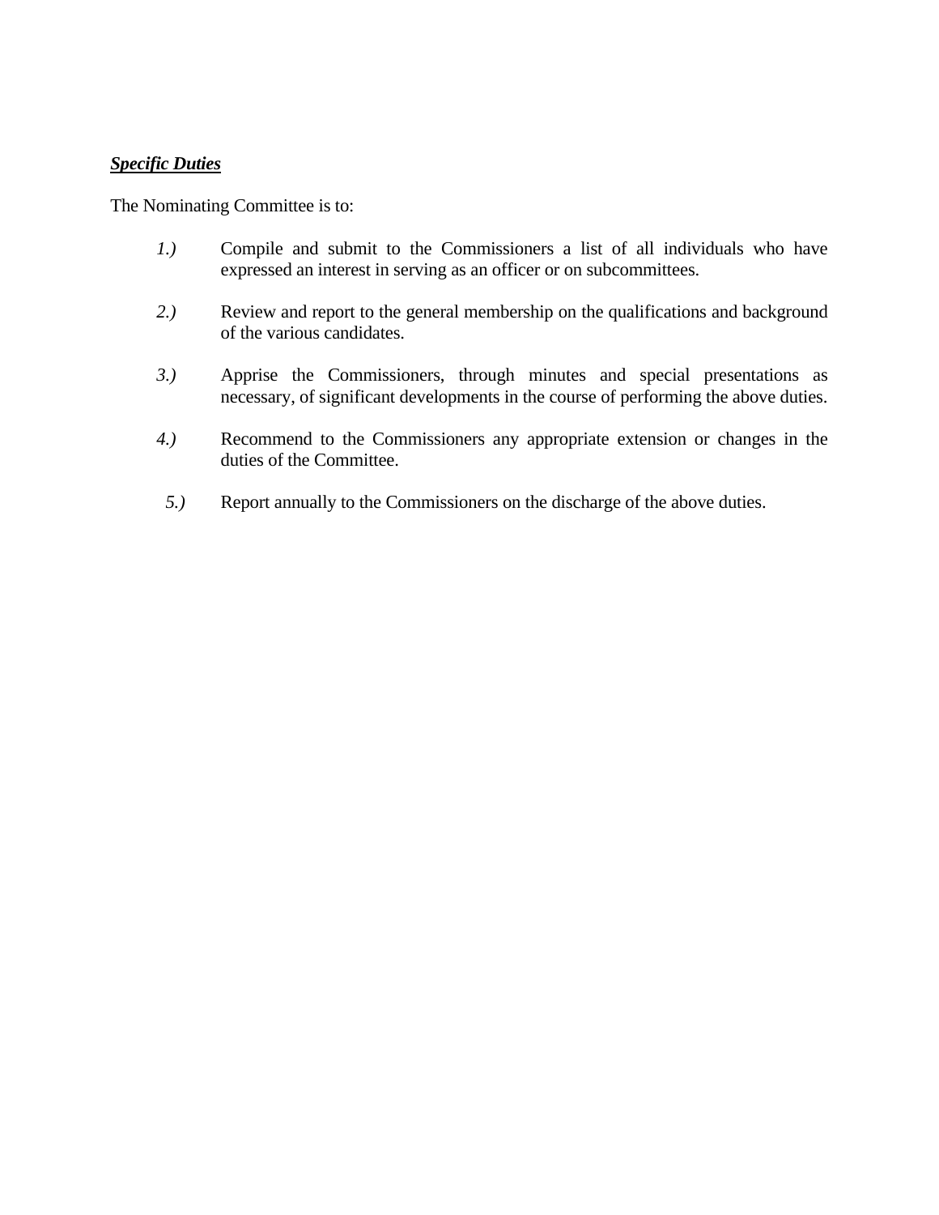***<u>Specific Duties</u>***

The Nominating Committee is to:

*1.)* Compile and submit to the Commissioners a list of all individuals who have expressed an interest in serving as an officer or on subcommittees.

*2.)* Review and report to the general membership on the qualifications and background of the various candidates.

*3.)* Apprise the Commissioners, through minutes and special presentations as necessary, of significant developments in the course of performing the above duties.

*4.)* Recommend to the Commissioners any appropriate extension or changes in the duties of the Committee.

*5.)* Report annually to the Commissioners on the discharge of the above duties.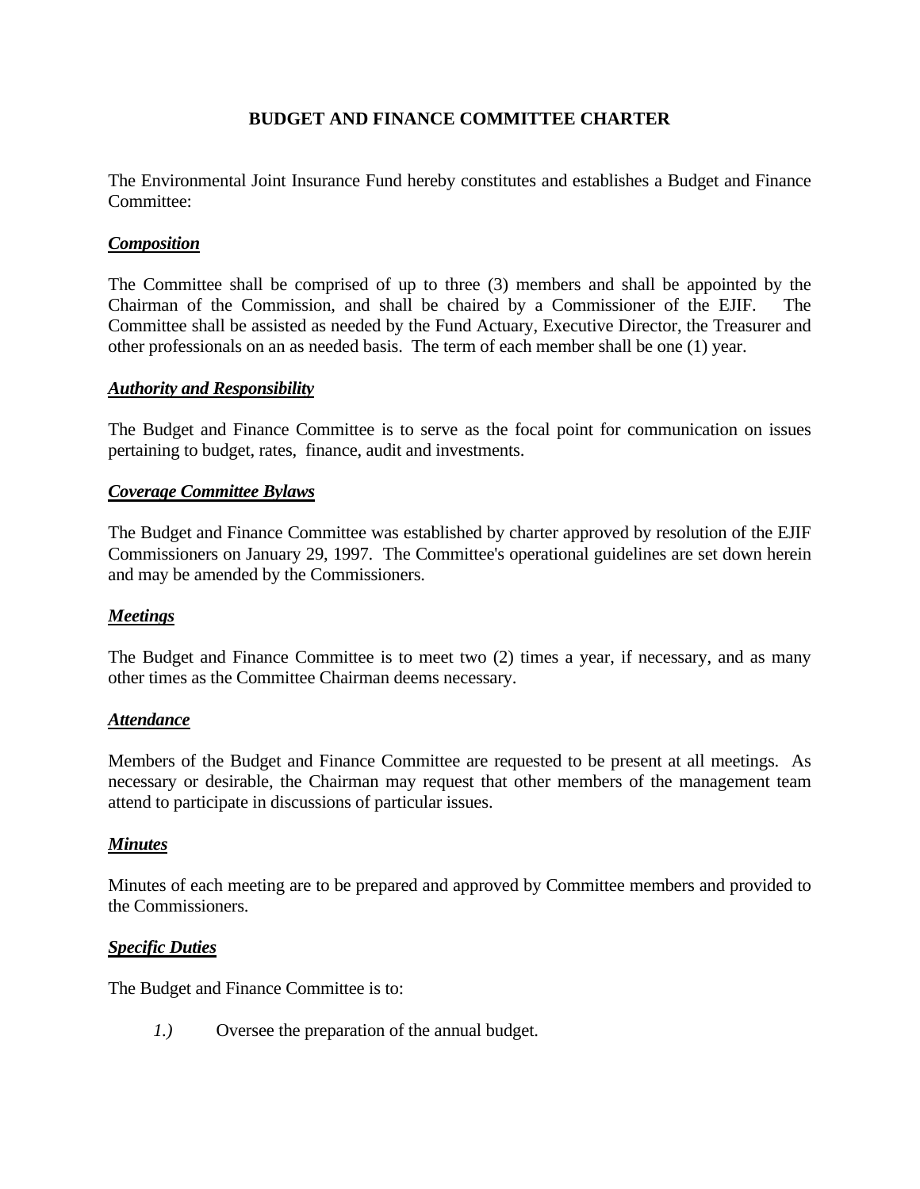# BUDGET AND FINANCE COMMITTEE CHARTER

The Environmental Joint Insurance Fund hereby constitutes and establishes a Budget and Finance Committee:

***Composition***

The Committee shall be comprised of up to three (3) members and shall be appointed by the Chairman of the Commission, and shall be chaired by a Commissioner of the EJIF. The Committee shall be assisted as needed by the Fund Actuary, Executive Director, the Treasurer and other professionals on an as needed basis. The term of each member shall be one (1) year.

***Authority and Responsibility***

The Budget and Finance Committee is to serve as the focal point for communication on issues pertaining to budget, rates, finance, audit and investments.

***Coverage Committee Bylaws***

The Budget and Finance Committee was established by charter approved by resolution of the EJIF Commissioners on January 29, 1997. The Committee's operational guidelines are set down herein and may be amended by the Commissioners.

***Meetings***

The Budget and Finance Committee is to meet two (2) times a year, if necessary, and as many other times as the Committee Chairman deems necessary.

***Attendance***

Members of the Budget and Finance Committee are requested to be present at all meetings. As necessary or desirable, the Chairman may request that other members of the management team attend to participate in discussions of particular issues.

***Minutes***

Minutes of each meeting are to be prepared and approved by Committee members and provided to the Commissioners.

***Specific Duties***

The Budget and Finance Committee is to:

*1.)* Oversee the preparation of the annual budget.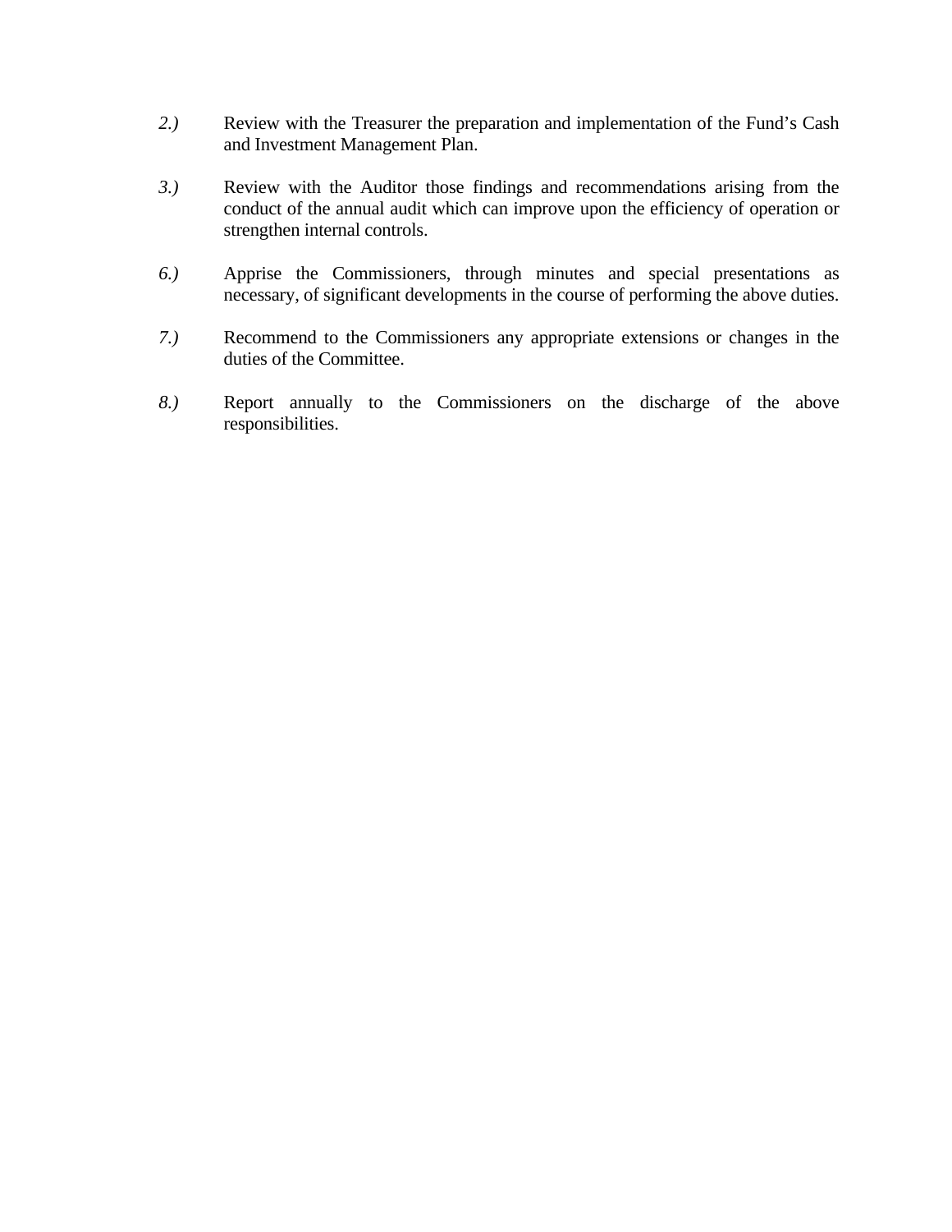*2.)* Review with the Treasurer the preparation and implementation of the Fund's Cash and Investment Management Plan.

*3.)* Review with the Auditor those findings and recommendations arising from the conduct of the annual audit which can improve upon the efficiency of operation or strengthen internal controls.

*6.)* Apprise the Commissioners, through minutes and special presentations as necessary, of significant developments in the course of performing the above duties.

*7.)* Recommend to the Commissioners any appropriate extensions or changes in the duties of the Committee.

*8.)* Report annually to the Commissioners on the discharge of the above responsibilities.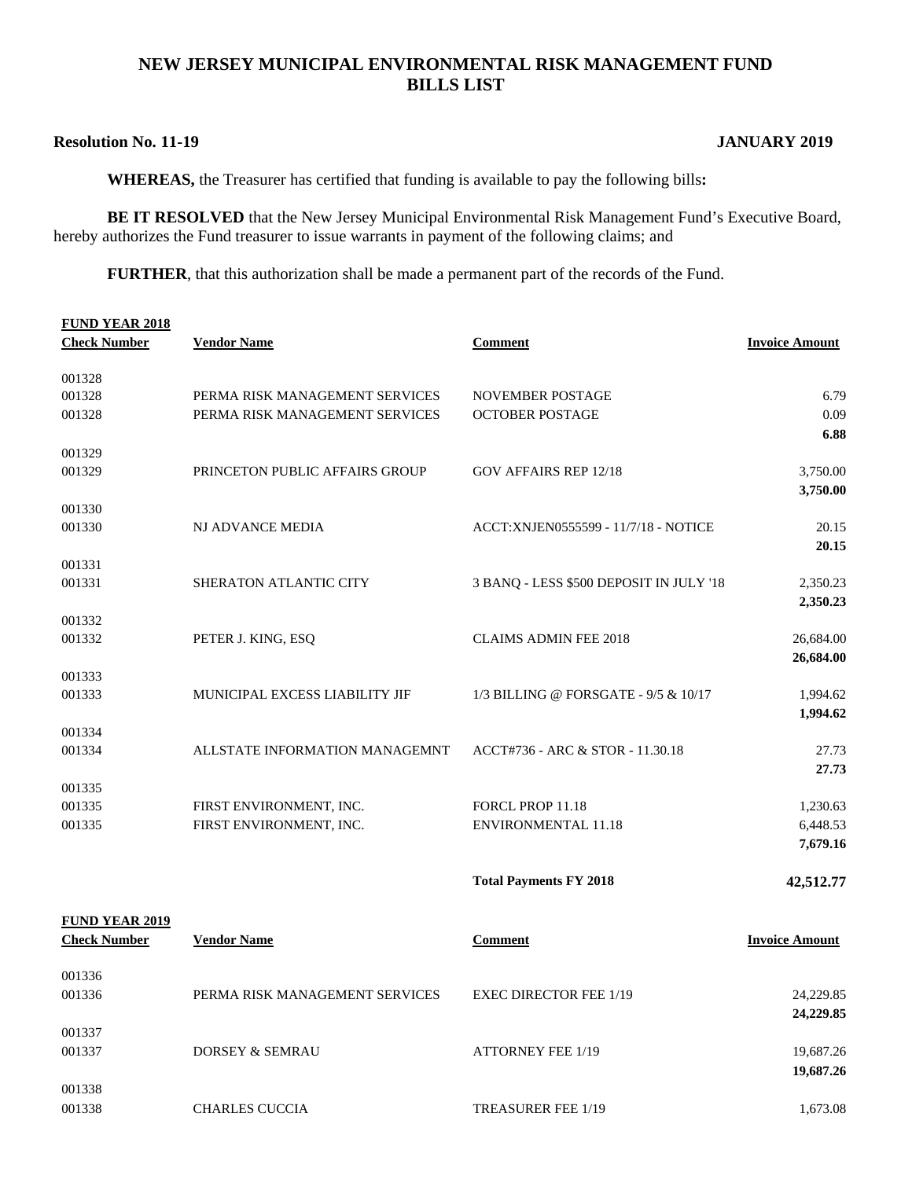# NEW JERSEY MUNICIPAL ENVIRONMENTAL RISK MANAGEMENT FUND
## BILLS LIST

**Resolution No. 11-19** **JANUARY 2019**

**WHEREAS,** the Treasurer has certified that funding is available to pay the following bills**:**

**BE IT RESOLVED** that the New Jersey Municipal Environmental Risk Management Fund's Executive Board, hereby authorizes the Fund treasurer to issue warrants in payment of the following claims; and

**FURTHER**, that this authorization shall be made a permanent part of the records of the Fund.

**FUND YEAR 2018**

| Check Number | Vendor Name | Comment | Invoice Amount |
|---|---|---|---|
| 001328 | | | |
| 001328 | PERMA RISK MANAGEMENT SERVICES | NOVEMBER POSTAGE | 6.79 |
| 001328 | PERMA RISK MANAGEMENT SERVICES | OCTOBER POSTAGE | 0.09 |
| | | | **6.88** |
| 001329 | | | |
| 001329 | PRINCETON PUBLIC AFFAIRS GROUP | GOV AFFAIRS REP 12/18 | 3,750.00 |
| | | | **3,750.00** |
| 001330 | | | |
| 001330 | NJ ADVANCE MEDIA | ACCT:XNJEN0555599 - 11/7/18 - NOTICE | 20.15 |
| | | | **20.15** |
| 001331 | | | |
| 001331 | SHERATON ATLANTIC CITY | 3 BANQ - LESS $500 DEPOSIT IN JULY '18 | 2,350.23 |
| | | | **2,350.23** |
| 001332 | | | |
| 001332 | PETER J. KING, ESQ | CLAIMS ADMIN FEE 2018 | 26,684.00 |
| | | | **26,684.00** |
| 001333 | | | |
| 001333 | MUNICIPAL EXCESS LIABILITY JIF | 1/3 BILLING @ FORSGATE - 9/5 & 10/17 | 1,994.62 |
| | | | **1,994.62** |
| 001334 | | | |
| 001334 | ALLSTATE INFORMATION MANAGEMNT | ACCT#736 - ARC & STOR - 11.30.18 | 27.73 |
| | | | **27.73** |
| 001335 | | | |
| 001335 | FIRST ENVIRONMENT, INC. | FORCL PROP 11.18 | 1,230.63 |
| 001335 | FIRST ENVIRONMENT, INC. | ENVIRONMENTAL 11.18 | 6,448.53 |
| | | | **7,679.16** |
| | | **Total Payments FY 2018** | **42,512.77** |

**FUND YEAR 2019**

| Check Number | Vendor Name | Comment | Invoice Amount |
|---|---|---|---|
| 001336 | | | |
| 001336 | PERMA RISK MANAGEMENT SERVICES | EXEC DIRECTOR FEE 1/19 | 24,229.85 |
| | | | **24,229.85** |
| 001337 | | | |
| 001337 | DORSEY & SEMRAU | ATTORNEY FEE 1/19 | 19,687.26 |
| | | | **19,687.26** |
| 001338 | | | |
| 001338 | CHARLES CUCCIA | TREASURER FEE 1/19 | 1,673.08 |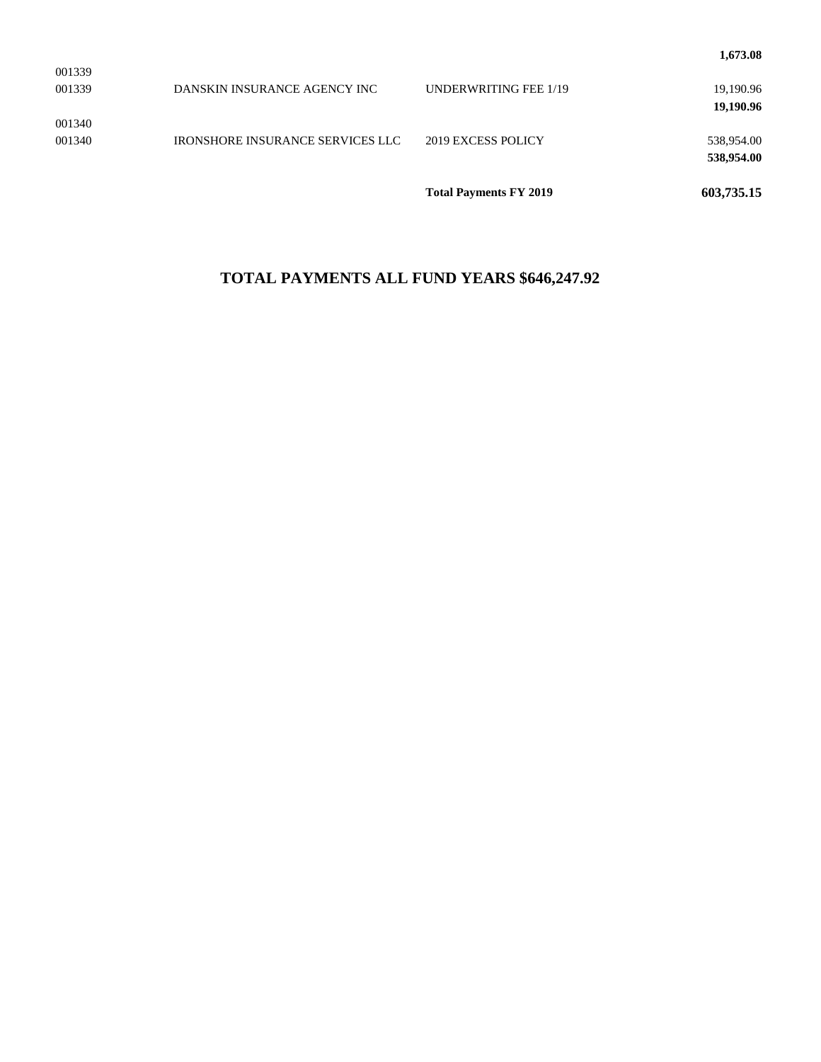| | | | |
|---|---|---|---|
| | | | **1,673.08** |
| 001339 | | | |
| 001339 | DANSKIN INSURANCE AGENCY INC | UNDERWRITING FEE 1/19 | 19,190.96 |
| | | | **19,190.96** |
| 001340 | | | |
| 001340 | IRONSHORE INSURANCE SERVICES LLC | 2019 EXCESS POLICY | 538,954.00 |
| | | | **538,954.00** |
| | | **Total Payments FY 2019** | **603,735.15** |

## TOTAL PAYMENTS ALL FUND YEARS $646,247.92